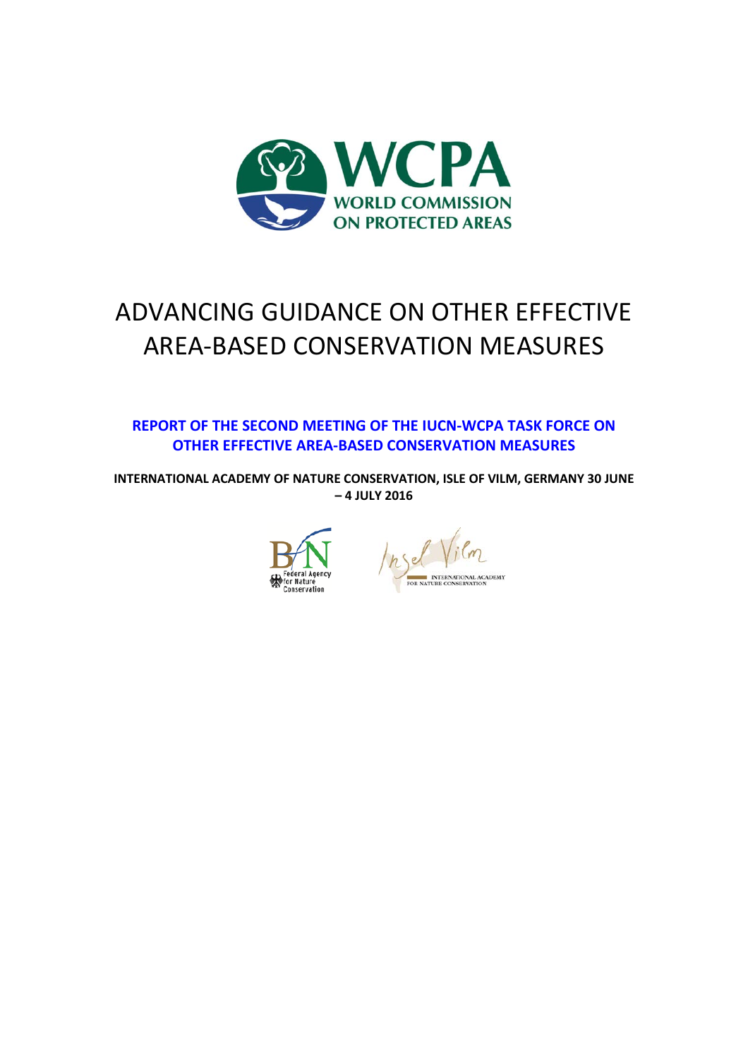# ADVANCING GUIDANCE ON OTHER EFFECTIVE AREA-BASED CONSERVATION MEASURES

**REPORT OF THE SECOND MEETING OF THE IUCN-WCPA TASK FORCE ON OTHER EFFECTIVE AREA-BASED CONSERVATION MEASURES**

**INTERNATIONAL ACADEMY OF NATURE CONSERVATION, ISLE OF VILM, GERMANY 30 JUNE – 4 JULY 2016**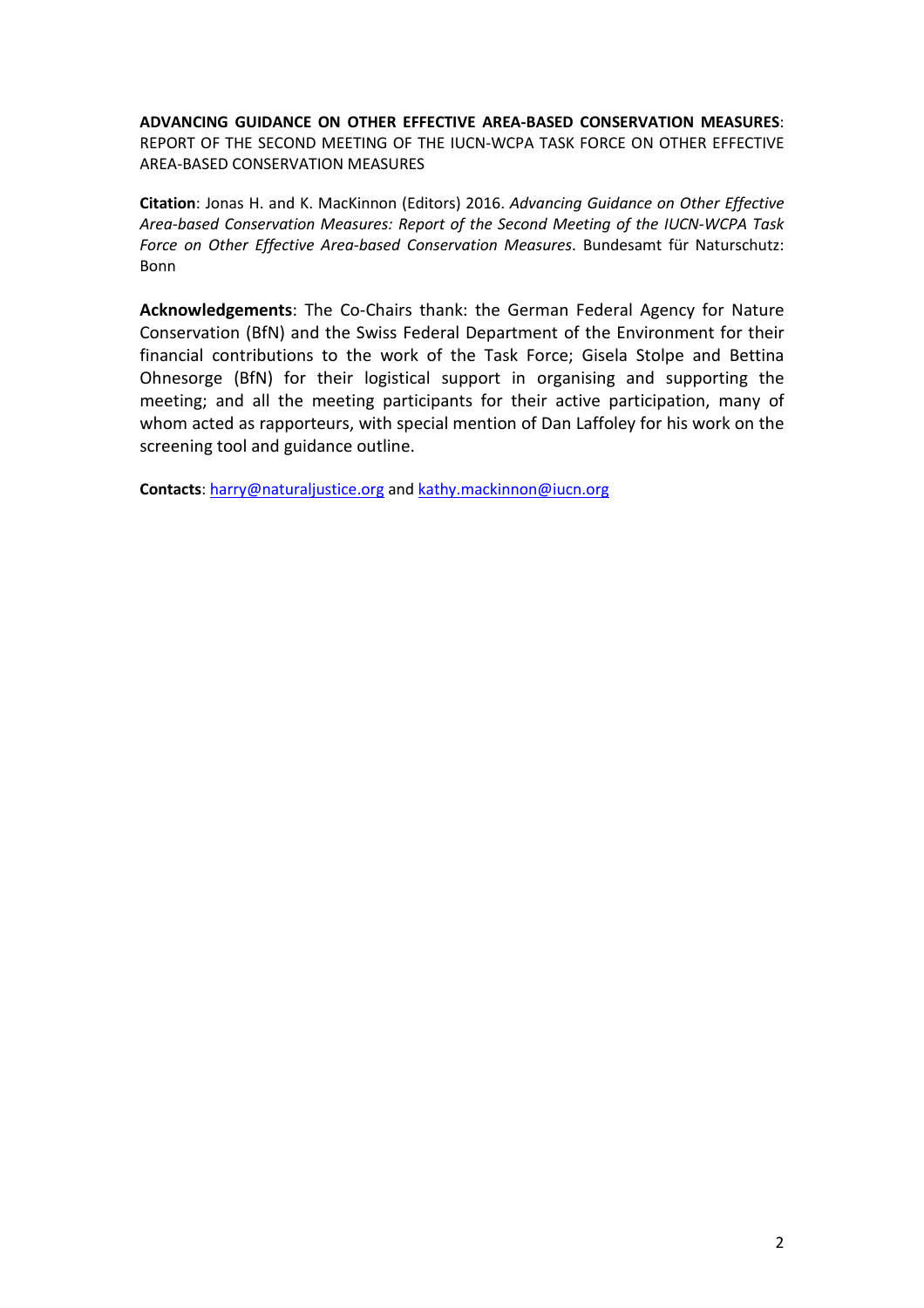**ADVANCING GUIDANCE ON OTHER EFFECTIVE AREA-BASED CONSERVATION MEASURES**: REPORT OF THE SECOND MEETING OF THE IUCN-WCPA TASK FORCE ON OTHER EFFECTIVE AREA-BASED CONSERVATION MEASURES

**Citation**: Jonas H. and K. MacKinnon (Editors) 2016. *Advancing Guidance on Other Effective Area-based Conservation Measures: Report of the Second Meeting of the IUCN-WCPA Task Force on Other Effective Area-based Conservation Measures*. Bundesamt für Naturschutz: Bonn

**Acknowledgements**: The Co-Chairs thank: the German Federal Agency for Nature Conservation (BfN) and the Swiss Federal Department of the Environment for their financial contributions to the work of the Task Force; Gisela Stolpe and Bettina Ohnesorge (BfN) for their logistical support in organising and supporting the meeting; and all the meeting participants for their active participation, many of whom acted as rapporteurs, with special mention of Dan Laffoley for his work on the screening tool and guidance outline.

**Contacts**: harry@naturaljustice.org and kathy.mackinnon@iucn.org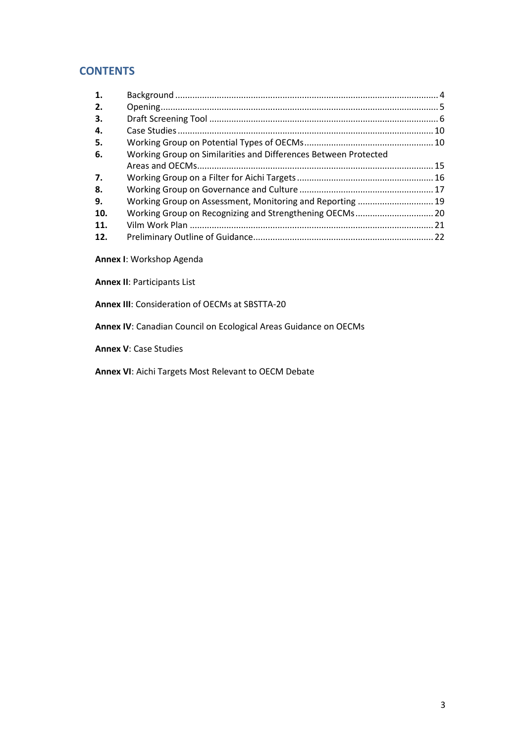## CONTENTS

| | | |
|---|---|---|
| **1.** | Background | 4 |
| **2.** | Opening | 5 |
| **3.** | Draft Screening Tool | 6 |
| **4.** | Case Studies | 10 |
| **5.** | Working Group on Potential Types of OECMs | 10 |
| **6.** | Working Group on Similarities and Differences Between Protected Areas and OECMs | 15 |
| **7.** | Working Group on a Filter for Aichi Targets | 16 |
| **8.** | Working Group on Governance and Culture | 17 |
| **9.** | Working Group on Assessment, Monitoring and Reporting | 19 |
| **10.** | Working Group on Recognizing and Strengthening OECMs | 20 |
| **11.** | Vilm Work Plan | 21 |
| **12.** | Preliminary Outline of Guidance | 22 |

**Annex I**: Workshop Agenda

**Annex II**: Participants List

**Annex III**: Consideration of OECMs at SBSTTA-20

**Annex IV**: Canadian Council on Ecological Areas Guidance on OECMs

**Annex V**: Case Studies

**Annex VI**: Aichi Targets Most Relevant to OECM Debate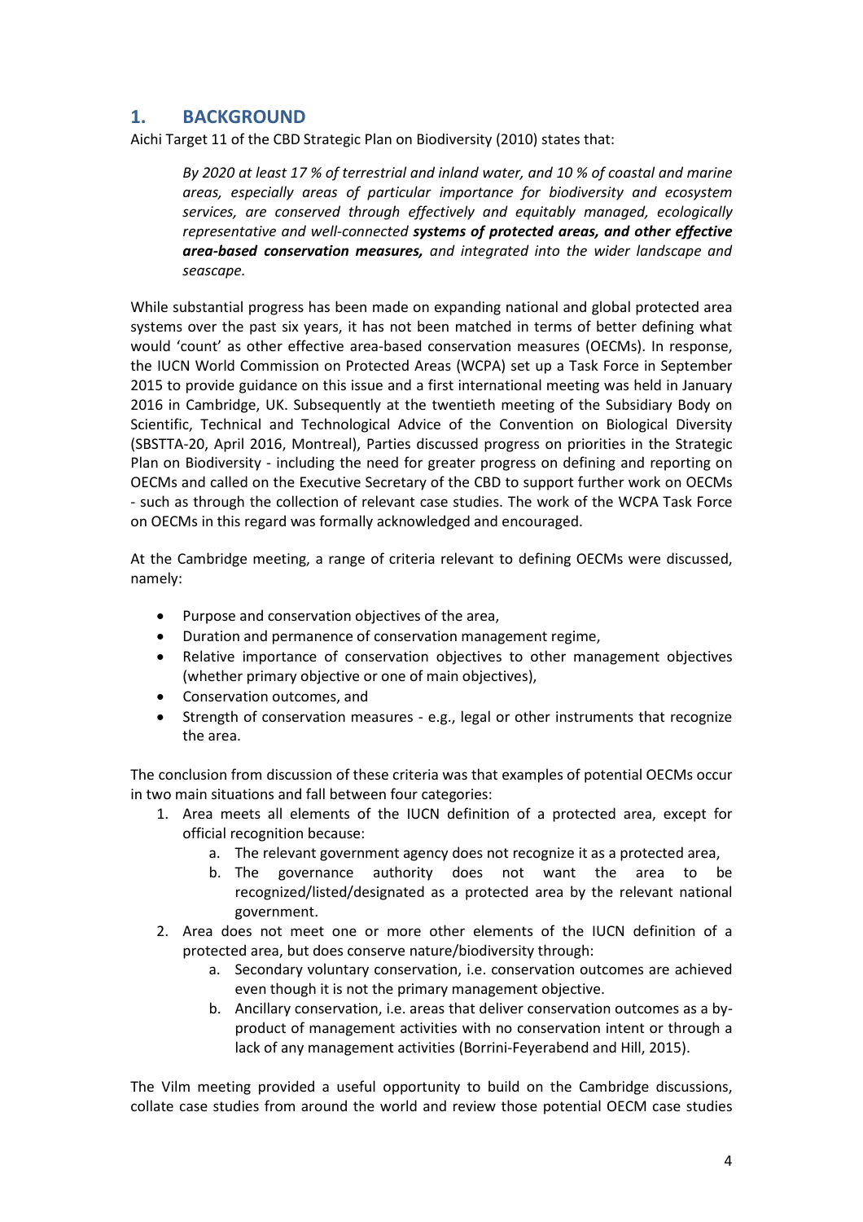## 1. BACKGROUND

Aichi Target 11 of the CBD Strategic Plan on Biodiversity (2010) states that:

> *By 2020 at least 17 % of terrestrial and inland water, and 10 % of coastal and marine areas, especially areas of particular importance for biodiversity and ecosystem services, are conserved through effectively and equitably managed, ecologically representative and well-connected* ***systems of protected areas, and other effective area-based conservation measures,*** *and integrated into the wider landscape and seascape.*

While substantial progress has been made on expanding national and global protected area systems over the past six years, it has not been matched in terms of better defining what would 'count' as other effective area-based conservation measures (OECMs). In response, the IUCN World Commission on Protected Areas (WCPA) set up a Task Force in September 2015 to provide guidance on this issue and a first international meeting was held in January 2016 in Cambridge, UK. Subsequently at the twentieth meeting of the Subsidiary Body on Scientific, Technical and Technological Advice of the Convention on Biological Diversity (SBSTTA-20, April 2016, Montreal), Parties discussed progress on priorities in the Strategic Plan on Biodiversity - including the need for greater progress on defining and reporting on OECMs and called on the Executive Secretary of the CBD to support further work on OECMs - such as through the collection of relevant case studies. The work of the WCPA Task Force on OECMs in this regard was formally acknowledged and encouraged.

At the Cambridge meeting, a range of criteria relevant to defining OECMs were discussed, namely:

- Purpose and conservation objectives of the area,
- Duration and permanence of conservation management regime,
- Relative importance of conservation objectives to other management objectives (whether primary objective or one of main objectives),
- Conservation outcomes, and
- Strength of conservation measures - e.g., legal or other instruments that recognize the area.

The conclusion from discussion of these criteria was that examples of potential OECMs occur in two main situations and fall between four categories:

1. Area meets all elements of the IUCN definition of a protected area, except for official recognition because:
    a. The relevant government agency does not recognize it as a protected area,
    b. The governance authority does not want the area to be recognized/listed/designated as a protected area by the relevant national government.
2. Area does not meet one or more other elements of the IUCN definition of a protected area, but does conserve nature/biodiversity through:
    a. Secondary voluntary conservation, i.e. conservation outcomes are achieved even though it is not the primary management objective.
    b. Ancillary conservation, i.e. areas that deliver conservation outcomes as a by-product of management activities with no conservation intent or through a lack of any management activities (Borrini-Feyerabend and Hill, 2015).

The Vilm meeting provided a useful opportunity to build on the Cambridge discussions, collate case studies from around the world and review those potential OECM case studies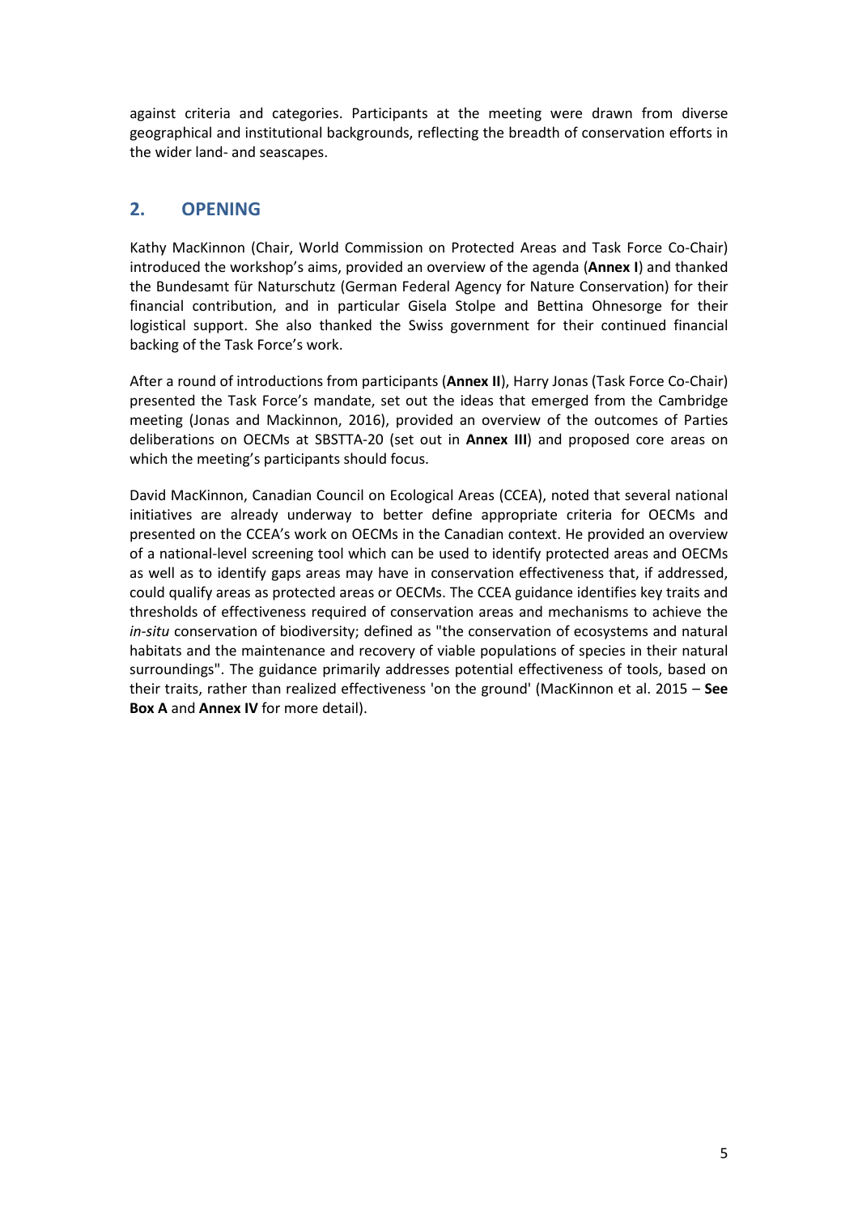against criteria and categories. Participants at the meeting were drawn from diverse geographical and institutional backgrounds, reflecting the breadth of conservation efforts in the wider land- and seascapes.

## 2. OPENING

Kathy MacKinnon (Chair, World Commission on Protected Areas and Task Force Co-Chair) introduced the workshop's aims, provided an overview of the agenda (**Annex I**) and thanked the Bundesamt für Naturschutz (German Federal Agency for Nature Conservation) for their financial contribution, and in particular Gisela Stolpe and Bettina Ohnesorge for their logistical support. She also thanked the Swiss government for their continued financial backing of the Task Force's work.

After a round of introductions from participants (**Annex II**), Harry Jonas (Task Force Co-Chair) presented the Task Force's mandate, set out the ideas that emerged from the Cambridge meeting (Jonas and Mackinnon, 2016), provided an overview of the outcomes of Parties deliberations on OECMs at SBSTTA-20 (set out in **Annex III**) and proposed core areas on which the meeting's participants should focus.

David MacKinnon, Canadian Council on Ecological Areas (CCEA), noted that several national initiatives are already underway to better define appropriate criteria for OECMs and presented on the CCEA's work on OECMs in the Canadian context. He provided an overview of a national-level screening tool which can be used to identify protected areas and OECMs as well as to identify gaps areas may have in conservation effectiveness that, if addressed, could qualify areas as protected areas or OECMs. The CCEA guidance identifies key traits and thresholds of effectiveness required of conservation areas and mechanisms to achieve the *in-situ* conservation of biodiversity; defined as "the conservation of ecosystems and natural habitats and the maintenance and recovery of viable populations of species in their natural surroundings". The guidance primarily addresses potential effectiveness of tools, based on their traits, rather than realized effectiveness 'on the ground' (MacKinnon et al. 2015 – **See Box A** and **Annex IV** for more detail).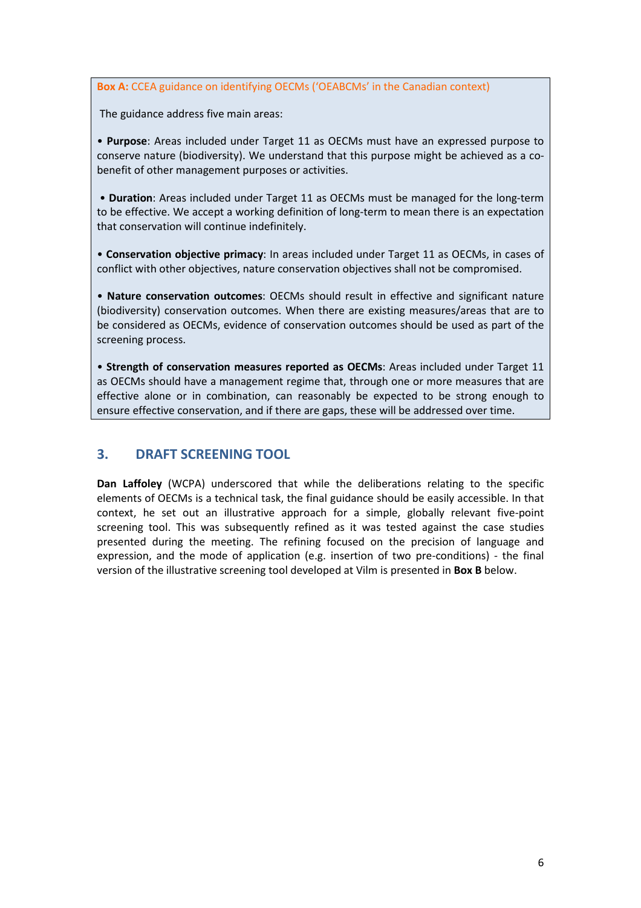**Box A:** CCEA guidance on identifying OECMs ('OEABCMs' in the Canadian context)

The guidance address five main areas:

• **Purpose**: Areas included under Target 11 as OECMs must have an expressed purpose to conserve nature (biodiversity). We understand that this purpose might be achieved as a co-benefit of other management purposes or activities.

• **Duration**: Areas included under Target 11 as OECMs must be managed for the long-term to be effective. We accept a working definition of long-term to mean there is an expectation that conservation will continue indefinitely.

• **Conservation objective primacy**: In areas included under Target 11 as OECMs, in cases of conflict with other objectives, nature conservation objectives shall not be compromised.

• **Nature conservation outcomes**: OECMs should result in effective and significant nature (biodiversity) conservation outcomes. When there are existing measures/areas that are to be considered as OECMs, evidence of conservation outcomes should be used as part of the screening process.

• **Strength of conservation measures reported as OECMs**: Areas included under Target 11 as OECMs should have a management regime that, through one or more measures that are effective alone or in combination, can reasonably be expected to be strong enough to ensure effective conservation, and if there are gaps, these will be addressed over time.

## 3. DRAFT SCREENING TOOL

**Dan Laffoley** (WCPA) underscored that while the deliberations relating to the specific elements of OECMs is a technical task, the final guidance should be easily accessible. In that context, he set out an illustrative approach for a simple, globally relevant five-point screening tool. This was subsequently refined as it was tested against the case studies presented during the meeting. The refining focused on the precision of language and expression, and the mode of application (e.g. insertion of two pre-conditions) - the final version of the illustrative screening tool developed at Vilm is presented in **Box B** below.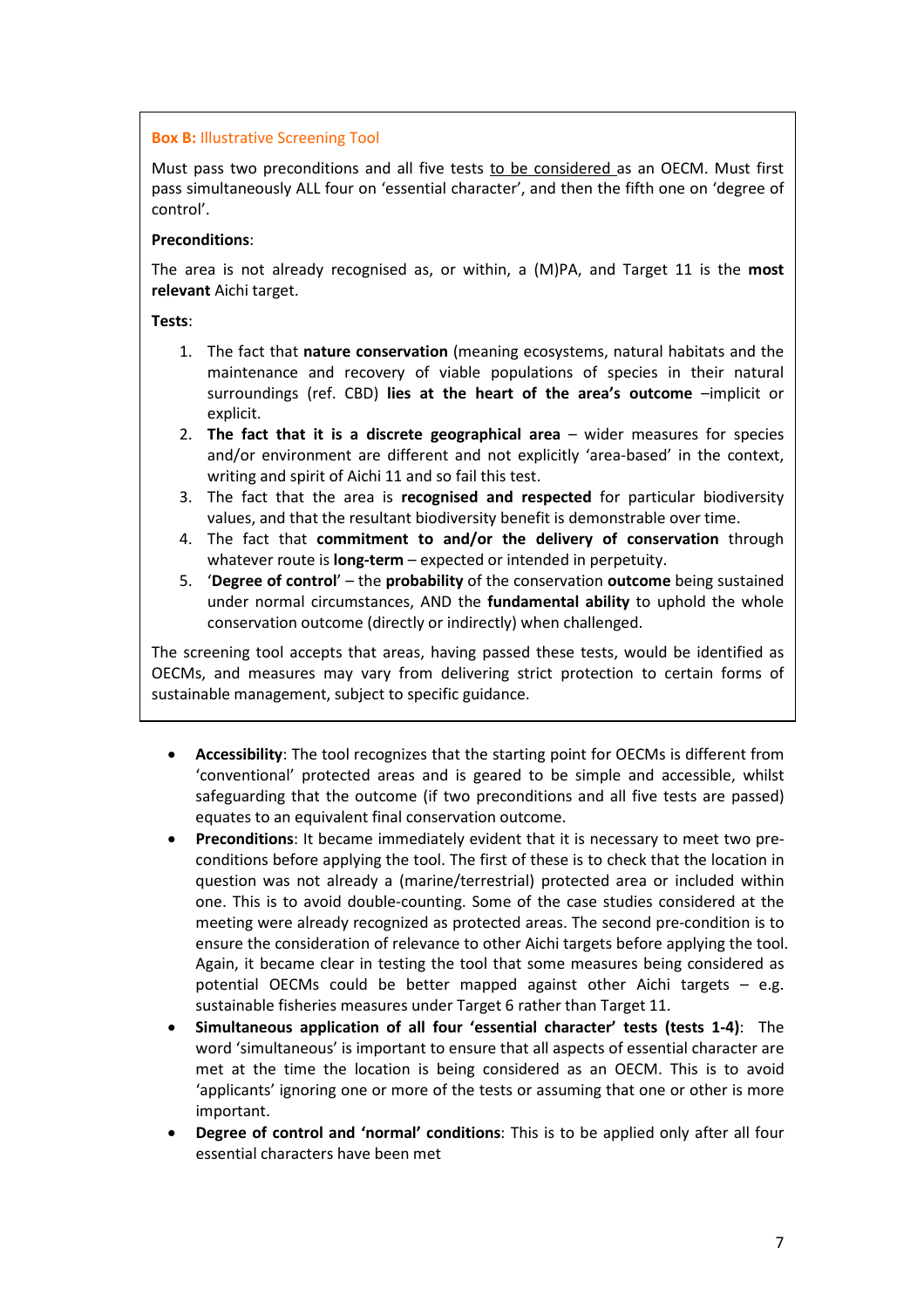**Box B:** Illustrative Screening Tool

Must pass two preconditions and all five tests <u>to be considered</u> as an OECM. Must first pass simultaneously ALL four on 'essential character', and then the fifth one on 'degree of control'.

**Preconditions**:

The area is not already recognised as, or within, a (M)PA, and Target 11 is the **most relevant** Aichi target.

**Tests**:

1. The fact that **nature conservation** (meaning ecosystems, natural habitats and the maintenance and recovery of viable populations of species in their natural surroundings (ref. CBD) **lies at the heart of the area's outcome** –implicit or explicit.
2. **The fact that it is a discrete geographical area** – wider measures for species and/or environment are different and not explicitly 'area-based' in the context, writing and spirit of Aichi 11 and so fail this test.
3. The fact that the area is **recognised and respected** for particular biodiversity values, and that the resultant biodiversity benefit is demonstrable over time.
4. The fact that **commitment to and/or the delivery of conservation** through whatever route is **long-term** – expected or intended in perpetuity.
5. '**Degree of control**' – the **probability** of the conservation **outcome** being sustained under normal circumstances, AND the **fundamental ability** to uphold the whole conservation outcome (directly or indirectly) when challenged.

The screening tool accepts that areas, having passed these tests, would be identified as OECMs, and measures may vary from delivering strict protection to certain forms of sustainable management, subject to specific guidance.

- **Accessibility**: The tool recognizes that the starting point for OECMs is different from 'conventional' protected areas and is geared to be simple and accessible, whilst safeguarding that the outcome (if two preconditions and all five tests are passed) equates to an equivalent final conservation outcome.
- **Preconditions**: It became immediately evident that it is necessary to meet two pre-conditions before applying the tool. The first of these is to check that the location in question was not already a (marine/terrestrial) protected area or included within one. This is to avoid double-counting. Some of the case studies considered at the meeting were already recognized as protected areas. The second pre-condition is to ensure the consideration of relevance to other Aichi targets before applying the tool. Again, it became clear in testing the tool that some measures being considered as potential OECMs could be better mapped against other Aichi targets – e.g. sustainable fisheries measures under Target 6 rather than Target 11.
- **Simultaneous application of all four 'essential character' tests (tests 1-4)**: The word 'simultaneous' is important to ensure that all aspects of essential character are met at the time the location is being considered as an OECM. This is to avoid 'applicants' ignoring one or more of the tests or assuming that one or other is more important.
- **Degree of control and 'normal' conditions**: This is to be applied only after all four essential characters have been met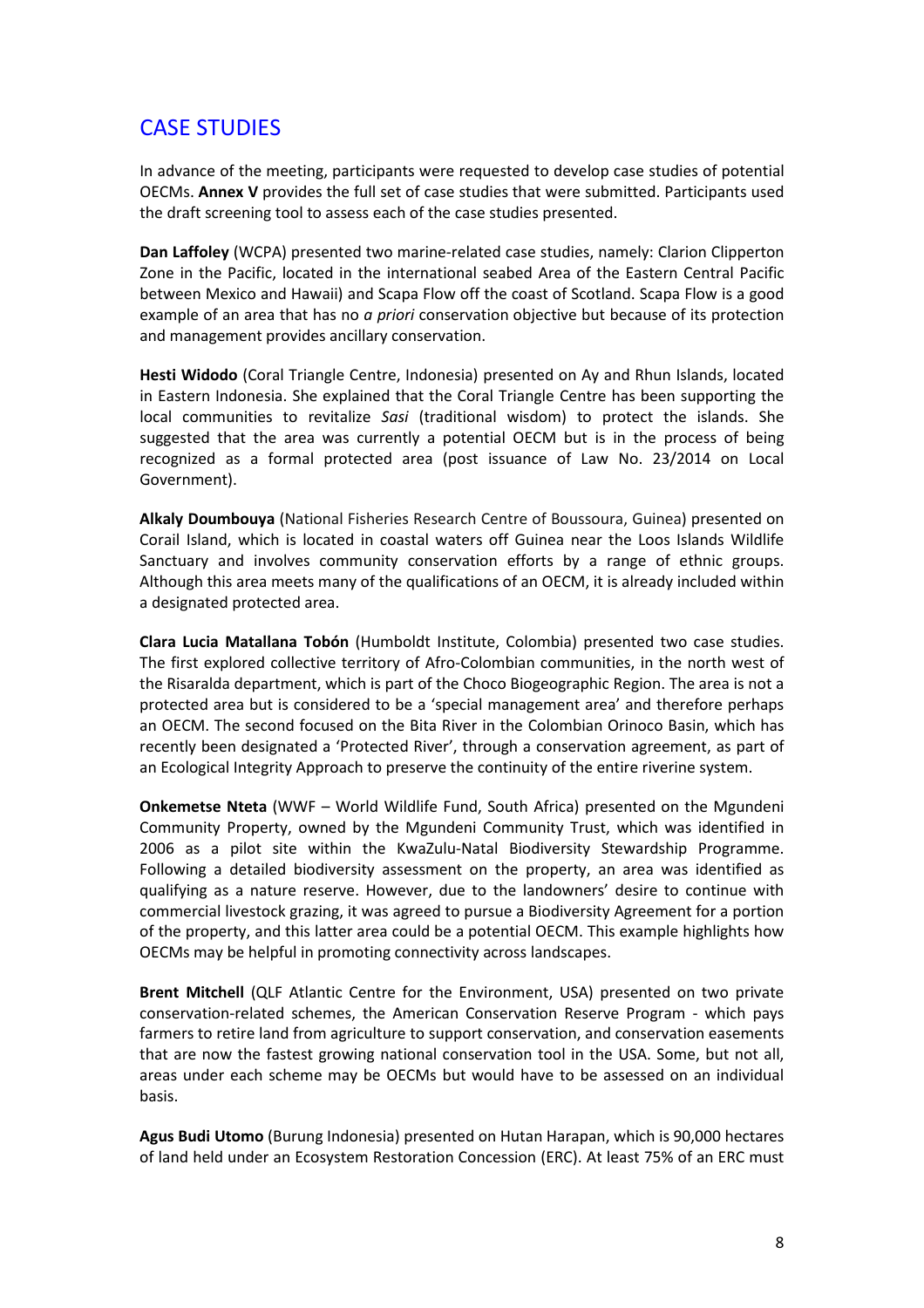## CASE STUDIES

In advance of the meeting, participants were requested to develop case studies of potential OECMs. **Annex V** provides the full set of case studies that were submitted. Participants used the draft screening tool to assess each of the case studies presented.

**Dan Laffoley** (WCPA) presented two marine-related case studies, namely: Clarion Clipperton Zone in the Pacific, located in the international seabed Area of the Eastern Central Pacific between Mexico and Hawaii) and Scapa Flow off the coast of Scotland. Scapa Flow is a good example of an area that has no *a priori* conservation objective but because of its protection and management provides ancillary conservation.

**Hesti Widodo** (Coral Triangle Centre, Indonesia) presented on Ay and Rhun Islands, located in Eastern Indonesia. She explained that the Coral Triangle Centre has been supporting the local communities to revitalize *Sasi* (traditional wisdom) to protect the islands. She suggested that the area was currently a potential OECM but is in the process of being recognized as a formal protected area (post issuance of Law No. 23/2014 on Local Government).

**Alkaly Doumbouya** (National Fisheries Research Centre of Boussoura, Guinea) presented on Corail Island, which is located in coastal waters off Guinea near the Loos Islands Wildlife Sanctuary and involves community conservation efforts by a range of ethnic groups. Although this area meets many of the qualifications of an OECM, it is already included within a designated protected area.

**Clara Lucia Matallana Tobón** (Humboldt Institute, Colombia) presented two case studies. The first explored collective territory of Afro-Colombian communities, in the north west of the Risaralda department, which is part of the Choco Biogeographic Region. The area is not a protected area but is considered to be a 'special management area' and therefore perhaps an OECM. The second focused on the Bita River in the Colombian Orinoco Basin, which has recently been designated a 'Protected River', through a conservation agreement, as part of an Ecological Integrity Approach to preserve the continuity of the entire riverine system.

**Onkemetse Nteta** (WWF – World Wildlife Fund, South Africa) presented on the Mgundeni Community Property, owned by the Mgundeni Community Trust, which was identified in 2006 as a pilot site within the KwaZulu-Natal Biodiversity Stewardship Programme. Following a detailed biodiversity assessment on the property, an area was identified as qualifying as a nature reserve. However, due to the landowners' desire to continue with commercial livestock grazing, it was agreed to pursue a Biodiversity Agreement for a portion of the property, and this latter area could be a potential OECM. This example highlights how OECMs may be helpful in promoting connectivity across landscapes.

**Brent Mitchell** (QLF Atlantic Centre for the Environment, USA) presented on two private conservation-related schemes, the American Conservation Reserve Program - which pays farmers to retire land from agriculture to support conservation, and conservation easements that are now the fastest growing national conservation tool in the USA. Some, but not all, areas under each scheme may be OECMs but would have to be assessed on an individual basis.

**Agus Budi Utomo** (Burung Indonesia) presented on Hutan Harapan, which is 90,000 hectares of land held under an Ecosystem Restoration Concession (ERC). At least 75% of an ERC must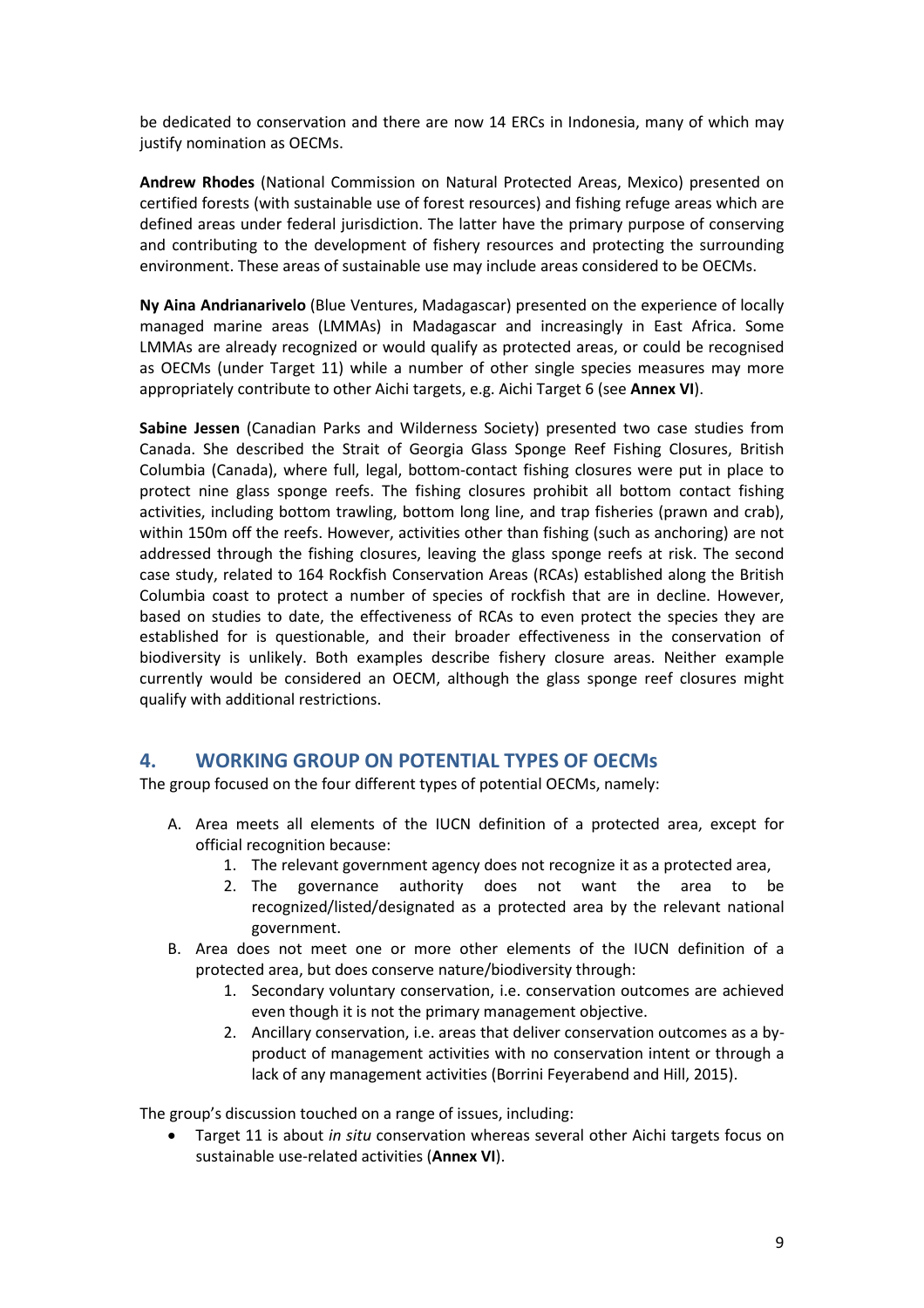be dedicated to conservation and there are now 14 ERCs in Indonesia, many of which may justify nomination as OECMs.

**Andrew Rhodes** (National Commission on Natural Protected Areas, Mexico) presented on certified forests (with sustainable use of forest resources) and fishing refuge areas which are defined areas under federal jurisdiction. The latter have the primary purpose of conserving and contributing to the development of fishery resources and protecting the surrounding environment. These areas of sustainable use may include areas considered to be OECMs.

**Ny Aina Andrianarivelo** (Blue Ventures, Madagascar) presented on the experience of locally managed marine areas (LMMAs) in Madagascar and increasingly in East Africa. Some LMMAs are already recognized or would qualify as protected areas, or could be recognised as OECMs (under Target 11) while a number of other single species measures may more appropriately contribute to other Aichi targets, e.g. Aichi Target 6 (see **Annex VI**).

**Sabine Jessen** (Canadian Parks and Wilderness Society) presented two case studies from Canada. She described the Strait of Georgia Glass Sponge Reef Fishing Closures, British Columbia (Canada), where full, legal, bottom-contact fishing closures were put in place to protect nine glass sponge reefs. The fishing closures prohibit all bottom contact fishing activities, including bottom trawling, bottom long line, and trap fisheries (prawn and crab), within 150m off the reefs. However, activities other than fishing (such as anchoring) are not addressed through the fishing closures, leaving the glass sponge reefs at risk. The second case study, related to 164 Rockfish Conservation Areas (RCAs) established along the British Columbia coast to protect a number of species of rockfish that are in decline. However, based on studies to date, the effectiveness of RCAs to even protect the species they are established for is questionable, and their broader effectiveness in the conservation of biodiversity is unlikely. Both examples describe fishery closure areas. Neither example currently would be considered an OECM, although the glass sponge reef closures might qualify with additional restrictions.

## 4. WORKING GROUP ON POTENTIAL TYPES OF OECMs

The group focused on the four different types of potential OECMs, namely:

A. Area meets all elements of the IUCN definition of a protected area, except for official recognition because:
   1. The relevant government agency does not recognize it as a protected area,
   2. The governance authority does not want the area to be recognized/listed/designated as a protected area by the relevant national government.
B. Area does not meet one or more other elements of the IUCN definition of a protected area, but does conserve nature/biodiversity through:
   1. Secondary voluntary conservation, i.e. conservation outcomes are achieved even though it is not the primary management objective.
   2. Ancillary conservation, i.e. areas that deliver conservation outcomes as a by-product of management activities with no conservation intent or through a lack of any management activities (Borrini Feyerabend and Hill, 2015).

The group's discussion touched on a range of issues, including:

- Target 11 is about *in situ* conservation whereas several other Aichi targets focus on sustainable use-related activities (**Annex VI**).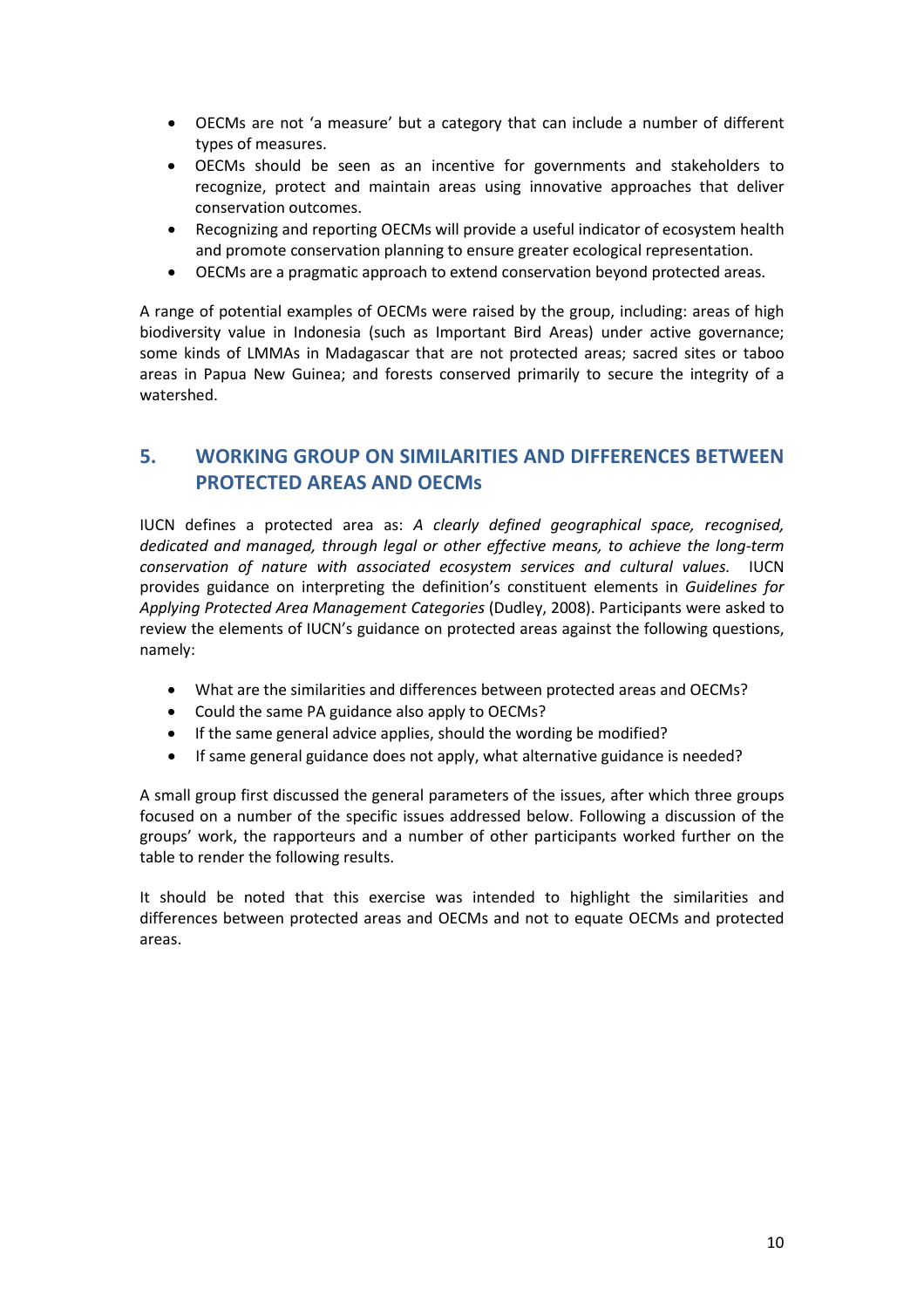- OECMs are not 'a measure' but a category that can include a number of different types of measures.
- OECMs should be seen as an incentive for governments and stakeholders to recognize, protect and maintain areas using innovative approaches that deliver conservation outcomes.
- Recognizing and reporting OECMs will provide a useful indicator of ecosystem health and promote conservation planning to ensure greater ecological representation.
- OECMs are a pragmatic approach to extend conservation beyond protected areas.

A range of potential examples of OECMs were raised by the group, including: areas of high biodiversity value in Indonesia (such as Important Bird Areas) under active governance; some kinds of LMMAs in Madagascar that are not protected areas; sacred sites or taboo areas in Papua New Guinea; and forests conserved primarily to secure the integrity of a watershed.

## 5. WORKING GROUP ON SIMILARITIES AND DIFFERENCES BETWEEN PROTECTED AREAS AND OECMs

IUCN defines a protected area as: *A clearly defined geographical space, recognised, dedicated and managed, through legal or other effective means, to achieve the long-term conservation of nature with associated ecosystem services and cultural values.* IUCN provides guidance on interpreting the definition's constituent elements in *Guidelines for Applying Protected Area Management Categories* (Dudley, 2008). Participants were asked to review the elements of IUCN's guidance on protected areas against the following questions, namely:

- What are the similarities and differences between protected areas and OECMs?
- Could the same PA guidance also apply to OECMs?
- If the same general advice applies, should the wording be modified?
- If same general guidance does not apply, what alternative guidance is needed?

A small group first discussed the general parameters of the issues, after which three groups focused on a number of the specific issues addressed below. Following a discussion of the groups' work, the rapporteurs and a number of other participants worked further on the table to render the following results.

It should be noted that this exercise was intended to highlight the similarities and differences between protected areas and OECMs and not to equate OECMs and protected areas.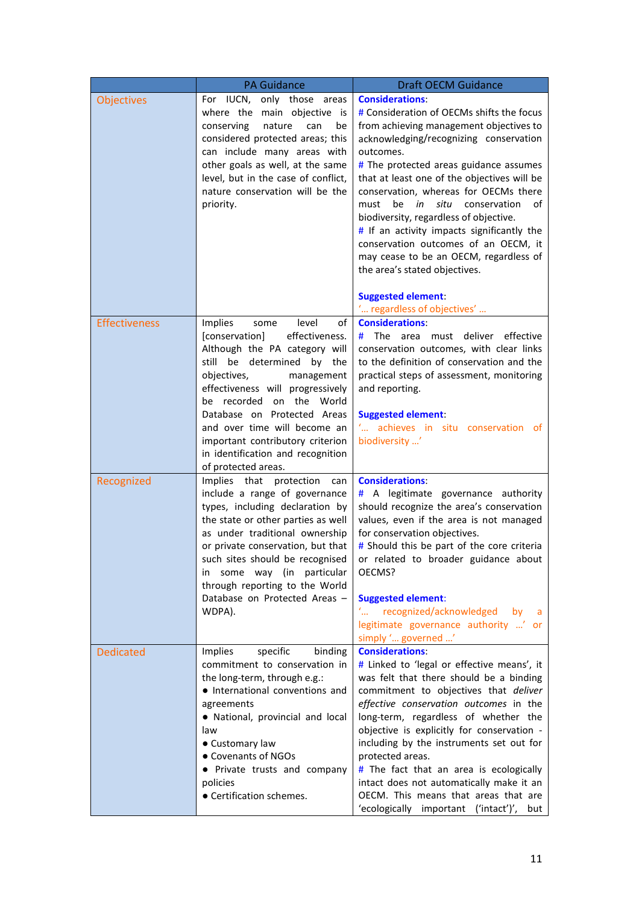| | PA Guidance | Draft OECM Guidance |
|---|---|---|
| Objectives | For IUCN, only those areas where the main objective is conserving nature can be considered protected areas; this can include many areas with other goals as well, at the same level, but in the case of conflict, nature conservation will be the priority. | **Considerations**:<br># Consideration of OECMs shifts the focus from achieving management objectives to acknowledging/recognizing conservation outcomes.<br># The protected areas guidance assumes that at least one of the objectives will be conservation, whereas for OECMs there must be *in situ* conservation of biodiversity, regardless of objective.<br># If an activity impacts significantly the conservation outcomes of an OECM, it may cease to be an OECM, regardless of the area's stated objectives.<br><br>**Suggested element**:<br>'… regardless of objectives' … |
| Effectiveness | Implies some level of [conservation] effectiveness. Although the PA category will still be determined by the objectives, management effectiveness will progressively be recorded on the World Database on Protected Areas and over time will become an important contributory criterion in identification and recognition of protected areas. | **Considerations**:<br># The area must deliver effective conservation outcomes, with clear links to the definition of conservation and the practical steps of assessment, monitoring and reporting.<br><br>**Suggested element**:<br>'… achieves in situ conservation of biodiversity …' |
| Recognized | Implies that protection can include a range of governance types, including declaration by the state or other parties as well as under traditional ownership or private conservation, but that such sites should be recognised in some way (in particular through reporting to the World Database on Protected Areas – WDPA). | **Considerations**:<br># A legitimate governance authority should recognize the area's conservation values, even if the area is not managed for conservation objectives.<br># Should this be part of the core criteria or related to broader guidance about OECMS?<br><br>**Suggested element**:<br>'… recognized/acknowledged by a legitimate governance authority …' or simply '… governed …' |
| Dedicated | Implies specific binding commitment to conservation in the long-term, through e.g.:<br>● International conventions and agreements<br>● National, provincial and local law<br>● Customary law<br>● Covenants of NGOs<br>● Private trusts and company policies<br>● Certification schemes. | **Considerations**:<br># Linked to 'legal or effective means', it was felt that there should be a binding commitment to objectives that *deliver effective conservation outcomes* in the long-term, regardless of whether the objective is explicitly for conservation - including by the instruments set out for protected areas.<br># The fact that an area is ecologically intact does not automatically make it an OECM. This means that areas that are 'ecologically important ('intact')', but |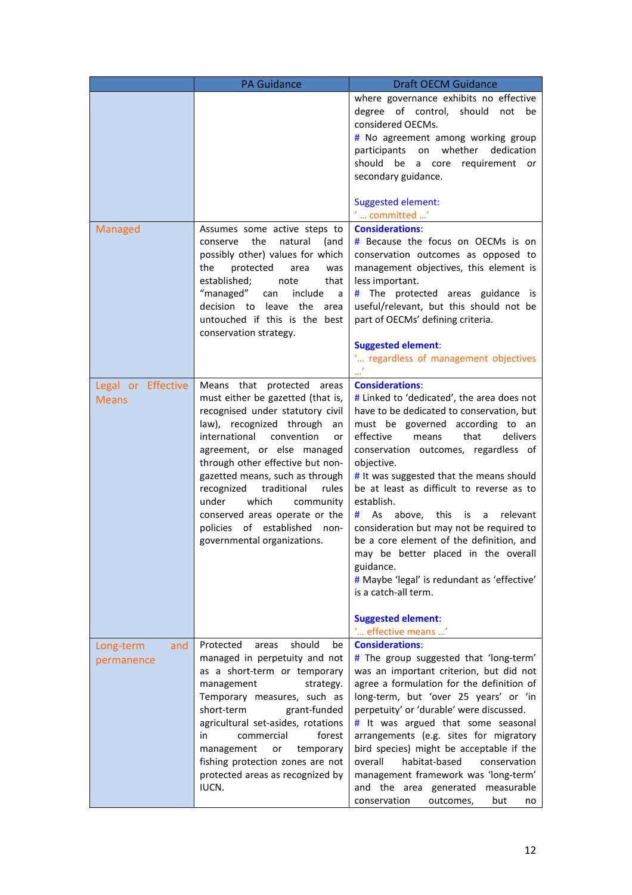| | PA Guidance | Draft OECM Guidance |
|---|---|---|
| | | where governance exhibits no effective degree of control, should not be considered OECMs.<br># No agreement among working group participants on whether dedication should be a core requirement or secondary guidance.<br><br>Suggested element:<br>' … committed …' |
| Managed | Assumes some active steps to conserve the natural (and possibly other) values for which the protected area was established; note that "managed" can include a decision to leave the area untouched if this is the best conservation strategy. | **Considerations**:<br># Because the focus on OECMs is on conservation outcomes as opposed to management objectives, this element is less important.<br># The protected areas guidance is useful/relevant, but this should not be part of OECMs' defining criteria.<br><br>**Suggested element**:<br>'… regardless of management objectives …' |
| Legal or Effective Means | Means that protected areas must either be gazetted (that is, recognised under statutory civil law), recognized through an international convention or agreement, or else managed through other effective but non-gazetted means, such as through recognized traditional rules under which community conserved areas operate or the policies of established non-governmental organizations. | **Considerations**:<br># Linked to 'dedicated', the area does not have to be dedicated to conservation, but must be governed according to an effective means that delivers conservation outcomes, regardless of objective.<br># It was suggested that the means should be at least as difficult to reverse as to establish.<br># As above, this is a relevant consideration but may not be required to be a core element of the definition, and may be better placed in the overall guidance.<br># Maybe 'legal' is redundant as 'effective' is a catch-all term.<br><br>**Suggested element**:<br>'… effective means …' |
| Long-term and permanence | Protected areas should be managed in perpetuity and not as a short-term or temporary management strategy. Temporary measures, such as short-term grant-funded agricultural set-asides, rotations in commercial forest management or temporary fishing protection zones are not protected areas as recognized by IUCN. | **Considerations**:<br># The group suggested that 'long-term' was an important criterion, but did not agree a formulation for the definition of long-term, but 'over 25 years' or 'in perpetuity' or 'durable' were discussed.<br># It was argued that some seasonal arrangements (e.g. sites for migratory bird species) might be acceptable if the overall habitat-based conservation management framework was 'long-term' and the area generated measurable conservation outcomes, but no |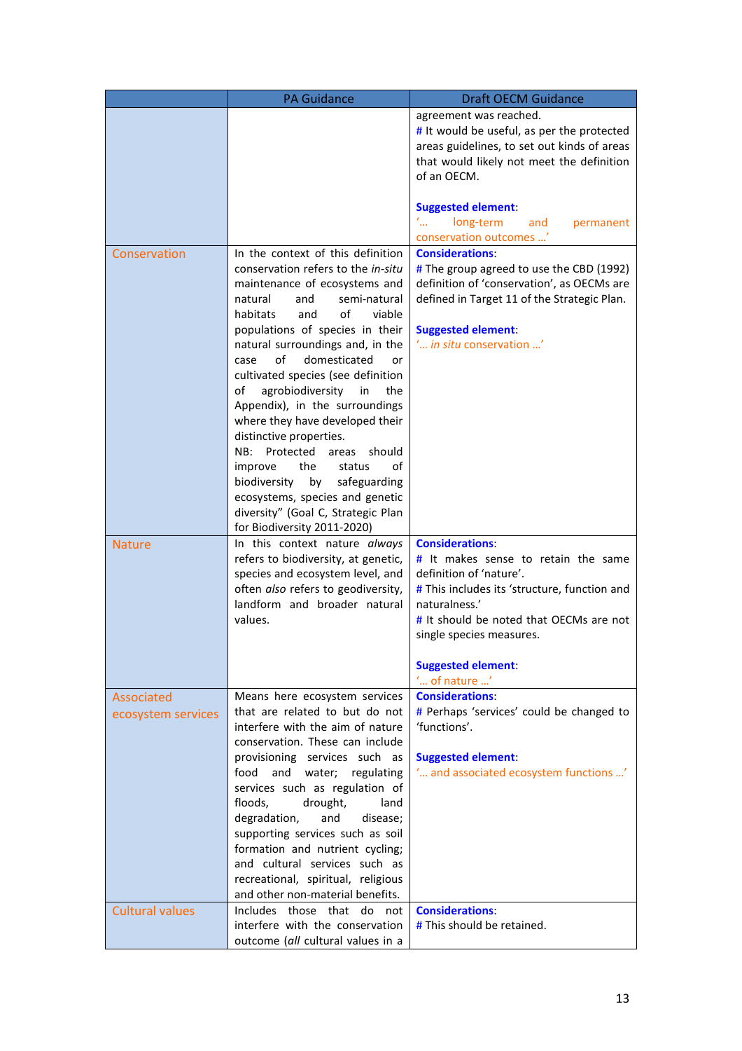| | PA Guidance | Draft OECM Guidance |
|---|---|---|
| | | agreement was reached.<br># It would be useful, as per the protected areas guidelines, to set out kinds of areas that would likely not meet the definition of an OECM.<br><br>**Suggested element**:<br>'… long-term and permanent conservation outcomes …' |
| Conservation | In the context of this definition conservation refers to the *in-situ* maintenance of ecosystems and natural and semi-natural habitats and of viable populations of species in their natural surroundings and, in the case of domesticated or cultivated species (see definition of agrobiodiversity in the Appendix), in the surroundings where they have developed their distinctive properties.<br>NB: Protected areas should improve the status of biodiversity by safeguarding ecosystems, species and genetic diversity" (Goal C, Strategic Plan for Biodiversity 2011-2020) | **Considerations**:<br># The group agreed to use the CBD (1992) definition of 'conservation', as OECMs are defined in Target 11 of the Strategic Plan.<br><br>**Suggested element**:<br>'… *in situ* conservation …' |
| Nature | In this context nature *always* refers to biodiversity, at genetic, species and ecosystem level, and often *also* refers to geodiversity, landform and broader natural values. | **Considerations**:<br># It makes sense to retain the same definition of 'nature'.<br># This includes its 'structure, function and naturalness.'<br># It should be noted that OECMs are not single species measures.<br><br>**Suggested element**:<br>'… of nature …' |
| Associated ecosystem services | Means here ecosystem services that are related to but do not interfere with the aim of nature conservation. These can include provisioning services such as food and water; regulating services such as regulation of floods, drought, land degradation, and disease; supporting services such as soil formation and nutrient cycling; and cultural services such as recreational, spiritual, religious and other non-material benefits. | **Considerations**:<br># Perhaps 'services' could be changed to 'functions'.<br><br>**Suggested element**:<br>'… and associated ecosystem functions …' |
| Cultural values | Includes those that do not interfere with the conservation outcome (*all* cultural values in a | **Considerations**:<br># This should be retained. |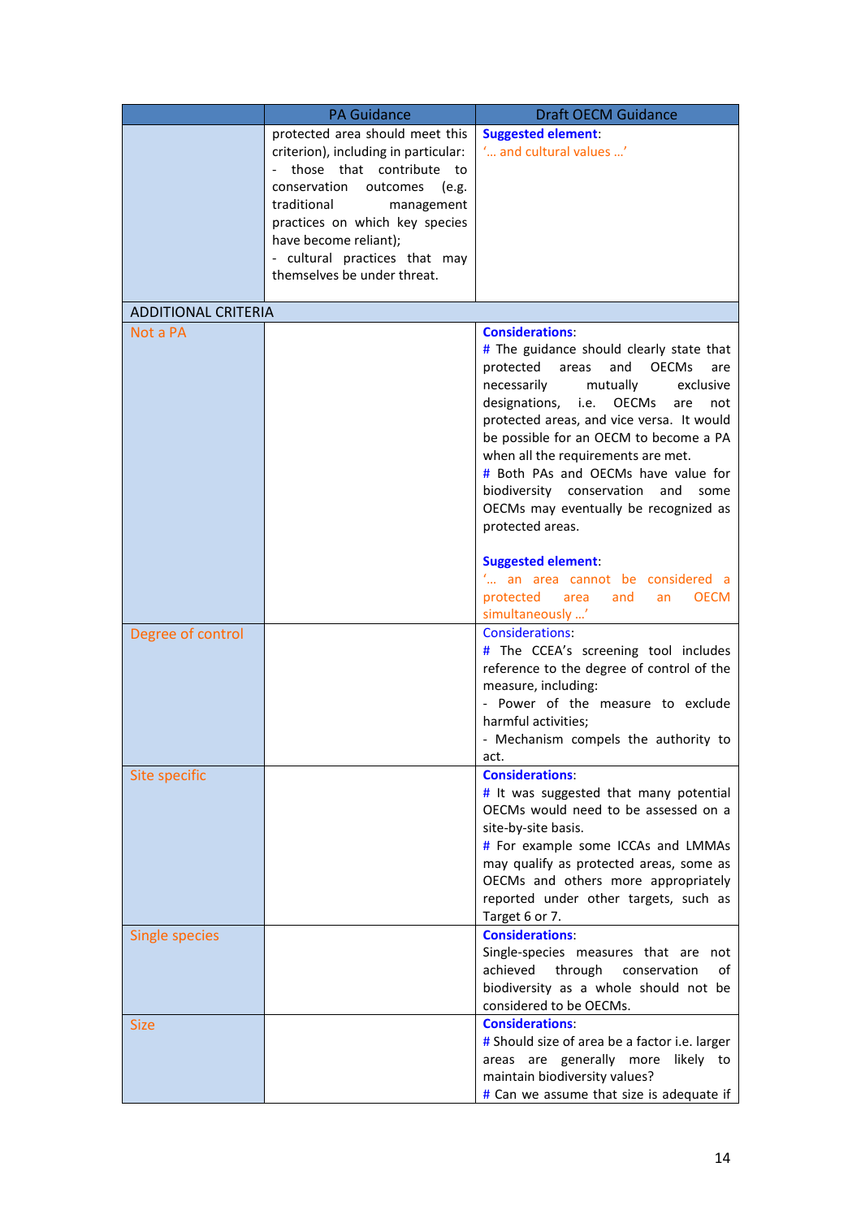| | PA Guidance | Draft OECM Guidance |
|---|---|---|
| | protected area should meet this criterion), including in particular:<br>- those that contribute to conservation outcomes (e.g. traditional management practices on which key species have become reliant);<br>- cultural practices that may themselves be under threat. | **Suggested element**:<br>'… and cultural values …' |
| ADDITIONAL CRITERIA | | |
| Not a PA | | **Considerations**:<br># The guidance should clearly state that protected areas and OECMs are necessarily mutually exclusive designations, i.e. OECMs are not protected areas, and vice versa. It would be possible for an OECM to become a PA when all the requirements are met.<br># Both PAs and OECMs have value for biodiversity conservation and some OECMs may eventually be recognized as protected areas.<br><br>**Suggested element**:<br>'… an area cannot be considered a protected area and an OECM simultaneously …' |
| Degree of control | | Considerations:<br># The CCEA's screening tool includes reference to the degree of control of the measure, including:<br>- Power of the measure to exclude harmful activities;<br>- Mechanism compels the authority to act. |
| Site specific | | **Considerations**:<br># It was suggested that many potential OECMs would need to be assessed on a site-by-site basis.<br># For example some ICCAs and LMMAs may qualify as protected areas, some as OECMs and others more appropriately reported under other targets, such as Target 6 or 7. |
| Single species | | **Considerations**:<br>Single-species measures that are not achieved through conservation of biodiversity as a whole should not be considered to be OECMs. |
| Size | | **Considerations**:<br># Should size of area be a factor i.e. larger areas are generally more likely to maintain biodiversity values?<br># Can we assume that size is adequate if |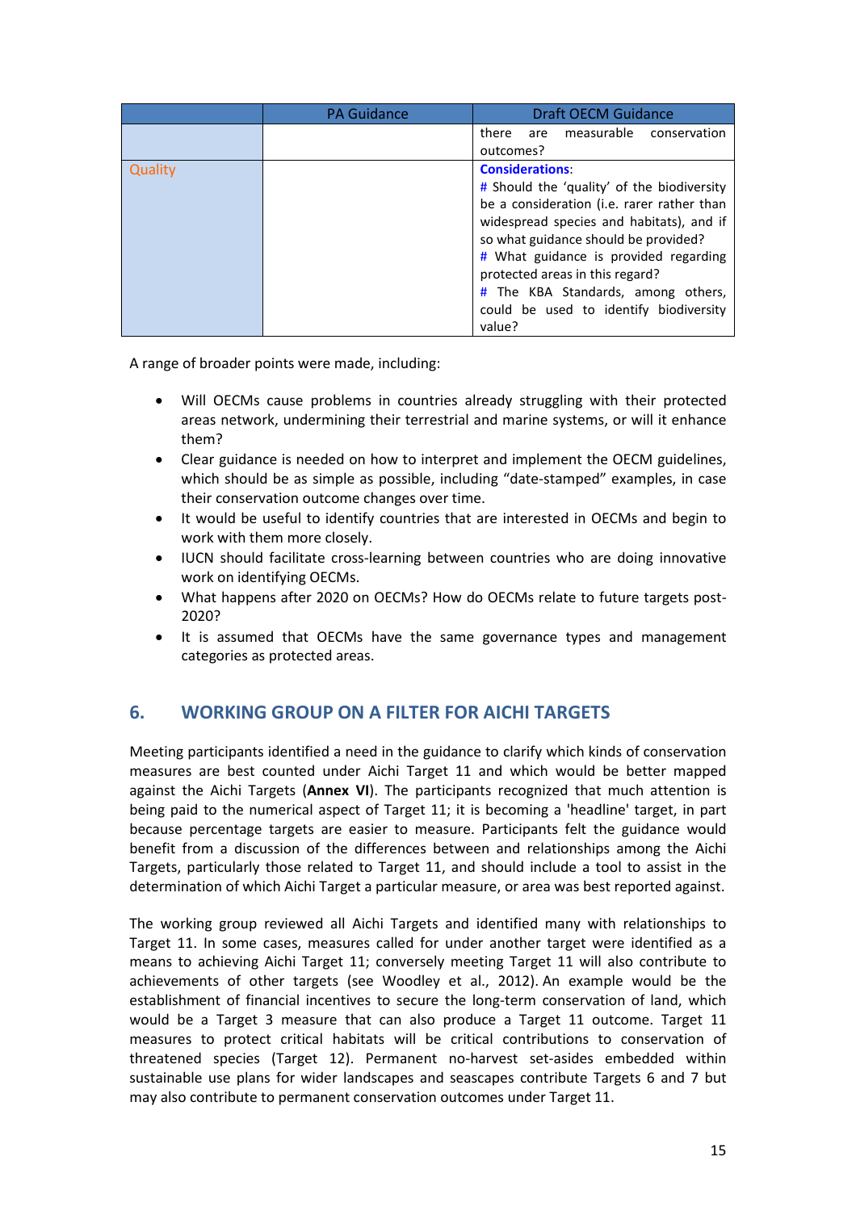| | PA Guidance | Draft OECM Guidance |
|---|---|---|
| | | there are measurable conservation outcomes? |
| Quality | | **Considerations**:<br># Should the 'quality' of the biodiversity be a consideration (i.e. rarer rather than widespread species and habitats), and if so what guidance should be provided?<br># What guidance is provided regarding protected areas in this regard?<br># The KBA Standards, among others, could be used to identify biodiversity value? |

A range of broader points were made, including:

- Will OECMs cause problems in countries already struggling with their protected areas network, undermining their terrestrial and marine systems, or will it enhance them?
- Clear guidance is needed on how to interpret and implement the OECM guidelines, which should be as simple as possible, including "date-stamped" examples, in case their conservation outcome changes over time.
- It would be useful to identify countries that are interested in OECMs and begin to work with them more closely.
- IUCN should facilitate cross-learning between countries who are doing innovative work on identifying OECMs.
- What happens after 2020 on OECMs? How do OECMs relate to future targets post-2020?
- It is assumed that OECMs have the same governance types and management categories as protected areas.

## 6. WORKING GROUP ON A FILTER FOR AICHI TARGETS

Meeting participants identified a need in the guidance to clarify which kinds of conservation measures are best counted under Aichi Target 11 and which would be better mapped against the Aichi Targets (**Annex VI**). The participants recognized that much attention is being paid to the numerical aspect of Target 11; it is becoming a 'headline' target, in part because percentage targets are easier to measure. Participants felt the guidance would benefit from a discussion of the differences between and relationships among the Aichi Targets, particularly those related to Target 11, and should include a tool to assist in the determination of which Aichi Target a particular measure, or area was best reported against.

The working group reviewed all Aichi Targets and identified many with relationships to Target 11. In some cases, measures called for under another target were identified as a means to achieving Aichi Target 11; conversely meeting Target 11 will also contribute to achievements of other targets (see Woodley et al., 2012). An example would be the establishment of financial incentives to secure the long-term conservation of land, which would be a Target 3 measure that can also produce a Target 11 outcome. Target 11 measures to protect critical habitats will be critical contributions to conservation of threatened species (Target 12). Permanent no-harvest set-asides embedded within sustainable use plans for wider landscapes and seascapes contribute Targets 6 and 7 but may also contribute to permanent conservation outcomes under Target 11.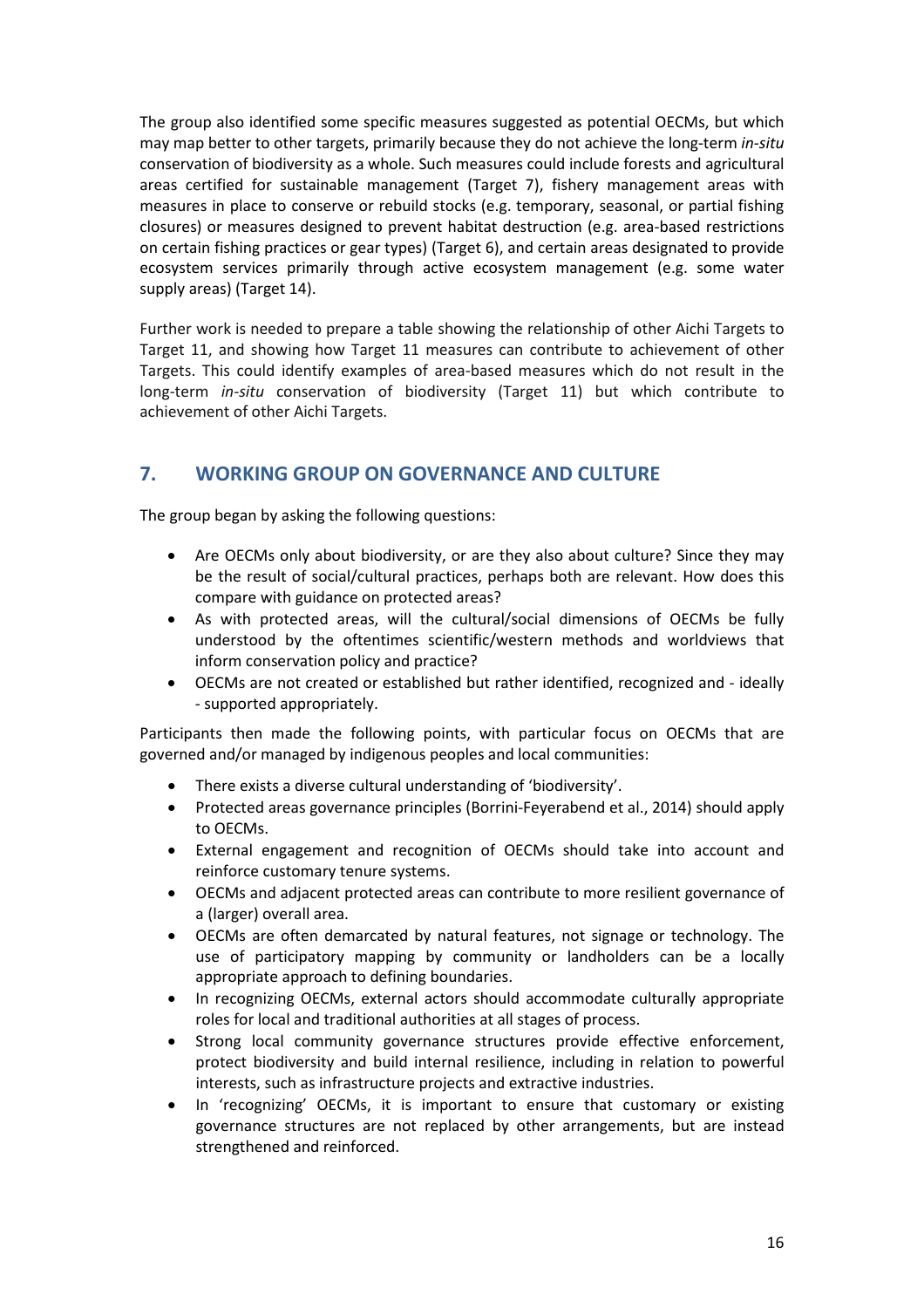The group also identified some specific measures suggested as potential OECMs, but which may map better to other targets, primarily because they do not achieve the long-term *in-situ* conservation of biodiversity as a whole. Such measures could include forests and agricultural areas certified for sustainable management (Target 7), fishery management areas with measures in place to conserve or rebuild stocks (e.g. temporary, seasonal, or partial fishing closures) or measures designed to prevent habitat destruction (e.g. area-based restrictions on certain fishing practices or gear types) (Target 6), and certain areas designated to provide ecosystem services primarily through active ecosystem management (e.g. some water supply areas) (Target 14).

Further work is needed to prepare a table showing the relationship of other Aichi Targets to Target 11, and showing how Target 11 measures can contribute to achievement of other Targets. This could identify examples of area-based measures which do not result in the long-term *in-situ* conservation of biodiversity (Target 11) but which contribute to achievement of other Aichi Targets.

## 7. WORKING GROUP ON GOVERNANCE AND CULTURE

The group began by asking the following questions:

- Are OECMs only about biodiversity, or are they also about culture? Since they may be the result of social/cultural practices, perhaps both are relevant. How does this compare with guidance on protected areas?
- As with protected areas, will the cultural/social dimensions of OECMs be fully understood by the oftentimes scientific/western methods and worldviews that inform conservation policy and practice?
- OECMs are not created or established but rather identified, recognized and - ideally - supported appropriately.

Participants then made the following points, with particular focus on OECMs that are governed and/or managed by indigenous peoples and local communities:

- There exists a diverse cultural understanding of 'biodiversity'.
- Protected areas governance principles (Borrini-Feyerabend et al., 2014) should apply to OECMs.
- External engagement and recognition of OECMs should take into account and reinforce customary tenure systems.
- OECMs and adjacent protected areas can contribute to more resilient governance of a (larger) overall area.
- OECMs are often demarcated by natural features, not signage or technology. The use of participatory mapping by community or landholders can be a locally appropriate approach to defining boundaries.
- In recognizing OECMs, external actors should accommodate culturally appropriate roles for local and traditional authorities at all stages of process.
- Strong local community governance structures provide effective enforcement, protect biodiversity and build internal resilience, including in relation to powerful interests, such as infrastructure projects and extractive industries.
- In 'recognizing' OECMs, it is important to ensure that customary or existing governance structures are not replaced by other arrangements, but are instead strengthened and reinforced.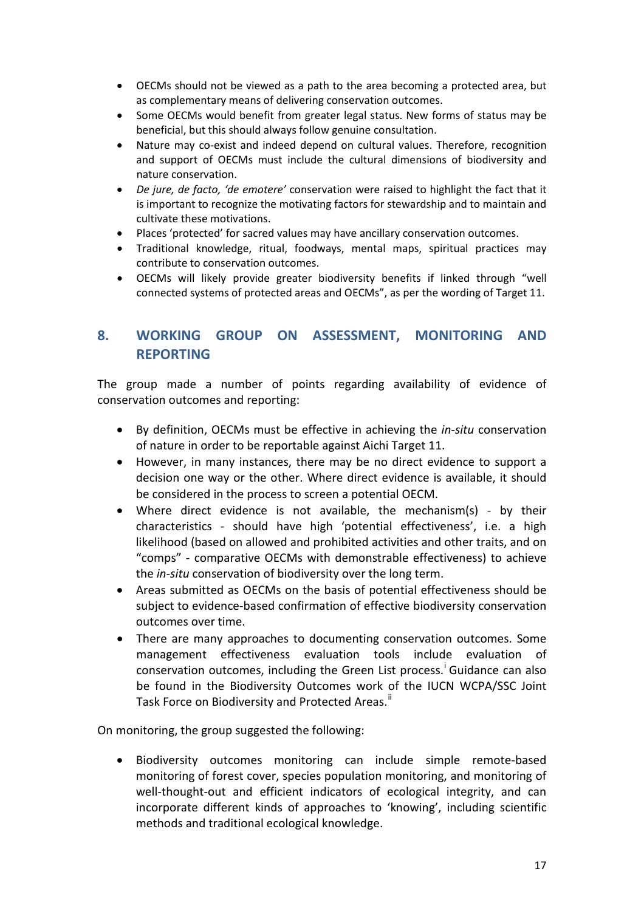- OECMs should not be viewed as a path to the area becoming a protected area, but as complementary means of delivering conservation outcomes.
- Some OECMs would benefit from greater legal status. New forms of status may be beneficial, but this should always follow genuine consultation.
- Nature may co-exist and indeed depend on cultural values. Therefore, recognition and support of OECMs must include the cultural dimensions of biodiversity and nature conservation.
- *De jure, de facto, 'de emotere'* conservation were raised to highlight the fact that it is important to recognize the motivating factors for stewardship and to maintain and cultivate these motivations.
- Places 'protected' for sacred values may have ancillary conservation outcomes.
- Traditional knowledge, ritual, foodways, mental maps, spiritual practices may contribute to conservation outcomes.
- OECMs will likely provide greater biodiversity benefits if linked through "well connected systems of protected areas and OECMs", as per the wording of Target 11.

## 8. WORKING GROUP ON ASSESSMENT, MONITORING AND REPORTING

The group made a number of points regarding availability of evidence of conservation outcomes and reporting:

- By definition, OECMs must be effective in achieving the *in-situ* conservation of nature in order to be reportable against Aichi Target 11.
- However, in many instances, there may be no direct evidence to support a decision one way or the other. Where direct evidence is available, it should be considered in the process to screen a potential OECM.
- Where direct evidence is not available, the mechanism(s) - by their characteristics - should have high 'potential effectiveness', i.e. a high likelihood (based on allowed and prohibited activities and other traits, and on "comps" - comparative OECMs with demonstrable effectiveness) to achieve the *in-situ* conservation of biodiversity over the long term.
- Areas submitted as OECMs on the basis of potential effectiveness should be subject to evidence-based confirmation of effective biodiversity conservation outcomes over time.
- There are many approaches to documenting conservation outcomes. Some management effectiveness evaluation tools include evaluation of conservation outcomes, including the Green List process.[i] Guidance can also be found in the Biodiversity Outcomes work of the IUCN WCPA/SSC Joint Task Force on Biodiversity and Protected Areas.[ii]

On monitoring, the group suggested the following:

- Biodiversity outcomes monitoring can include simple remote-based monitoring of forest cover, species population monitoring, and monitoring of well-thought-out and efficient indicators of ecological integrity, and can incorporate different kinds of approaches to 'knowing', including scientific methods and traditional ecological knowledge.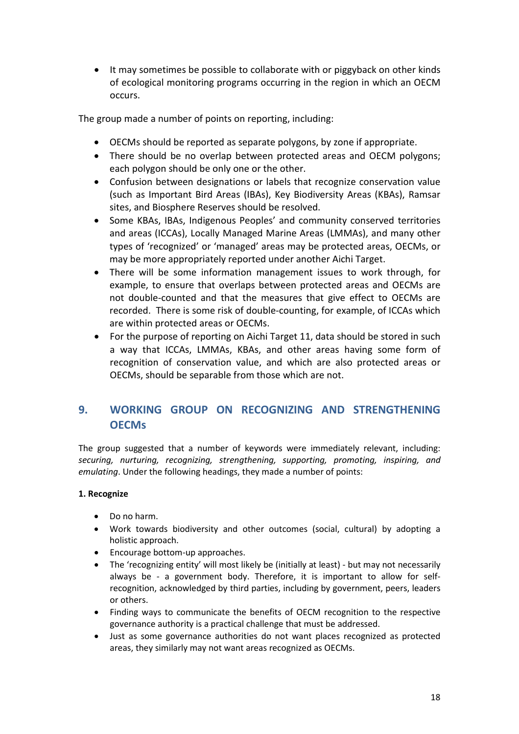- It may sometimes be possible to collaborate with or piggyback on other kinds of ecological monitoring programs occurring in the region in which an OECM occurs.

The group made a number of points on reporting, including:

- OECMs should be reported as separate polygons, by zone if appropriate.
- There should be no overlap between protected areas and OECM polygons; each polygon should be only one or the other.
- Confusion between designations or labels that recognize conservation value (such as Important Bird Areas (IBAs), Key Biodiversity Areas (KBAs), Ramsar sites, and Biosphere Reserves should be resolved.
- Some KBAs, IBAs, Indigenous Peoples' and community conserved territories and areas (ICCAs), Locally Managed Marine Areas (LMMAs), and many other types of 'recognized' or 'managed' areas may be protected areas, OECMs, or may be more appropriately reported under another Aichi Target.
- There will be some information management issues to work through, for example, to ensure that overlaps between protected areas and OECMs are not double-counted and that the measures that give effect to OECMs are recorded. There is some risk of double-counting, for example, of ICCAs which are within protected areas or OECMs.
- For the purpose of reporting on Aichi Target 11, data should be stored in such a way that ICCAs, LMMAs, KBAs, and other areas having some form of recognition of conservation value, and which are also protected areas or OECMs, should be separable from those which are not.

## 9. WORKING GROUP ON RECOGNIZING AND STRENGTHENING OECMs

The group suggested that a number of keywords were immediately relevant, including: *securing, nurturing, recognizing, strengthening, supporting, promoting, inspiring, and emulating*. Under the following headings, they made a number of points:

**1. Recognize**

- Do no harm.
- Work towards biodiversity and other outcomes (social, cultural) by adopting a holistic approach.
- Encourage bottom-up approaches.
- The 'recognizing entity' will most likely be (initially at least) - but may not necessarily always be - a government body. Therefore, it is important to allow for self-recognition, acknowledged by third parties, including by government, peers, leaders or others.
- Finding ways to communicate the benefits of OECM recognition to the respective governance authority is a practical challenge that must be addressed.
- Just as some governance authorities do not want places recognized as protected areas, they similarly may not want areas recognized as OECMs.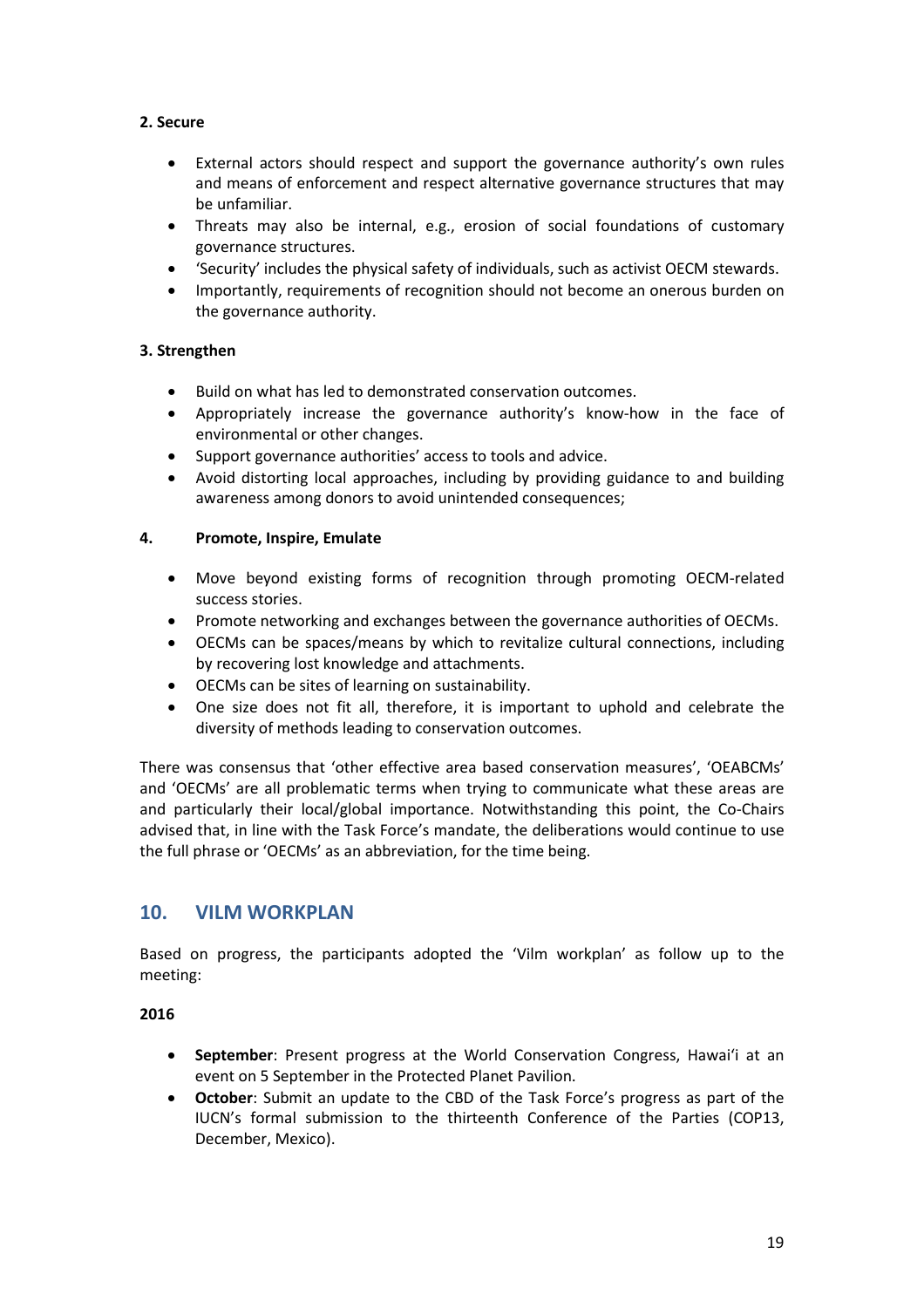**2. Secure**

- External actors should respect and support the governance authority's own rules and means of enforcement and respect alternative governance structures that may be unfamiliar.
- Threats may also be internal, e.g., erosion of social foundations of customary governance structures.
- 'Security' includes the physical safety of individuals, such as activist OECM stewards.
- Importantly, requirements of recognition should not become an onerous burden on the governance authority.

**3. Strengthen**

- Build on what has led to demonstrated conservation outcomes.
- Appropriately increase the governance authority's know-how in the face of environmental or other changes.
- Support governance authorities' access to tools and advice.
- Avoid distorting local approaches, including by providing guidance to and building awareness among donors to avoid unintended consequences;

**4. Promote, Inspire, Emulate**

- Move beyond existing forms of recognition through promoting OECM-related success stories.
- Promote networking and exchanges between the governance authorities of OECMs.
- OECMs can be spaces/means by which to revitalize cultural connections, including by recovering lost knowledge and attachments.
- OECMs can be sites of learning on sustainability.
- One size does not fit all, therefore, it is important to uphold and celebrate the diversity of methods leading to conservation outcomes.

There was consensus that 'other effective area based conservation measures', 'OEABCMs' and 'OECMs' are all problematic terms when trying to communicate what these areas are and particularly their local/global importance. Notwithstanding this point, the Co-Chairs advised that, in line with the Task Force's mandate, the deliberations would continue to use the full phrase or 'OECMs' as an abbreviation, for the time being.

## 10. VILM WORKPLAN

Based on progress, the participants adopted the 'Vilm workplan' as follow up to the meeting:

**2016**

- **September**: Present progress at the World Conservation Congress, Hawai'i at an event on 5 September in the Protected Planet Pavilion.
- **October**: Submit an update to the CBD of the Task Force's progress as part of the IUCN's formal submission to the thirteenth Conference of the Parties (COP13, December, Mexico).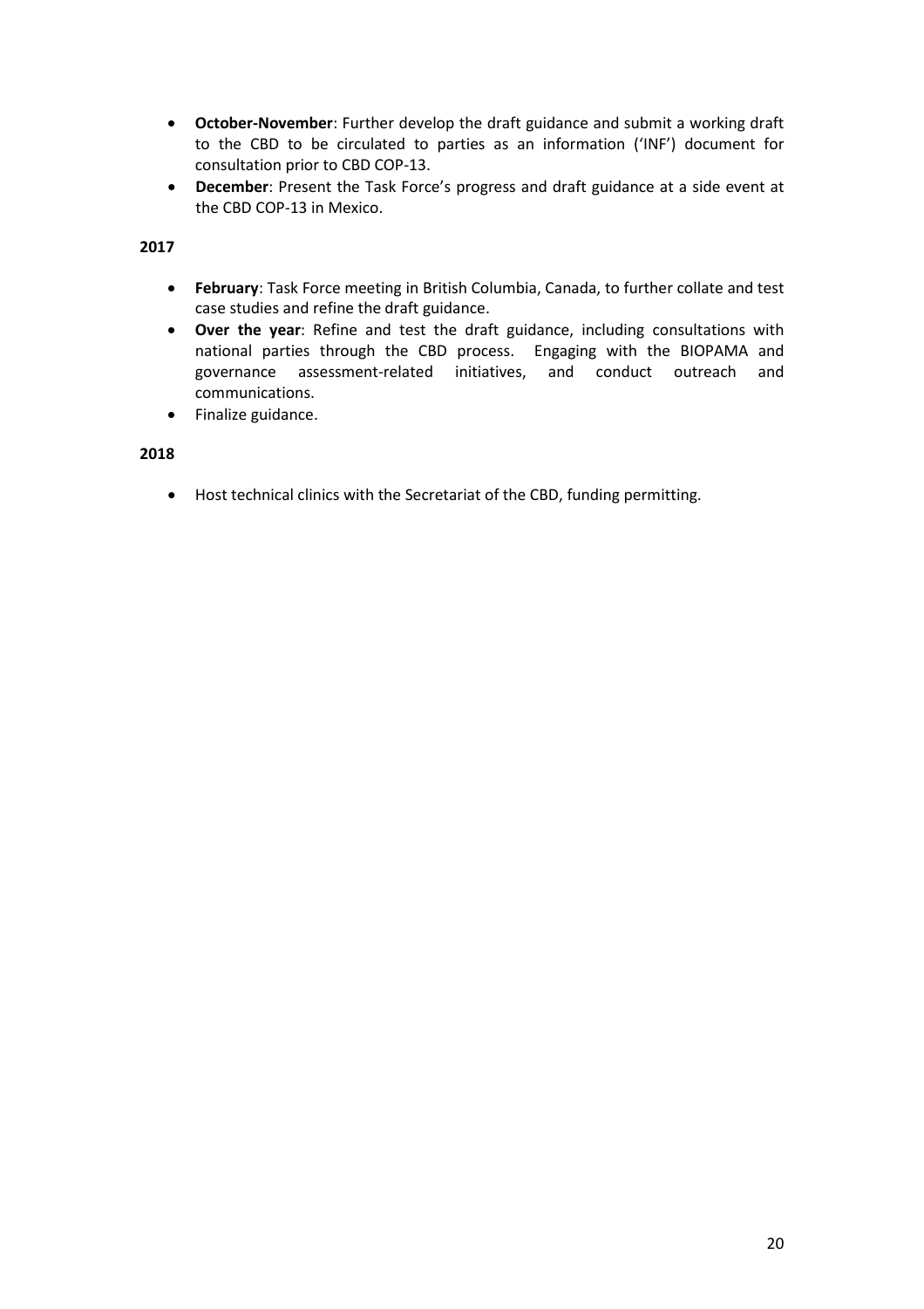- **October-November**: Further develop the draft guidance and submit a working draft to the CBD to be circulated to parties as an information ('INF') document for consultation prior to CBD COP-13.
- **December**: Present the Task Force's progress and draft guidance at a side event at the CBD COP-13 in Mexico.

**2017**

- **February**: Task Force meeting in British Columbia, Canada, to further collate and test case studies and refine the draft guidance.
- **Over the year**: Refine and test the draft guidance, including consultations with national parties through the CBD process. Engaging with the BIOPAMA and governance assessment-related initiatives, and conduct outreach and communications.
- Finalize guidance.

**2018**

- Host technical clinics with the Secretariat of the CBD, funding permitting.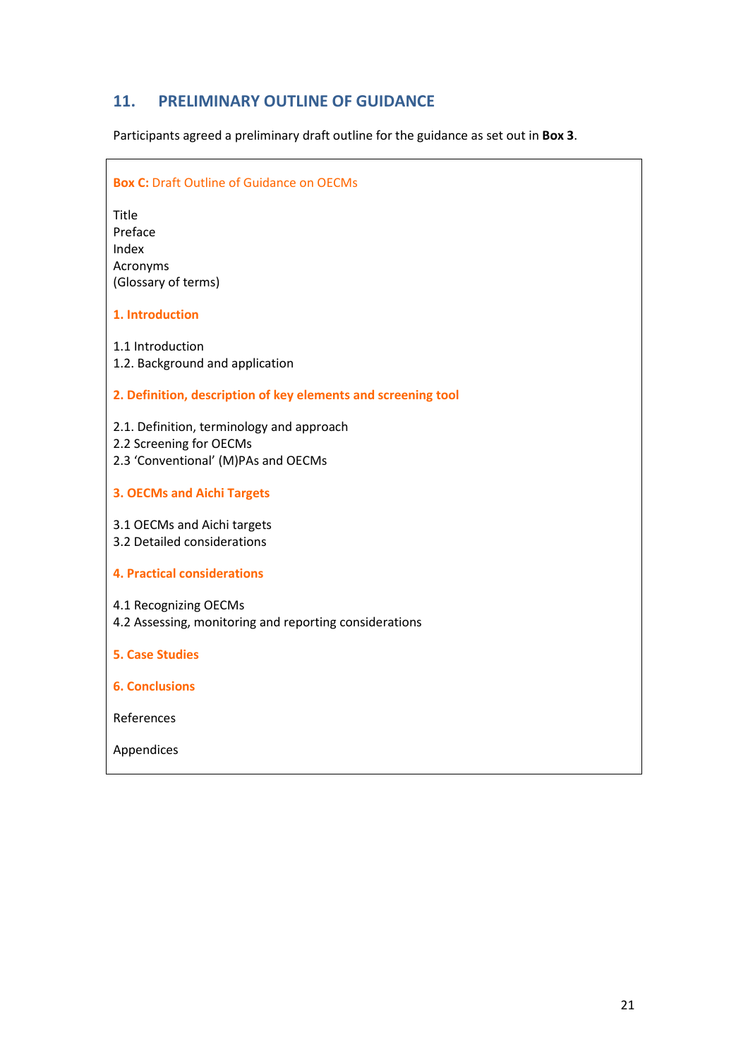## 11. PRELIMINARY OUTLINE OF GUIDANCE

Participants agreed a preliminary draft outline for the guidance as set out in **Box 3**.

**Box C:** Draft Outline of Guidance on OECMs

Title
Preface
Index
Acronyms
(Glossary of terms)

**1. Introduction**

1.1 Introduction
1.2. Background and application

**2. Definition, description of key elements and screening tool**

2.1. Definition, terminology and approach
2.2 Screening for OECMs
2.3 'Conventional' (M)PAs and OECMs

**3. OECMs and Aichi Targets**

3.1 OECMs and Aichi targets
3.2 Detailed considerations

**4. Practical considerations**

4.1 Recognizing OECMs
4.2 Assessing, monitoring and reporting considerations

**5. Case Studies**

**6. Conclusions**

References

Appendices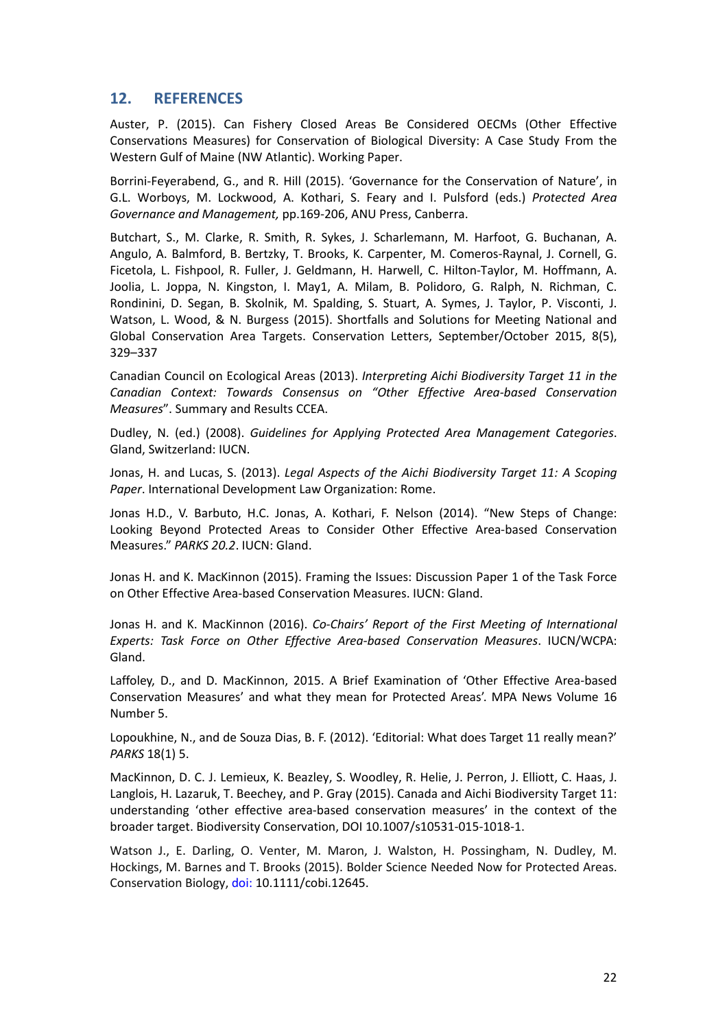## 12. REFERENCES

Auster, P. (2015). Can Fishery Closed Areas Be Considered OECMs (Other Effective Conservations Measures) for Conservation of Biological Diversity: A Case Study From the Western Gulf of Maine (NW Atlantic). Working Paper.

Borrini-Feyerabend, G., and R. Hill (2015). 'Governance for the Conservation of Nature', in G.L. Worboys, M. Lockwood, A. Kothari, S. Feary and I. Pulsford (eds.) *Protected Area Governance and Management,* pp.169-206, ANU Press, Canberra.

Butchart, S., M. Clarke, R. Smith, R. Sykes, J. Scharlemann, M. Harfoot, G. Buchanan, A. Angulo, A. Balmford, B. Bertzky, T. Brooks, K. Carpenter, M. Comeros-Raynal, J. Cornell, G. Ficetola, L. Fishpool, R. Fuller, J. Geldmann, H. Harwell, C. Hilton-Taylor, M. Hoffmann, A. Joolia, L. Joppa, N. Kingston, I. May1, A. Milam, B. Polidoro, G. Ralph, N. Richman, C. Rondinini, D. Segan, B. Skolnik, M. Spalding, S. Stuart, A. Symes, J. Taylor, P. Visconti, J. Watson, L. Wood, & N. Burgess (2015). Shortfalls and Solutions for Meeting National and Global Conservation Area Targets. Conservation Letters, September/October 2015, 8(5), 329–337

Canadian Council on Ecological Areas (2013). *Interpreting Aichi Biodiversity Target 11 in the Canadian Context: Towards Consensus on "Other Effective Area-based Conservation Measures*". Summary and Results CCEA.

Dudley, N. (ed.) (2008). *Guidelines for Applying Protected Area Management Categories*. Gland, Switzerland: IUCN.

Jonas, H. and Lucas, S. (2013). *Legal Aspects of the Aichi Biodiversity Target 11: A Scoping Paper*. International Development Law Organization: Rome.

Jonas H.D., V. Barbuto, H.C. Jonas, A. Kothari, F. Nelson (2014). "New Steps of Change: Looking Beyond Protected Areas to Consider Other Effective Area-based Conservation Measures." *PARKS 20.2*. IUCN: Gland.

Jonas H. and K. MacKinnon (2015). Framing the Issues: Discussion Paper 1 of the Task Force on Other Effective Area-based Conservation Measures. IUCN: Gland.

Jonas H. and K. MacKinnon (2016). *Co-Chairs' Report of the First Meeting of International Experts: Task Force on Other Effective Area-based Conservation Measures*. IUCN/WCPA: Gland.

Laffoley, D., and D. MacKinnon, 2015. A Brief Examination of 'Other Effective Area-based Conservation Measures' and what they mean for Protected Areas'. MPA News Volume 16 Number 5.

Lopoukhine, N., and de Souza Dias, B. F. (2012). 'Editorial: What does Target 11 really mean?' *PARKS* 18(1) 5.

MacKinnon, D. C. J. Lemieux, K. Beazley, S. Woodley, R. Helie, J. Perron, J. Elliott, C. Haas, J. Langlois, H. Lazaruk, T. Beechey, and P. Gray (2015). Canada and Aichi Biodiversity Target 11: understanding 'other effective area-based conservation measures' in the context of the broader target. Biodiversity Conservation, DOI 10.1007/s10531-015-1018-1.

Watson J., E. Darling, O. Venter, M. Maron, J. Walston, H. Possingham, N. Dudley, M. Hockings, M. Barnes and T. Brooks (2015). Bolder Science Needed Now for Protected Areas. Conservation Biology, doi: 10.1111/cobi.12645.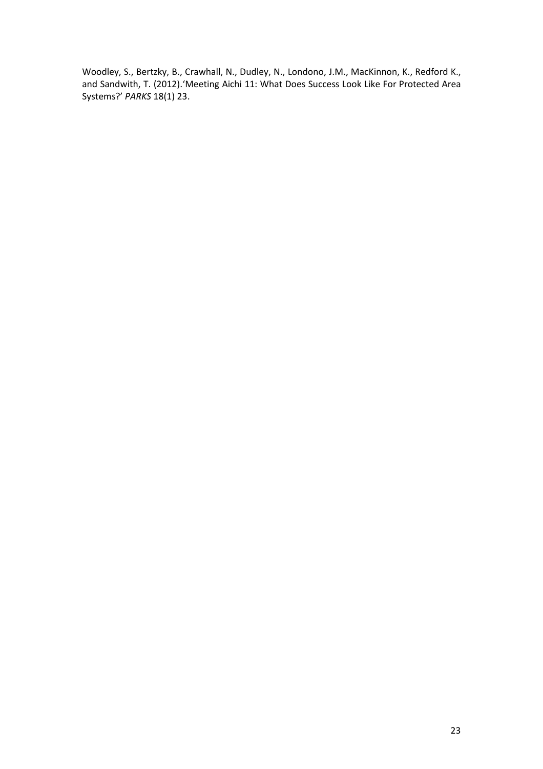Woodley, S., Bertzky, B., Crawhall, N., Dudley, N., Londono, J.M., MacKinnon, K., Redford K., and Sandwith, T. (2012).'Meeting Aichi 11: What Does Success Look Like For Protected Area Systems?' *PARKS* 18(1) 23.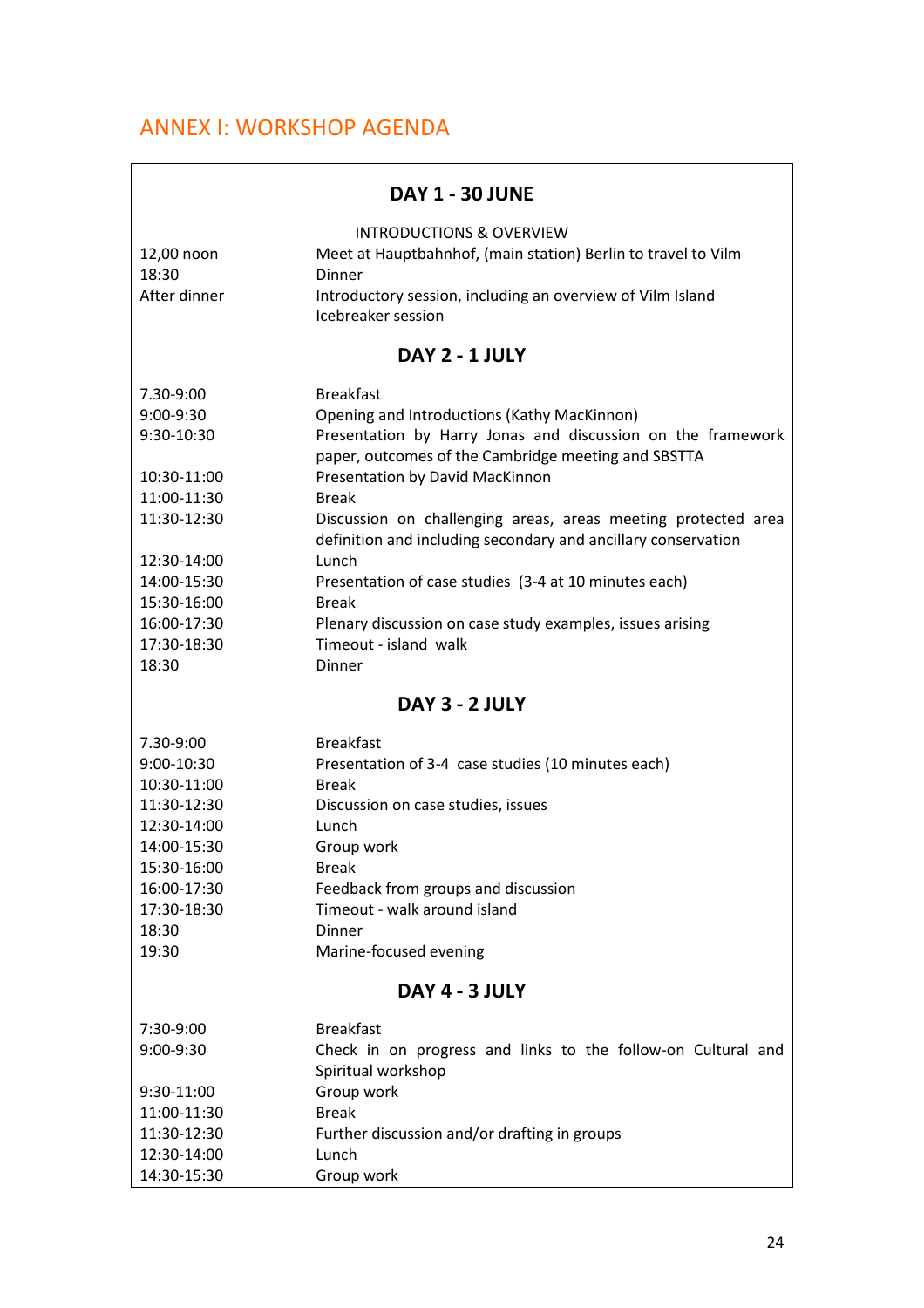# ANNEX I: WORKSHOP AGENDA

### DAY 1 - 30 JUNE

INTRODUCTIONS & OVERVIEW

| | |
|---|---|
| 12,00 noon | Meet at Hauptbahnhof, (main station) Berlin to travel to Vilm |
| 18:30 | Dinner |
| After dinner | Introductory session, including an overview of Vilm Island<br>Icebreaker session |

### DAY 2 - 1 JULY

| | |
|---|---|
| 7.30-9:00 | Breakfast |
| 9:00-9:30 | Opening and Introductions (Kathy MacKinnon) |
| 9:30-10:30 | Presentation by Harry Jonas and discussion on the framework paper, outcomes of the Cambridge meeting and SBSTTA |
| 10:30-11:00 | Presentation by David MacKinnon |
| 11:00-11:30 | Break |
| 11:30-12:30 | Discussion on challenging areas, areas meeting protected area definition and including secondary and ancillary conservation |
| 12:30-14:00 | Lunch |
| 14:00-15:30 | Presentation of case studies (3-4 at 10 minutes each) |
| 15:30-16:00 | Break |
| 16:00-17:30 | Plenary discussion on case study examples, issues arising |
| 17:30-18:30 | Timeout - island walk |
| 18:30 | Dinner |

### DAY 3 - 2 JULY

| | |
|---|---|
| 7.30-9:00 | Breakfast |
| 9:00-10:30 | Presentation of 3-4 case studies (10 minutes each) |
| 10:30-11:00 | Break |
| 11:30-12:30 | Discussion on case studies, issues |
| 12:30-14:00 | Lunch |
| 14:00-15:30 | Group work |
| 15:30-16:00 | Break |
| 16:00-17:30 | Feedback from groups and discussion |
| 17:30-18:30 | Timeout - walk around island |
| 18:30 | Dinner |
| 19:30 | Marine-focused evening |

### DAY 4 - 3 JULY

| | |
|---|---|
| 7:30-9:00 | Breakfast |
| 9:00-9:30 | Check in on progress and links to the follow-on Cultural and Spiritual workshop |
| 9:30-11:00 | Group work |
| 11:00-11:30 | Break |
| 11:30-12:30 | Further discussion and/or drafting in groups |
| 12:30-14:00 | Lunch |
| 14:30-15:30 | Group work |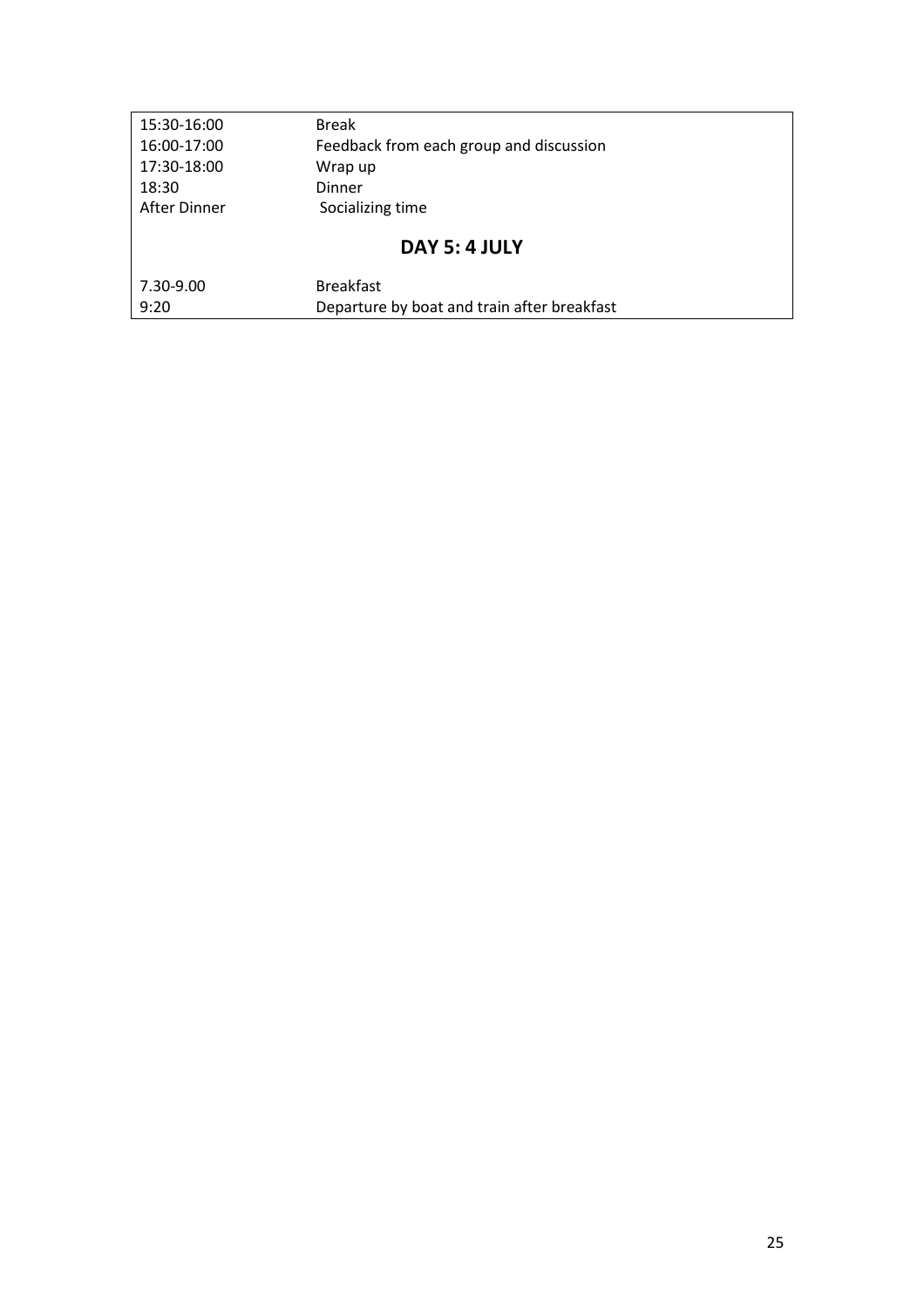| | |
|---|---|
| 15:30-16:00 | Break |
| 16:00-17:00 | Feedback from each group and discussion |
| 17:30-18:00 | Wrap up |
| 18:30 | Dinner |
| After Dinner | Socializing time |

## DAY 5: 4 JULY

| | |
|---|---|
| 7.30-9.00 | Breakfast |
| 9:20 | Departure by boat and train after breakfast |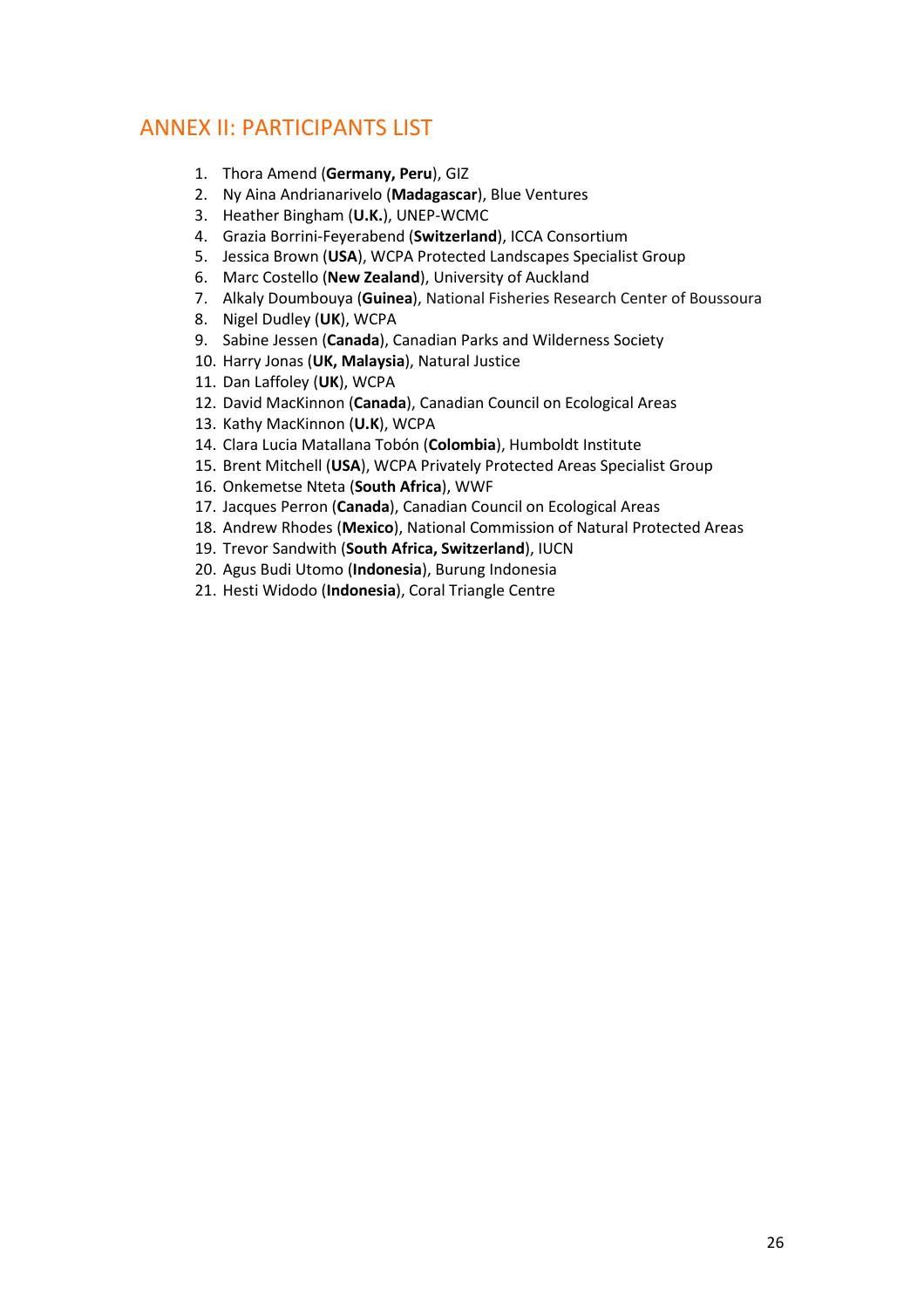## ANNEX II: PARTICIPANTS LIST

1. Thora Amend (**Germany, Peru**), GIZ
2. Ny Aina Andrianarivelo (**Madagascar**), Blue Ventures
3. Heather Bingham (**U.K.**), UNEP-WCMC
4. Grazia Borrini-Feyerabend (**Switzerland**), ICCA Consortium
5. Jessica Brown (**USA**), WCPA Protected Landscapes Specialist Group
6. Marc Costello (**New Zealand**), University of Auckland
7. Alkaly Doumbouya (**Guinea**), National Fisheries Research Center of Boussoura
8. Nigel Dudley (**UK**), WCPA
9. Sabine Jessen (**Canada**), Canadian Parks and Wilderness Society
10. Harry Jonas (**UK, Malaysia**), Natural Justice
11. Dan Laffoley (**UK**), WCPA
12. David MacKinnon (**Canada**), Canadian Council on Ecological Areas
13. Kathy MacKinnon (**U.K**), WCPA
14. Clara Lucia Matallana Tobón (**Colombia**), Humboldt Institute
15. Brent Mitchell (**USA**), WCPA Privately Protected Areas Specialist Group
16. Onkemetse Nteta (**South Africa**), WWF
17. Jacques Perron (**Canada**), Canadian Council on Ecological Areas
18. Andrew Rhodes (**Mexico**), National Commission of Natural Protected Areas
19. Trevor Sandwith (**South Africa, Switzerland**), IUCN
20. Agus Budi Utomo (**Indonesia**), Burung Indonesia
21. Hesti Widodo (**Indonesia**), Coral Triangle Centre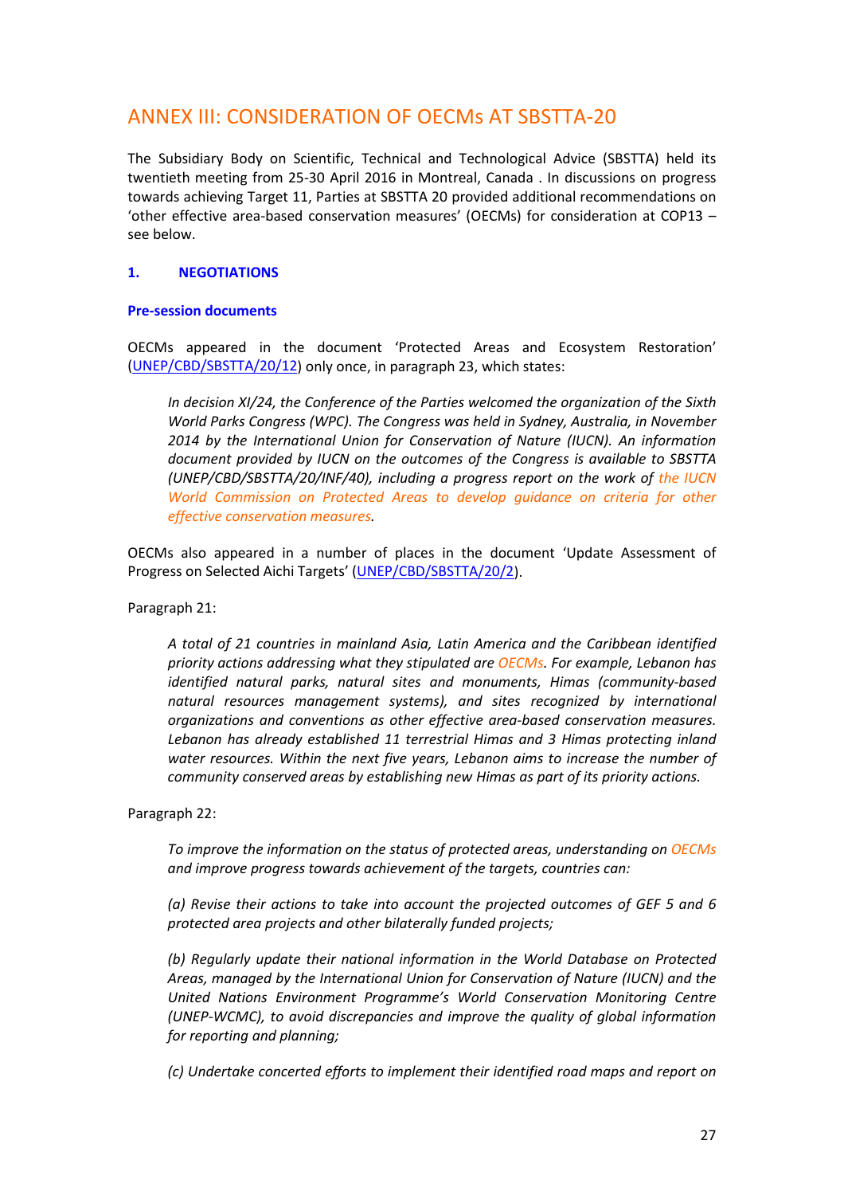# ANNEX III: CONSIDERATION OF OECMs AT SBSTTA-20

The Subsidiary Body on Scientific, Technical and Technological Advice (SBSTTA) held its twentieth meeting from 25-30 April 2016 in Montreal, Canada . In discussions on progress towards achieving Target 11, Parties at SBSTTA 20 provided additional recommendations on 'other effective area-based conservation measures' (OECMs) for consideration at COP13 – see below.

## 1. NEGOTIATIONS

### Pre-session documents

OECMs appeared in the document 'Protected Areas and Ecosystem Restoration' (UNEP/CBD/SBSTTA/20/12) only once, in paragraph 23, which states:

> *In decision XI/24, the Conference of the Parties welcomed the organization of the Sixth World Parks Congress (WPC). The Congress was held in Sydney, Australia, in November 2014 by the International Union for Conservation of Nature (IUCN). An information document provided by IUCN on the outcomes of the Congress is available to SBSTTA (UNEP/CBD/SBSTTA/20/INF/40), including a progress report on the work of the IUCN World Commission on Protected Areas to develop guidance on criteria for other effective conservation measures.*

OECMs also appeared in a number of places in the document 'Update Assessment of Progress on Selected Aichi Targets' (UNEP/CBD/SBSTTA/20/2).

Paragraph 21:

> *A total of 21 countries in mainland Asia, Latin America and the Caribbean identified priority actions addressing what they stipulated are OECMs. For example, Lebanon has identified natural parks, natural sites and monuments, Himas (community-based natural resources management systems), and sites recognized by international organizations and conventions as other effective area-based conservation measures. Lebanon has already established 11 terrestrial Himas and 3 Himas protecting inland water resources. Within the next five years, Lebanon aims to increase the number of community conserved areas by establishing new Himas as part of its priority actions.*

Paragraph 22:

> *To improve the information on the status of protected areas, understanding on OECMs and improve progress towards achievement of the targets, countries can:*
>
> *(a) Revise their actions to take into account the projected outcomes of GEF 5 and 6 protected area projects and other bilaterally funded projects;*
>
> *(b) Regularly update their national information in the World Database on Protected Areas, managed by the International Union for Conservation of Nature (IUCN) and the United Nations Environment Programme's World Conservation Monitoring Centre (UNEP-WCMC), to avoid discrepancies and improve the quality of global information for reporting and planning;*
>
> *(c) Undertake concerted efforts to implement their identified road maps and report on*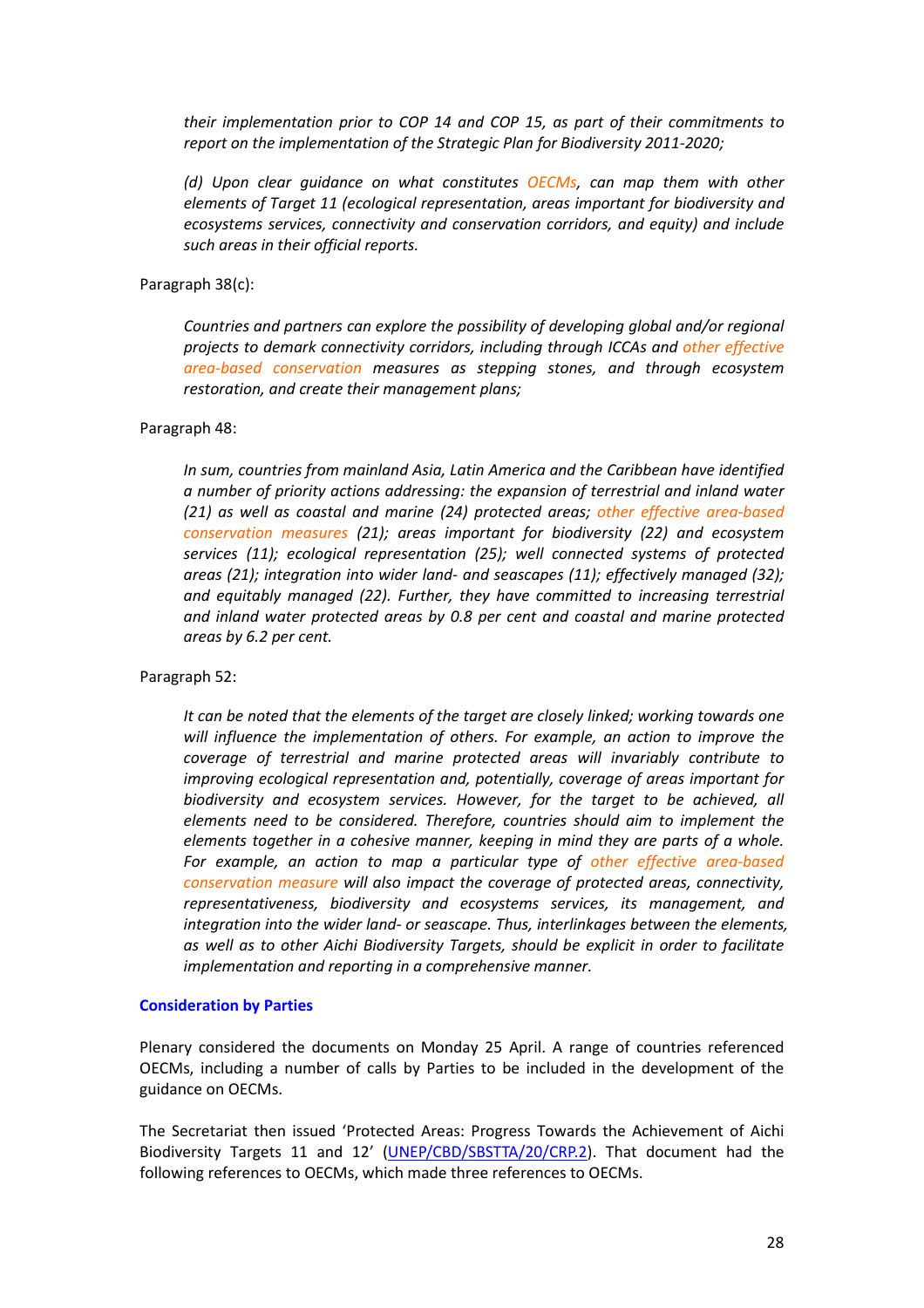*their implementation prior to COP 14 and COP 15, as part of their commitments to report on the implementation of the Strategic Plan for Biodiversity 2011-2020;*

*(d) Upon clear guidance on what constitutes OECMs, can map them with other elements of Target 11 (ecological representation, areas important for biodiversity and ecosystems services, connectivity and conservation corridors, and equity) and include such areas in their official reports.*

Paragraph 38(c):

*Countries and partners can explore the possibility of developing global and/or regional projects to demark connectivity corridors, including through ICCAs and other effective area-based conservation measures as stepping stones, and through ecosystem restoration, and create their management plans;*

Paragraph 48:

*In sum, countries from mainland Asia, Latin America and the Caribbean have identified a number of priority actions addressing: the expansion of terrestrial and inland water (21) as well as coastal and marine (24) protected areas; other effective area-based conservation measures (21); areas important for biodiversity (22) and ecosystem services (11); ecological representation (25); well connected systems of protected areas (21); integration into wider land- and seascapes (11); effectively managed (32); and equitably managed (22). Further, they have committed to increasing terrestrial and inland water protected areas by 0.8 per cent and coastal and marine protected areas by 6.2 per cent.*

Paragraph 52:

*It can be noted that the elements of the target are closely linked; working towards one will influence the implementation of others. For example, an action to improve the coverage of terrestrial and marine protected areas will invariably contribute to improving ecological representation and, potentially, coverage of areas important for biodiversity and ecosystem services. However, for the target to be achieved, all elements need to be considered. Therefore, countries should aim to implement the elements together in a cohesive manner, keeping in mind they are parts of a whole. For example, an action to map a particular type of other effective area-based conservation measure will also impact the coverage of protected areas, connectivity, representativeness, biodiversity and ecosystems services, its management, and integration into the wider land- or seascape. Thus, interlinkages between the elements, as well as to other Aichi Biodiversity Targets, should be explicit in order to facilitate implementation and reporting in a comprehensive manner.*

**Consideration by Parties**

Plenary considered the documents on Monday 25 April. A range of countries referenced OECMs, including a number of calls by Parties to be included in the development of the guidance on OECMs.

The Secretariat then issued 'Protected Areas: Progress Towards the Achievement of Aichi Biodiversity Targets 11 and 12' (UNEP/CBD/SBSTTA/20/CRP.2). That document had the following references to OECMs, which made three references to OECMs.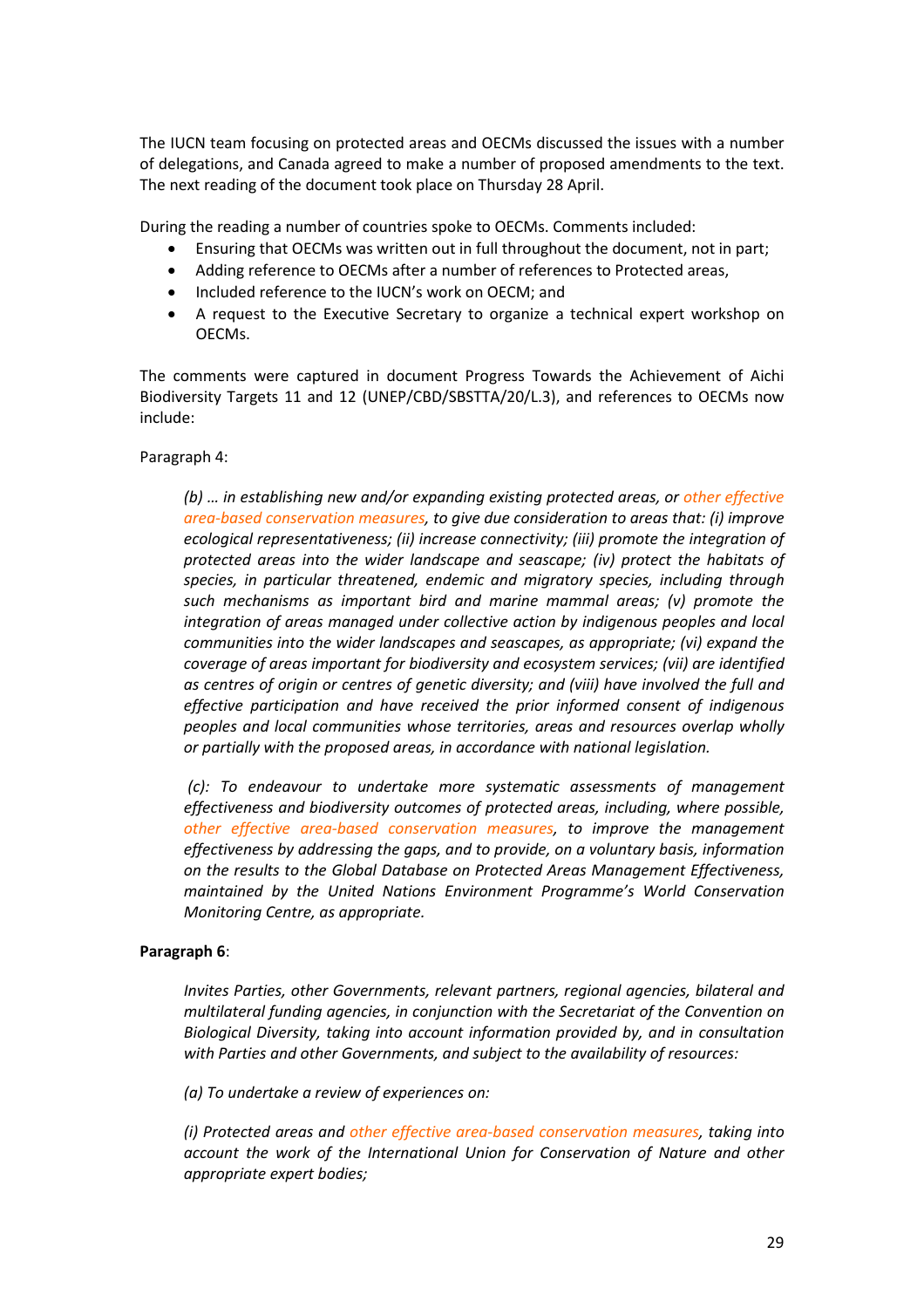The IUCN team focusing on protected areas and OECMs discussed the issues with a number of delegations, and Canada agreed to make a number of proposed amendments to the text. The next reading of the document took place on Thursday 28 April.

During the reading a number of countries spoke to OECMs. Comments included:

- Ensuring that OECMs was written out in full throughout the document, not in part;
- Adding reference to OECMs after a number of references to Protected areas,
- Included reference to the IUCN's work on OECM; and
- A request to the Executive Secretary to organize a technical expert workshop on OECMs.

The comments were captured in document Progress Towards the Achievement of Aichi Biodiversity Targets 11 and 12 (UNEP/CBD/SBSTTA/20/L.3), and references to OECMs now include:

Paragraph 4:

> *(b) … in establishing new and/or expanding existing protected areas, or other effective area-based conservation measures, to give due consideration to areas that: (i) improve ecological representativeness; (ii) increase connectivity; (iii) promote the integration of protected areas into the wider landscape and seascape; (iv) protect the habitats of species, in particular threatened, endemic and migratory species, including through such mechanisms as important bird and marine mammal areas; (v) promote the integration of areas managed under collective action by indigenous peoples and local communities into the wider landscapes and seascapes, as appropriate; (vi) expand the coverage of areas important for biodiversity and ecosystem services; (vii) are identified as centres of origin or centres of genetic diversity; and (viii) have involved the full and effective participation and have received the prior informed consent of indigenous peoples and local communities whose territories, areas and resources overlap wholly or partially with the proposed areas, in accordance with national legislation.*
>
> *(c): To endeavour to undertake more systematic assessments of management effectiveness and biodiversity outcomes of protected areas, including, where possible, other effective area-based conservation measures, to improve the management effectiveness by addressing the gaps, and to provide, on a voluntary basis, information on the results to the Global Database on Protected Areas Management Effectiveness, maintained by the United Nations Environment Programme's World Conservation Monitoring Centre, as appropriate.*

**Paragraph 6**:

> *Invites Parties, other Governments, relevant partners, regional agencies, bilateral and multilateral funding agencies, in conjunction with the Secretariat of the Convention on Biological Diversity, taking into account information provided by, and in consultation with Parties and other Governments, and subject to the availability of resources:*
>
> *(a) To undertake a review of experiences on:*
>
> *(i) Protected areas and other effective area-based conservation measures, taking into account the work of the International Union for Conservation of Nature and other appropriate expert bodies;*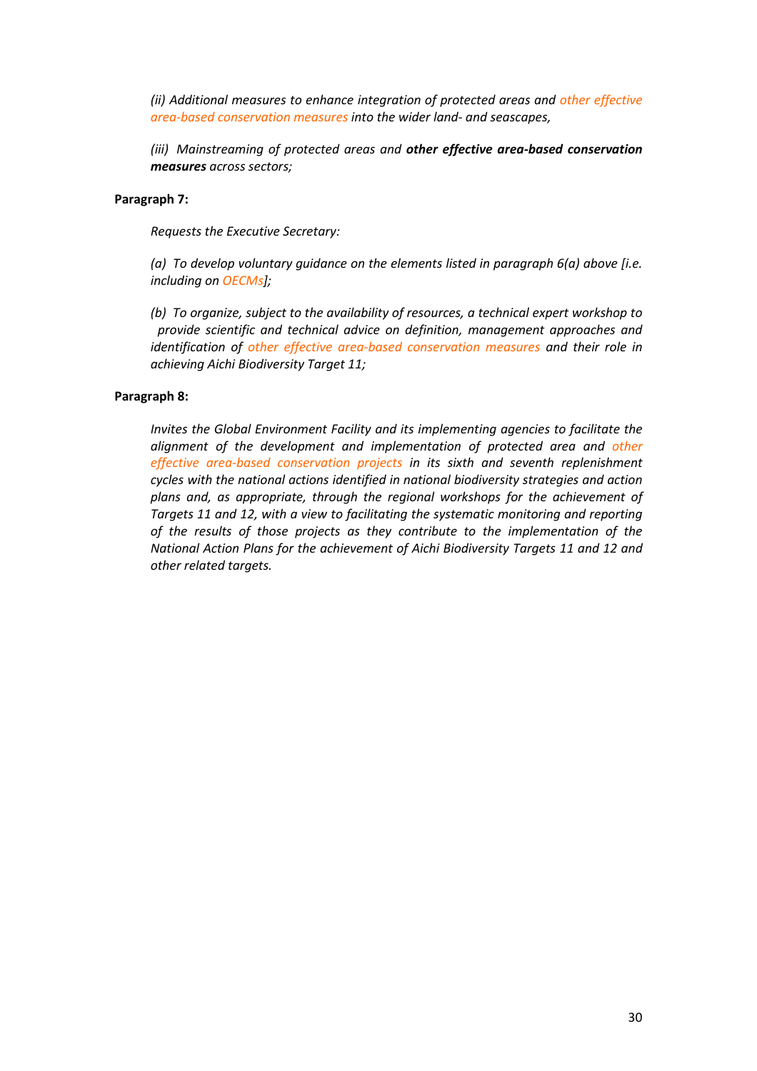*(ii) Additional measures to enhance integration of protected areas and other effective area-based conservation measures into the wider land- and seascapes,*

*(iii) Mainstreaming of protected areas and **other effective area-based conservation measures** across sectors;*

**Paragraph 7:**

*Requests the Executive Secretary:*

*(a) To develop voluntary guidance on the elements listed in paragraph 6(a) above [i.e. including on OECMs];*

*(b) To organize, subject to the availability of resources, a technical expert workshop to provide scientific and technical advice on definition, management approaches and identification of other effective area-based conservation measures and their role in achieving Aichi Biodiversity Target 11;*

**Paragraph 8:**

*Invites the Global Environment Facility and its implementing agencies to facilitate the alignment of the development and implementation of protected area and other effective area-based conservation projects in its sixth and seventh replenishment cycles with the national actions identified in national biodiversity strategies and action plans and, as appropriate, through the regional workshops for the achievement of Targets 11 and 12, with a view to facilitating the systematic monitoring and reporting of the results of those projects as they contribute to the implementation of the National Action Plans for the achievement of Aichi Biodiversity Targets 11 and 12 and other related targets.*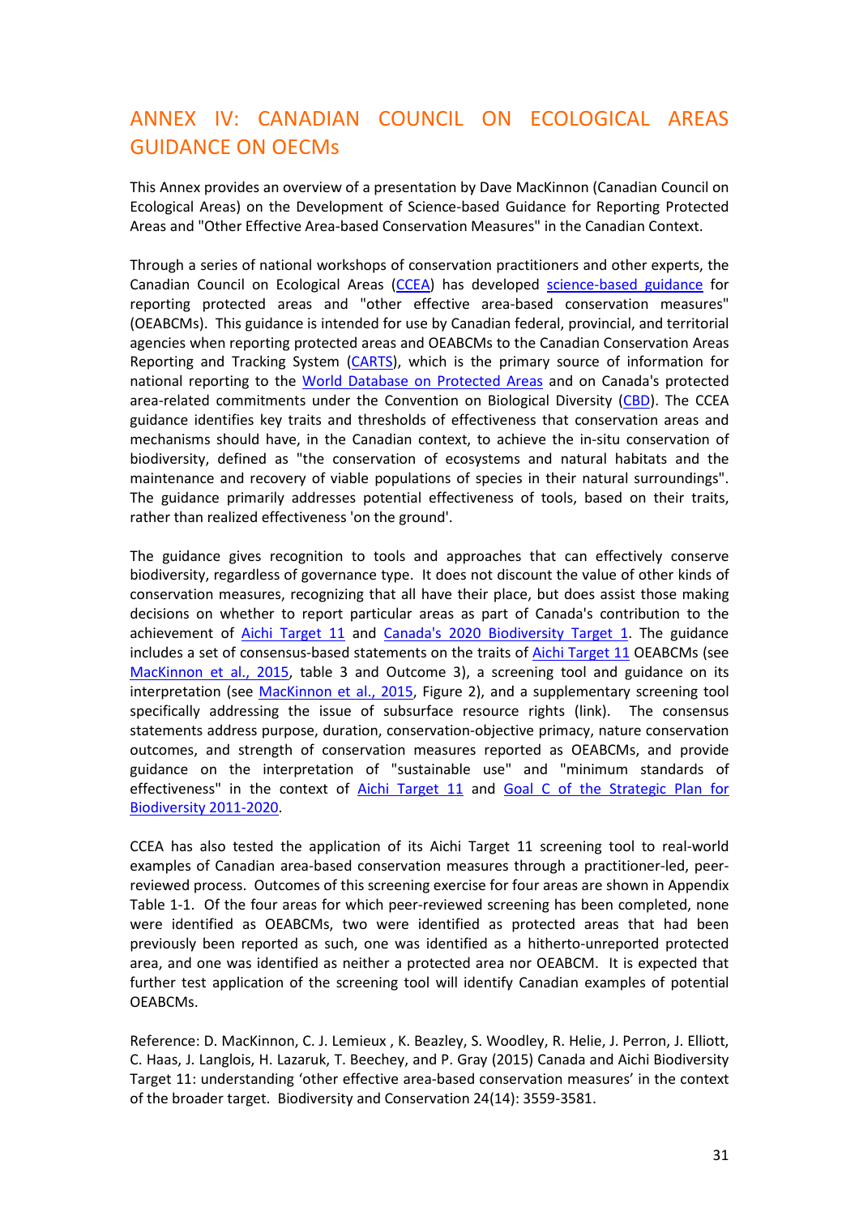# ANNEX IV: CANADIAN COUNCIL ON ECOLOGICAL AREAS GUIDANCE ON OECMs

This Annex provides an overview of a presentation by Dave MacKinnon (Canadian Council on Ecological Areas) on the Development of Science-based Guidance for Reporting Protected Areas and "Other Effective Area-based Conservation Measures" in the Canadian Context.

Through a series of national workshops of conservation practitioners and other experts, the Canadian Council on Ecological Areas (CCEA) has developed science-based guidance for reporting protected areas and "other effective area-based conservation measures" (OEABCMs). This guidance is intended for use by Canadian federal, provincial, and territorial agencies when reporting protected areas and OEABCMs to the Canadian Conservation Areas Reporting and Tracking System (CARTS), which is the primary source of information for national reporting to the World Database on Protected Areas and on Canada's protected area-related commitments under the Convention on Biological Diversity (CBD). The CCEA guidance identifies key traits and thresholds of effectiveness that conservation areas and mechanisms should have, in the Canadian context, to achieve the in-situ conservation of biodiversity, defined as "the conservation of ecosystems and natural habitats and the maintenance and recovery of viable populations of species in their natural surroundings". The guidance primarily addresses potential effectiveness of tools, based on their traits, rather than realized effectiveness 'on the ground'.

The guidance gives recognition to tools and approaches that can effectively conserve biodiversity, regardless of governance type. It does not discount the value of other kinds of conservation measures, recognizing that all have their place, but does assist those making decisions on whether to report particular areas as part of Canada's contribution to the achievement of Aichi Target 11 and Canada's 2020 Biodiversity Target 1. The guidance includes a set of consensus-based statements on the traits of Aichi Target 11 OEABCMs (see MacKinnon et al., 2015, table 3 and Outcome 3), a screening tool and guidance on its interpretation (see MacKinnon et al., 2015, Figure 2), and a supplementary screening tool specifically addressing the issue of subsurface resource rights (link). The consensus statements address purpose, duration, conservation-objective primacy, nature conservation outcomes, and strength of conservation measures reported as OEABCMs, and provide guidance on the interpretation of "sustainable use" and "minimum standards of effectiveness" in the context of Aichi Target 11 and Goal C of the Strategic Plan for Biodiversity 2011-2020.

CCEA has also tested the application of its Aichi Target 11 screening tool to real-world examples of Canadian area-based conservation measures through a practitioner-led, peer-reviewed process. Outcomes of this screening exercise for four areas are shown in Appendix Table 1-1. Of the four areas for which peer-reviewed screening has been completed, none were identified as OEABCMs, two were identified as protected areas that had been previously been reported as such, one was identified as a hitherto-unreported protected area, and one was identified as neither a protected area nor OEABCM. It is expected that further test application of the screening tool will identify Canadian examples of potential OEABCMs.

Reference: D. MacKinnon, C. J. Lemieux , K. Beazley, S. Woodley, R. Helie, J. Perron, J. Elliott, C. Haas, J. Langlois, H. Lazaruk, T. Beechey, and P. Gray (2015) Canada and Aichi Biodiversity Target 11: understanding 'other effective area-based conservation measures' in the context of the broader target. Biodiversity and Conservation 24(14): 3559-3581.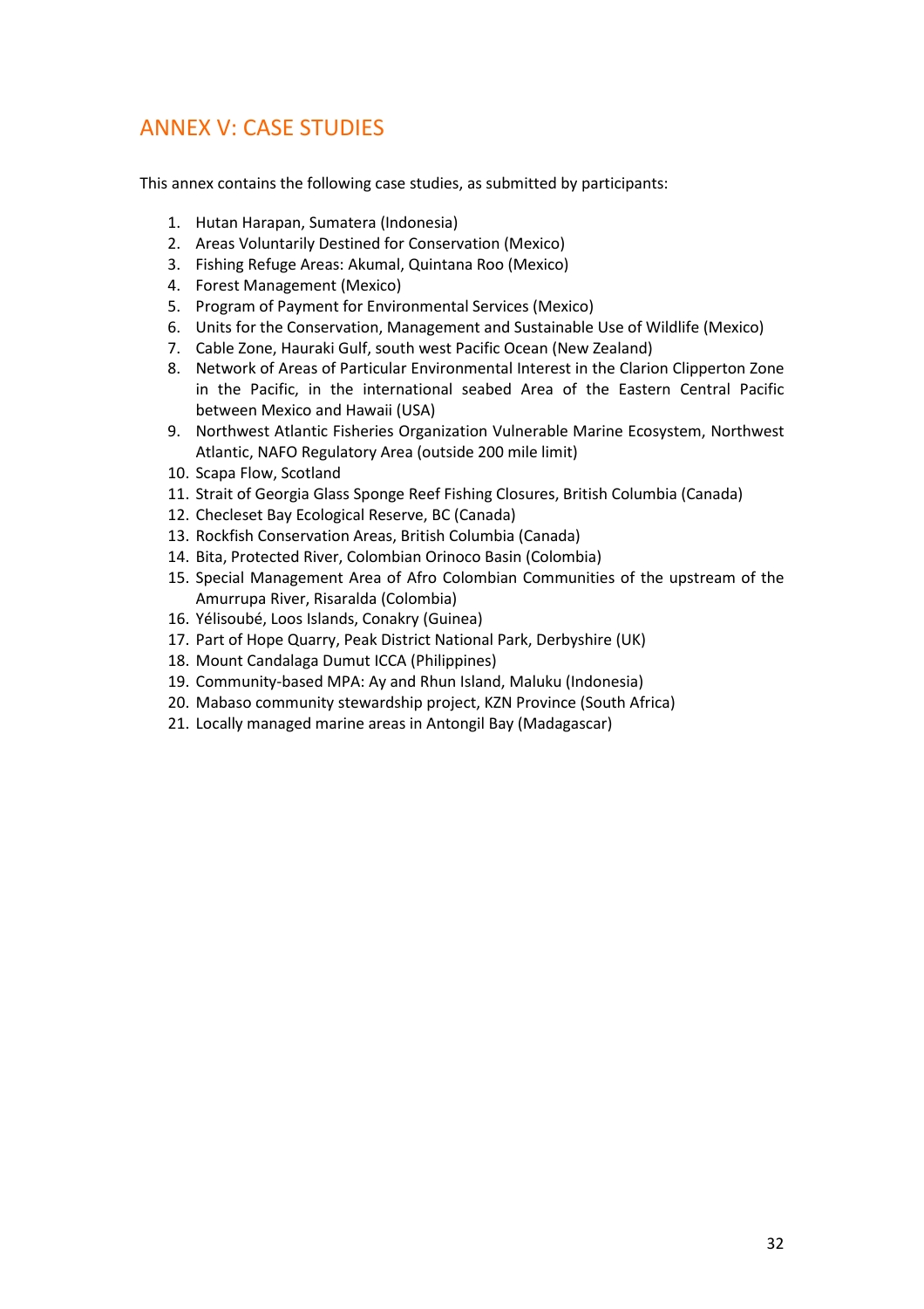# ANNEX V: CASE STUDIES

This annex contains the following case studies, as submitted by participants:

1. Hutan Harapan, Sumatera (Indonesia)
2. Areas Voluntarily Destined for Conservation (Mexico)
3. Fishing Refuge Areas: Akumal, Quintana Roo (Mexico)
4. Forest Management (Mexico)
5. Program of Payment for Environmental Services (Mexico)
6. Units for the Conservation, Management and Sustainable Use of Wildlife (Mexico)
7. Cable Zone, Hauraki Gulf, south west Pacific Ocean (New Zealand)
8. Network of Areas of Particular Environmental Interest in the Clarion Clipperton Zone in the Pacific, in the international seabed Area of the Eastern Central Pacific between Mexico and Hawaii (USA)
9. Northwest Atlantic Fisheries Organization Vulnerable Marine Ecosystem, Northwest Atlantic, NAFO Regulatory Area (outside 200 mile limit)
10. Scapa Flow, Scotland
11. Strait of Georgia Glass Sponge Reef Fishing Closures, British Columbia (Canada)
12. Checleset Bay Ecological Reserve, BC (Canada)
13. Rockfish Conservation Areas, British Columbia (Canada)
14. Bita, Protected River, Colombian Orinoco Basin (Colombia)
15. Special Management Area of Afro Colombian Communities of the upstream of the Amurrupa River, Risaralda (Colombia)
16. Yélisoubé, Loos Islands, Conakry (Guinea)
17. Part of Hope Quarry, Peak District National Park, Derbyshire (UK)
18. Mount Candalaga Dumut ICCA (Philippines)
19. Community-based MPA: Ay and Rhun Island, Maluku (Indonesia)
20. Mabaso community stewardship project, KZN Province (South Africa)
21. Locally managed marine areas in Antongil Bay (Madagascar)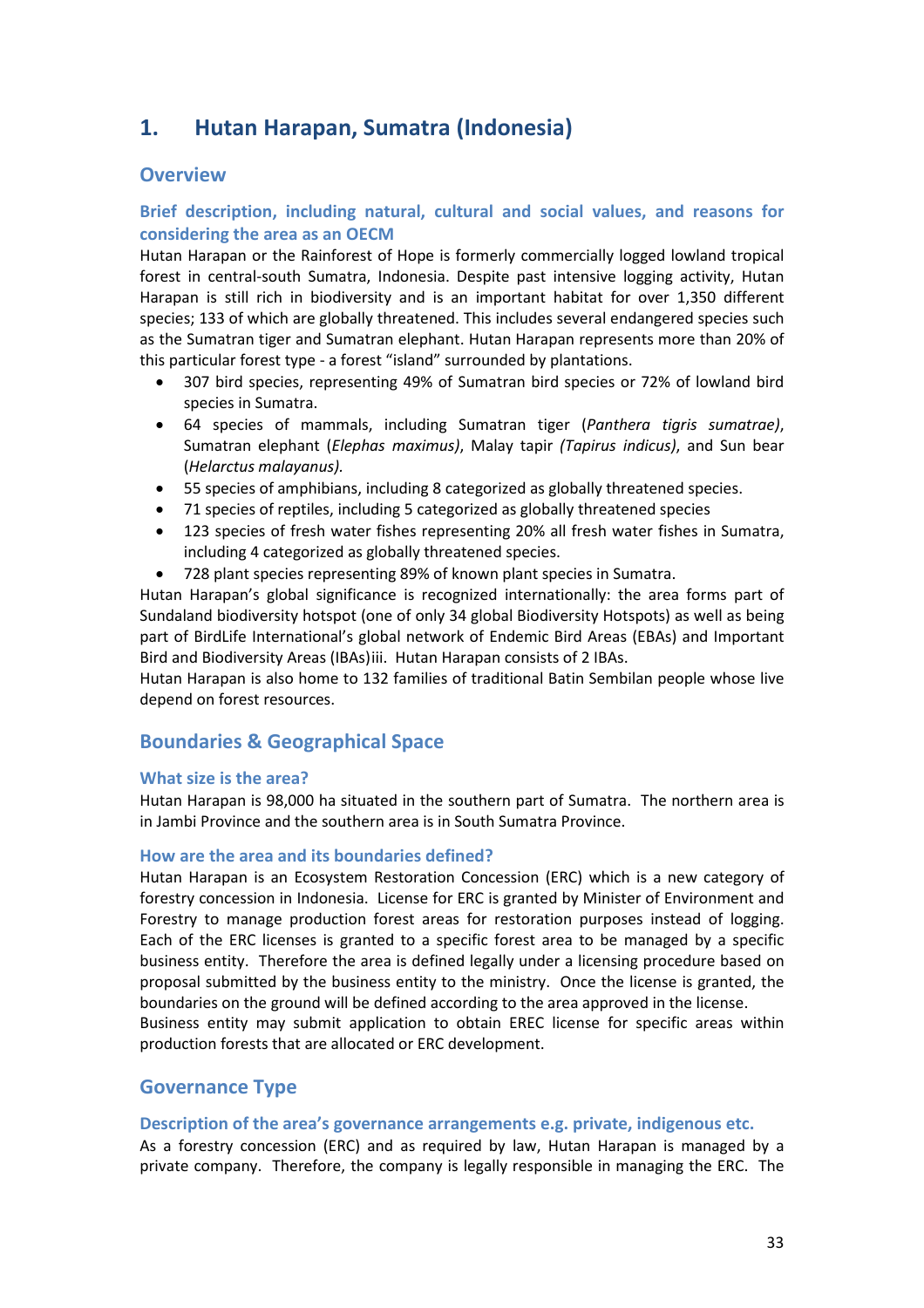# 1. Hutan Harapan, Sumatra (Indonesia)

## Overview

### Brief description, including natural, cultural and social values, and reasons for considering the area as an OECM

Hutan Harapan or the Rainforest of Hope is formerly commercially logged lowland tropical forest in central-south Sumatra, Indonesia. Despite past intensive logging activity, Hutan Harapan is still rich in biodiversity and is an important habitat for over 1,350 different species; 133 of which are globally threatened. This includes several endangered species such as the Sumatran tiger and Sumatran elephant. Hutan Harapan represents more than 20% of this particular forest type - a forest "island" surrounded by plantations.

- 307 bird species, representing 49% of Sumatran bird species or 72% of lowland bird species in Sumatra.
- 64 species of mammals, including Sumatran tiger (*Panthera tigris sumatrae)*, Sumatran elephant (*Elephas maximus)*, Malay tapir *(Tapirus indicus)*, and Sun bear (*Helarctus malayanus).*
- 55 species of amphibians, including 8 categorized as globally threatened species.
- 71 species of reptiles, including 5 categorized as globally threatened species
- 123 species of fresh water fishes representing 20% all fresh water fishes in Sumatra, including 4 categorized as globally threatened species.
- 728 plant species representing 89% of known plant species in Sumatra.

Hutan Harapan's global significance is recognized internationally: the area forms part of Sundaland biodiversity hotspot (one of only 34 global Biodiversity Hotspots) as well as being part of BirdLife International's global network of Endemic Bird Areas (EBAs) and Important Bird and Biodiversity Areas (IBAs)iii. Hutan Harapan consists of 2 IBAs.

Hutan Harapan is also home to 132 families of traditional Batin Sembilan people whose live depend on forest resources.

## Boundaries & Geographical Space

### What size is the area?

Hutan Harapan is 98,000 ha situated in the southern part of Sumatra. The northern area is in Jambi Province and the southern area is in South Sumatra Province.

### How are the area and its boundaries defined?

Hutan Harapan is an Ecosystem Restoration Concession (ERC) which is a new category of forestry concession in Indonesia. License for ERC is granted by Minister of Environment and Forestry to manage production forest areas for restoration purposes instead of logging. Each of the ERC licenses is granted to a specific forest area to be managed by a specific business entity. Therefore the area is defined legally under a licensing procedure based on proposal submitted by the business entity to the ministry. Once the license is granted, the boundaries on the ground will be defined according to the area approved in the license.

Business entity may submit application to obtain EREC license for specific areas within production forests that are allocated or ERC development.

## Governance Type

### Description of the area's governance arrangements e.g. private, indigenous etc.

As a forestry concession (ERC) and as required by law, Hutan Harapan is managed by a private company. Therefore, the company is legally responsible in managing the ERC. The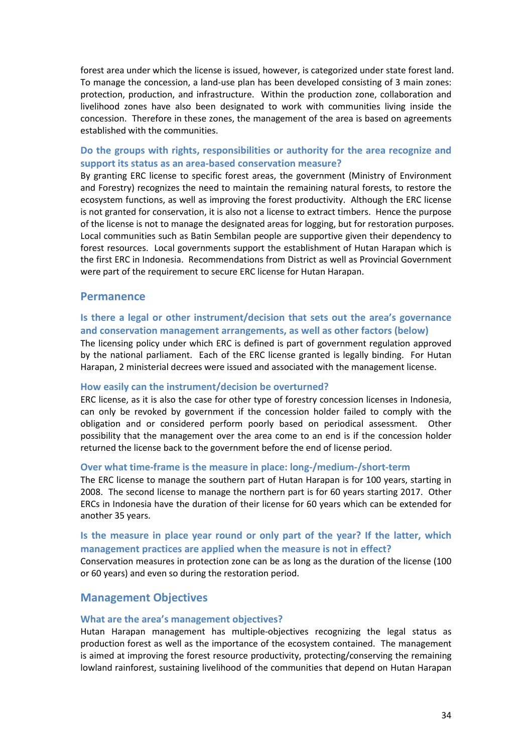forest area under which the license is issued, however, is categorized under state forest land. To manage the concession, a land-use plan has been developed consisting of 3 main zones: protection, production, and infrastructure. Within the production zone, collaboration and livelihood zones have also been designated to work with communities living inside the concession. Therefore in these zones, the management of the area is based on agreements established with the communities.

### Do the groups with rights, responsibilities or authority for the area recognize and support its status as an area-based conservation measure?

By granting ERC license to specific forest areas, the government (Ministry of Environment and Forestry) recognizes the need to maintain the remaining natural forests, to restore the ecosystem functions, as well as improving the forest productivity. Although the ERC license is not granted for conservation, it is also not a license to extract timbers. Hence the purpose of the license is not to manage the designated areas for logging, but for restoration purposes. Local communities such as Batin Sembilan people are supportive given their dependency to forest resources. Local governments support the establishment of Hutan Harapan which is the first ERC in Indonesia. Recommendations from District as well as Provincial Government were part of the requirement to secure ERC license for Hutan Harapan.

## Permanence

### Is there a legal or other instrument/decision that sets out the area's governance and conservation management arrangements, as well as other factors (below)

The licensing policy under which ERC is defined is part of government regulation approved by the national parliament. Each of the ERC license granted is legally binding. For Hutan Harapan, 2 ministerial decrees were issued and associated with the management license.

### How easily can the instrument/decision be overturned?

ERC license, as it is also the case for other type of forestry concession licenses in Indonesia, can only be revoked by government if the concession holder failed to comply with the obligation and or considered perform poorly based on periodical assessment. Other possibility that the management over the area come to an end is if the concession holder returned the license back to the government before the end of license period.

### Over what time-frame is the measure in place: long-/medium-/short-term

The ERC license to manage the southern part of Hutan Harapan is for 100 years, starting in 2008. The second license to manage the northern part is for 60 years starting 2017. Other ERCs in Indonesia have the duration of their license for 60 years which can be extended for another 35 years.

### Is the measure in place year round or only part of the year? If the latter, which management practices are applied when the measure is not in effect?

Conservation measures in protection zone can be as long as the duration of the license (100 or 60 years) and even so during the restoration period.

## Management Objectives

### What are the area's management objectives?

Hutan Harapan management has multiple-objectives recognizing the legal status as production forest as well as the importance of the ecosystem contained. The management is aimed at improving the forest resource productivity, protecting/conserving the remaining lowland rainforest, sustaining livelihood of the communities that depend on Hutan Harapan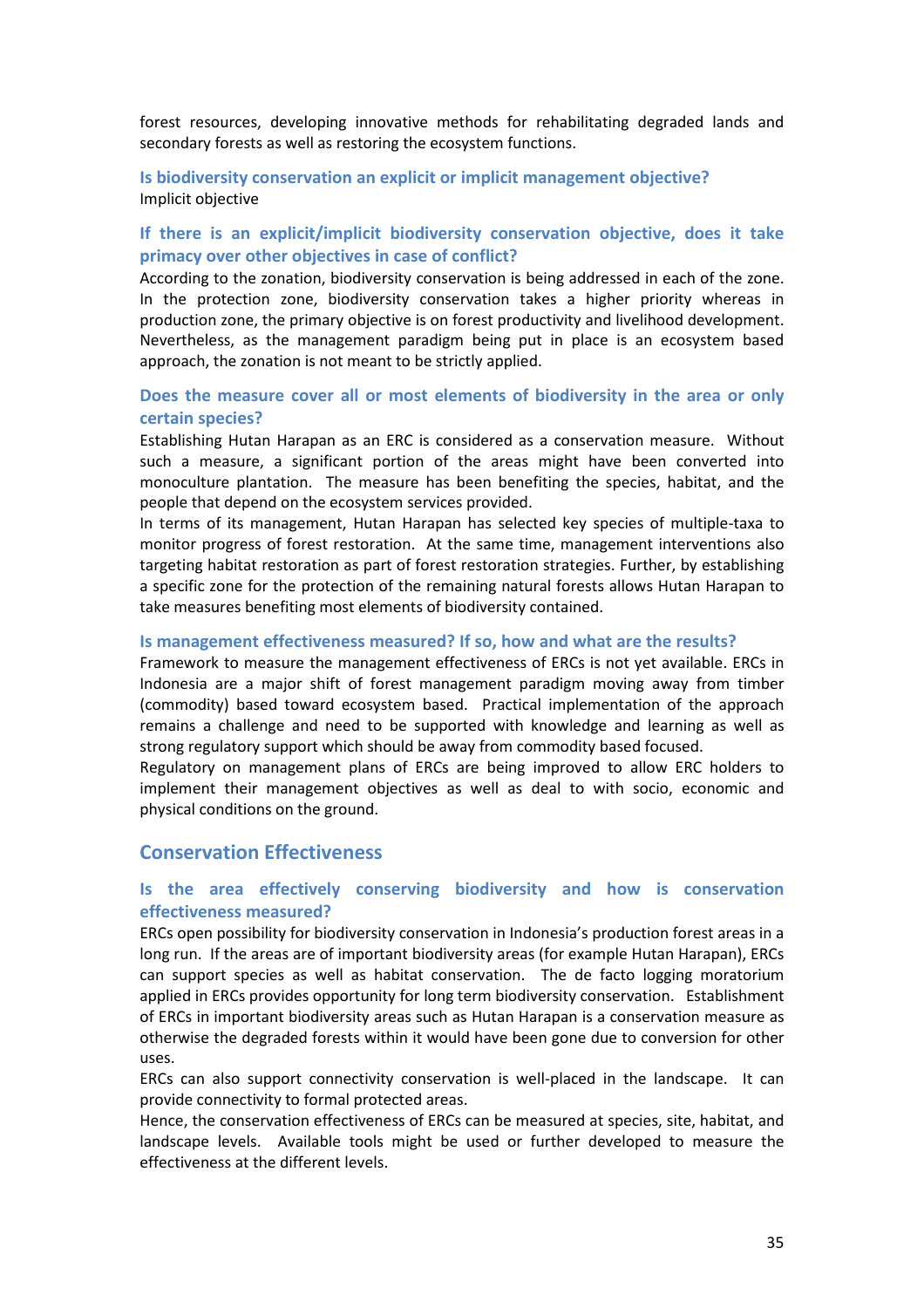forest resources, developing innovative methods for rehabilitating degraded lands and secondary forests as well as restoring the ecosystem functions.

### Is biodiversity conservation an explicit or implicit management objective?

Implicit objective

### If there is an explicit/implicit biodiversity conservation objective, does it take primacy over other objectives in case of conflict?

According to the zonation, biodiversity conservation is being addressed in each of the zone. In the protection zone, biodiversity conservation takes a higher priority whereas in production zone, the primary objective is on forest productivity and livelihood development. Nevertheless, as the management paradigm being put in place is an ecosystem based approach, the zonation is not meant to be strictly applied.

### Does the measure cover all or most elements of biodiversity in the area or only certain species?

Establishing Hutan Harapan as an ERC is considered as a conservation measure. Without such a measure, a significant portion of the areas might have been converted into monoculture plantation. The measure has been benefiting the species, habitat, and the people that depend on the ecosystem services provided.

In terms of its management, Hutan Harapan has selected key species of multiple-taxa to monitor progress of forest restoration. At the same time, management interventions also targeting habitat restoration as part of forest restoration strategies. Further, by establishing a specific zone for the protection of the remaining natural forests allows Hutan Harapan to take measures benefiting most elements of biodiversity contained.

### Is management effectiveness measured? If so, how and what are the results?

Framework to measure the management effectiveness of ERCs is not yet available. ERCs in Indonesia are a major shift of forest management paradigm moving away from timber (commodity) based toward ecosystem based. Practical implementation of the approach remains a challenge and need to be supported with knowledge and learning as well as strong regulatory support which should be away from commodity based focused.

Regulatory on management plans of ERCs are being improved to allow ERC holders to implement their management objectives as well as deal to with socio, economic and physical conditions on the ground.

## Conservation Effectiveness

### Is the area effectively conserving biodiversity and how is conservation effectiveness measured?

ERCs open possibility for biodiversity conservation in Indonesia's production forest areas in a long run. If the areas are of important biodiversity areas (for example Hutan Harapan), ERCs can support species as well as habitat conservation. The de facto logging moratorium applied in ERCs provides opportunity for long term biodiversity conservation. Establishment of ERCs in important biodiversity areas such as Hutan Harapan is a conservation measure as otherwise the degraded forests within it would have been gone due to conversion for other uses.

ERCs can also support connectivity conservation is well-placed in the landscape. It can provide connectivity to formal protected areas.

Hence, the conservation effectiveness of ERCs can be measured at species, site, habitat, and landscape levels. Available tools might be used or further developed to measure the effectiveness at the different levels.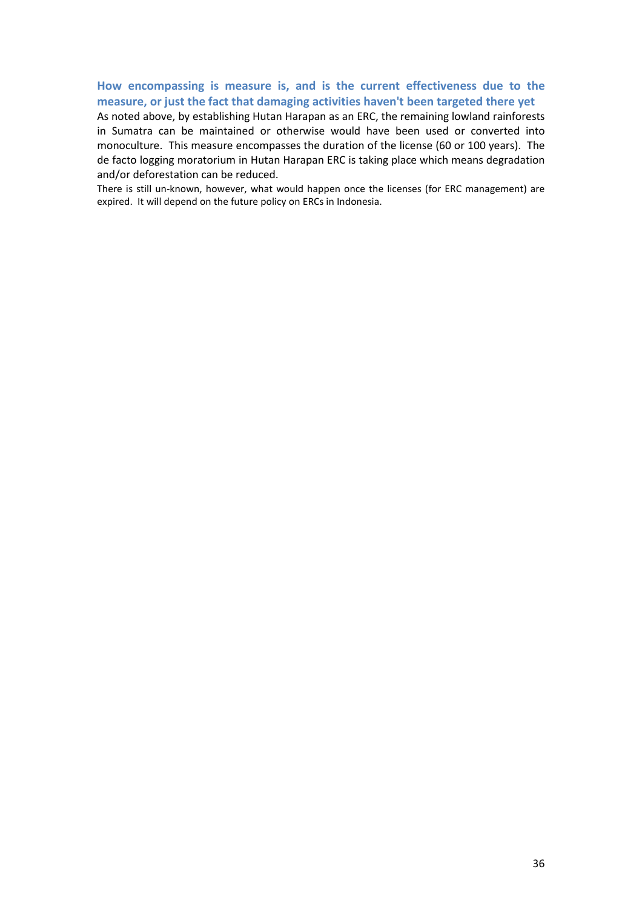### How encompassing is measure is, and is the current effectiveness due to the measure, or just the fact that damaging activities haven't been targeted there yet

As noted above, by establishing Hutan Harapan as an ERC, the remaining lowland rainforests in Sumatra can be maintained or otherwise would have been used or converted into monoculture. This measure encompasses the duration of the license (60 or 100 years). The de facto logging moratorium in Hutan Harapan ERC is taking place which means degradation and/or deforestation can be reduced.

There is still un-known, however, what would happen once the licenses (for ERC management) are expired. It will depend on the future policy on ERCs in Indonesia.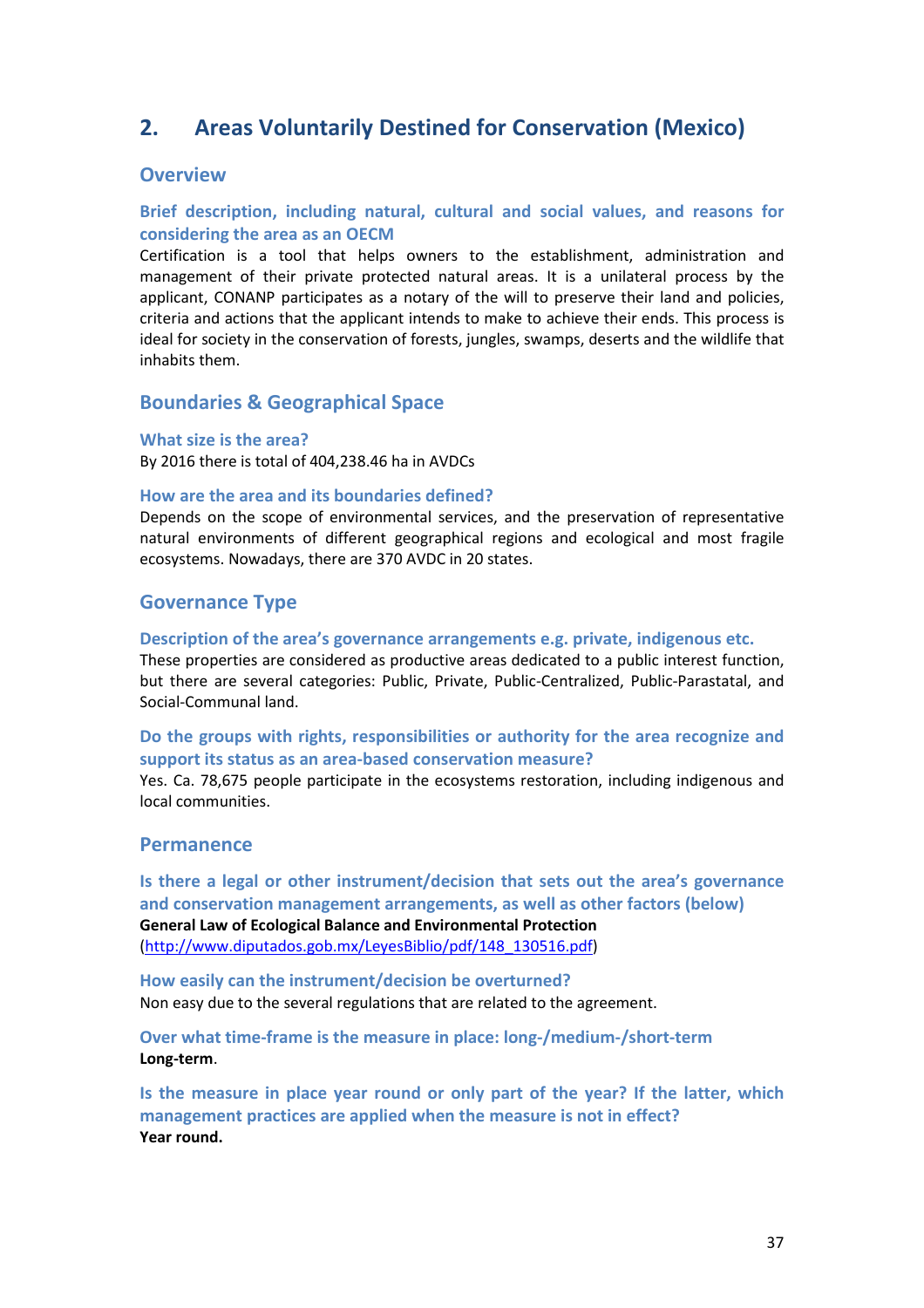## 2. Areas Voluntarily Destined for Conservation (Mexico)

### Overview

#### Brief description, including natural, cultural and social values, and reasons for considering the area as an OECM

Certification is a tool that helps owners to the establishment, administration and management of their private protected natural areas. It is a unilateral process by the applicant, CONANP participates as a notary of the will to preserve their land and policies, criteria and actions that the applicant intends to make to achieve their ends. This process is ideal for society in the conservation of forests, jungles, swamps, deserts and the wildlife that inhabits them.

### Boundaries & Geographical Space

#### What size is the area?

By 2016 there is total of 404,238.46 ha in AVDCs

#### How are the area and its boundaries defined?

Depends on the scope of environmental services, and the preservation of representative natural environments of different geographical regions and ecological and most fragile ecosystems. Nowadays, there are 370 AVDC in 20 states.

### Governance Type

#### Description of the area's governance arrangements e.g. private, indigenous etc.

These properties are considered as productive areas dedicated to a public interest function, but there are several categories: Public, Private, Public-Centralized, Public-Parastatal, and Social-Communal land.

#### Do the groups with rights, responsibilities or authority for the area recognize and support its status as an area-based conservation measure?

Yes. Ca. 78,675 people participate in the ecosystems restoration, including indigenous and local communities.

### Permanence

#### Is there a legal or other instrument/decision that sets out the area's governance and conservation management arrangements, as well as other factors (below)

**General Law of Ecological Balance and Environmental Protection**
(http://www.diputados.gob.mx/LeyesBiblio/pdf/148_130516.pdf)

#### How easily can the instrument/decision be overturned?

Non easy due to the several regulations that are related to the agreement.

#### Over what time-frame is the measure in place: long-/medium-/short-term

**Long-term**.

#### Is the measure in place year round or only part of the year? If the latter, which management practices are applied when the measure is not in effect?

**Year round.**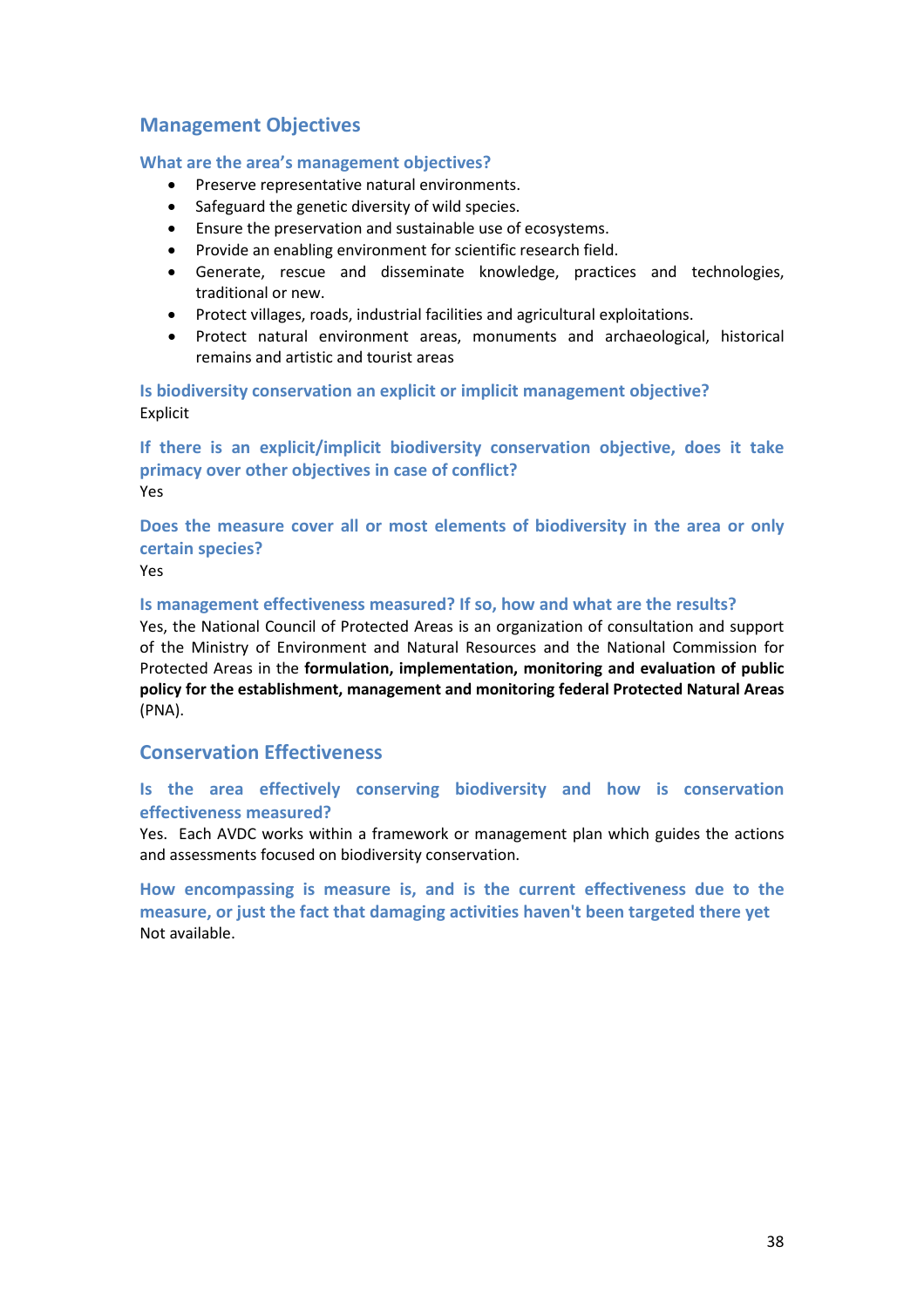## Management Objectives

### What are the area's management objectives?

- Preserve representative natural environments.
- Safeguard the genetic diversity of wild species.
- Ensure the preservation and sustainable use of ecosystems.
- Provide an enabling environment for scientific research field.
- Generate, rescue and disseminate knowledge, practices and technologies, traditional or new.
- Protect villages, roads, industrial facilities and agricultural exploitations.
- Protect natural environment areas, monuments and archaeological, historical remains and artistic and tourist areas

### Is biodiversity conservation an explicit or implicit management objective?

Explicit

### If there is an explicit/implicit biodiversity conservation objective, does it take primacy over other objectives in case of conflict?

Yes

### Does the measure cover all or most elements of biodiversity in the area or only certain species?

Yes

### Is management effectiveness measured? If so, how and what are the results?

Yes, the National Council of Protected Areas is an organization of consultation and support of the Ministry of Environment and Natural Resources and the National Commission for Protected Areas in the **formulation, implementation, monitoring and evaluation of public policy for the establishment, management and monitoring federal Protected Natural Areas** (PNA).

## Conservation Effectiveness

### Is the area effectively conserving biodiversity and how is conservation effectiveness measured?

Yes. Each AVDC works within a framework or management plan which guides the actions and assessments focused on biodiversity conservation.

### How encompassing is measure is, and is the current effectiveness due to the measure, or just the fact that damaging activities haven't been targeted there yet

Not available.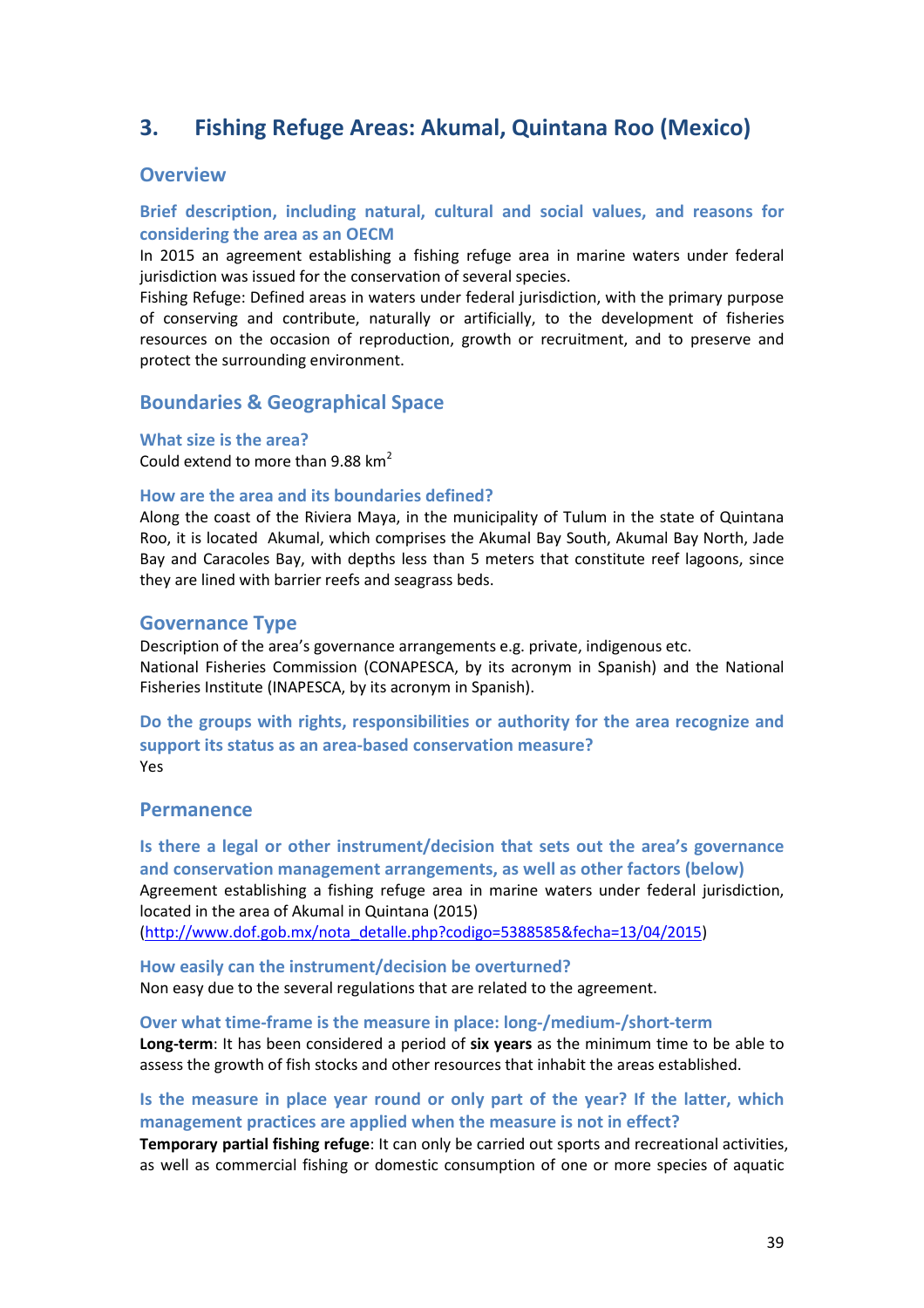## 3. Fishing Refuge Areas: Akumal, Quintana Roo (Mexico)

### Overview

#### Brief description, including natural, cultural and social values, and reasons for considering the area as an OECM

In 2015 an agreement establishing a fishing refuge area in marine waters under federal jurisdiction was issued for the conservation of several species.

Fishing Refuge: Defined areas in waters under federal jurisdiction, with the primary purpose of conserving and contribute, naturally or artificially, to the development of fisheries resources on the occasion of reproduction, growth or recruitment, and to preserve and protect the surrounding environment.

### Boundaries & Geographical Space

#### What size is the area?

Could extend to more than 9.88 $km^2$

#### How are the area and its boundaries defined?

Along the coast of the Riviera Maya, in the municipality of Tulum in the state of Quintana Roo, it is located Akumal, which comprises the Akumal Bay South, Akumal Bay North, Jade Bay and Caracoles Bay, with depths less than 5 meters that constitute reef lagoons, since they are lined with barrier reefs and seagrass beds.

### Governance Type

Description of the area's governance arrangements e.g. private, indigenous etc.

National Fisheries Commission (CONAPESCA, by its acronym in Spanish) and the National Fisheries Institute (INAPESCA, by its acronym in Spanish).

#### Do the groups with rights, responsibilities or authority for the area recognize and support its status as an area-based conservation measure?

Yes

### Permanence

#### Is there a legal or other instrument/decision that sets out the area's governance and conservation management arrangements, as well as other factors (below)

Agreement establishing a fishing refuge area in marine waters under federal jurisdiction, located in the area of Akumal in Quintana (2015)
(http://www.dof.gob.mx/nota_detalle.php?codigo=5388585&fecha=13/04/2015)

#### How easily can the instrument/decision be overturned?

Non easy due to the several regulations that are related to the agreement.

#### Over what time-frame is the measure in place: long-/medium-/short-term

**Long-term**: It has been considered a period of **six years** as the minimum time to be able to assess the growth of fish stocks and other resources that inhabit the areas established.

#### Is the measure in place year round or only part of the year? If the latter, which management practices are applied when the measure is not in effect?

**Temporary partial fishing refuge**: It can only be carried out sports and recreational activities, as well as commercial fishing or domestic consumption of one or more species of aquatic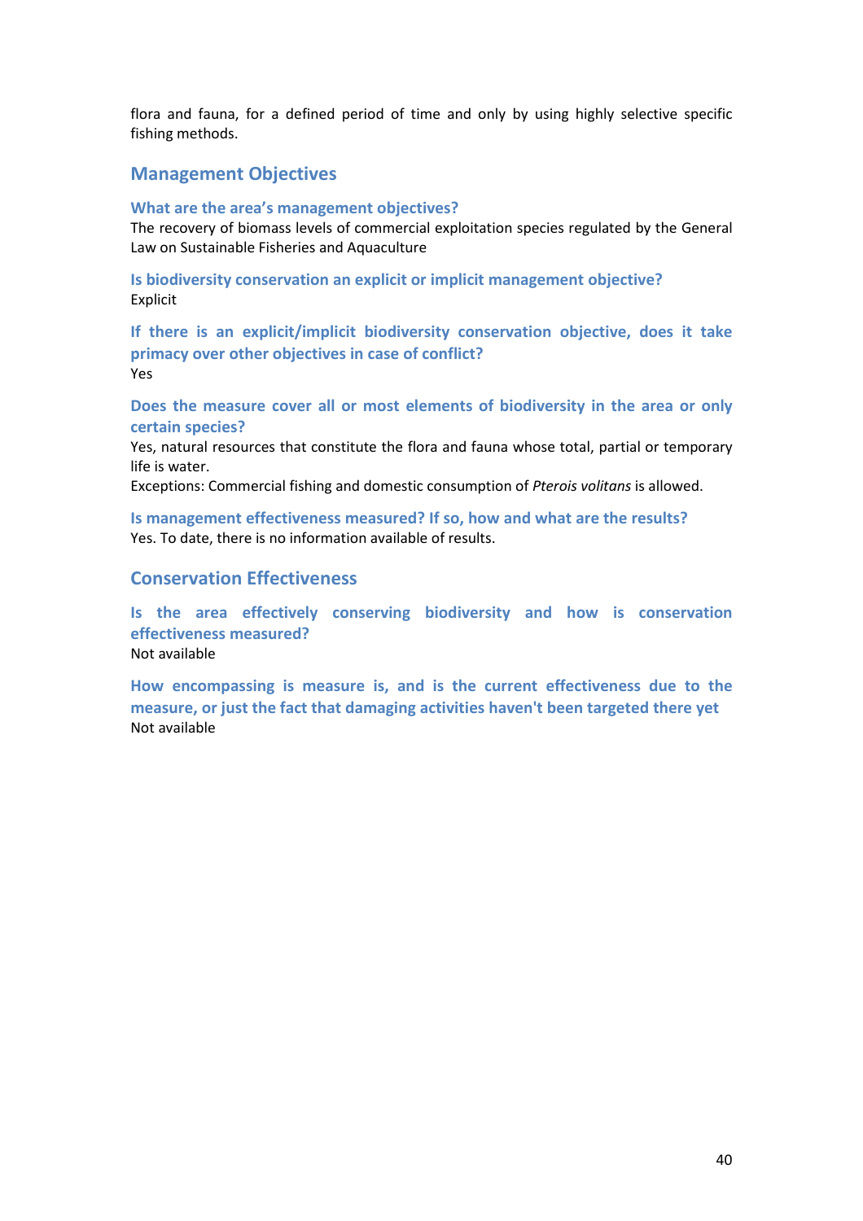flora and fauna, for a defined period of time and only by using highly selective specific fishing methods.

## Management Objectives

### What are the area's management objectives?

The recovery of biomass levels of commercial exploitation species regulated by the General Law on Sustainable Fisheries and Aquaculture

### Is biodiversity conservation an explicit or implicit management objective?

Explicit

### If there is an explicit/implicit biodiversity conservation objective, does it take primacy over other objectives in case of conflict?

Yes

### Does the measure cover all or most elements of biodiversity in the area or only certain species?

Yes, natural resources that constitute the flora and fauna whose total, partial or temporary life is water.

Exceptions: Commercial fishing and domestic consumption of *Pterois volitans* is allowed.

### Is management effectiveness measured? If so, how and what are the results?

Yes. To date, there is no information available of results.

## Conservation Effectiveness

### Is the area effectively conserving biodiversity and how is conservation effectiveness measured?

Not available

### How encompassing is measure is, and is the current effectiveness due to the measure, or just the fact that damaging activities haven't been targeted there yet

Not available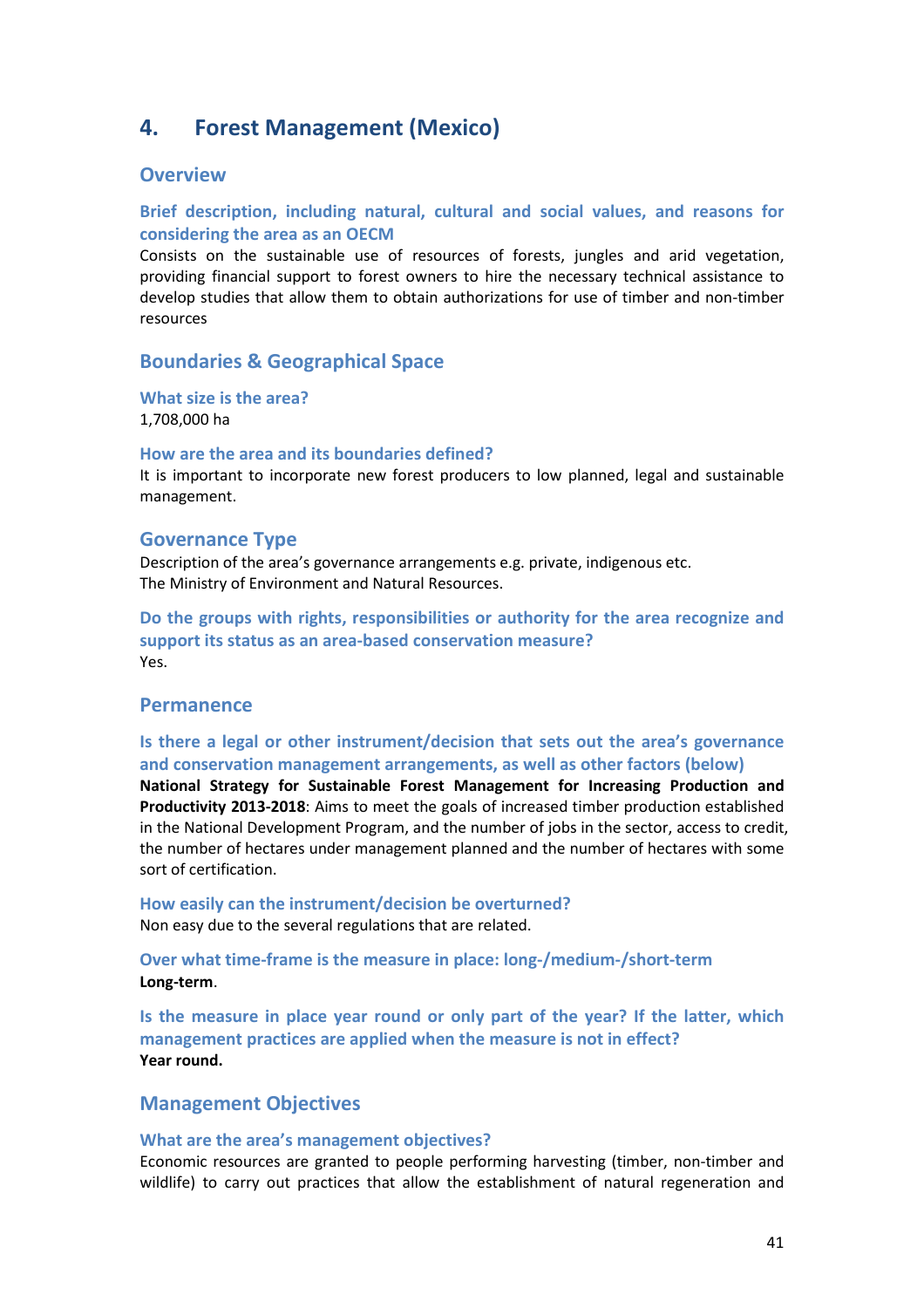## 4. Forest Management (Mexico)

### Overview

#### Brief description, including natural, cultural and social values, and reasons for considering the area as an OECM

Consists on the sustainable use of resources of forests, jungles and arid vegetation, providing financial support to forest owners to hire the necessary technical assistance to develop studies that allow them to obtain authorizations for use of timber and non-timber resources

### Boundaries & Geographical Space

#### What size is the area?

1,708,000 ha

#### How are the area and its boundaries defined?

It is important to incorporate new forest producers to low planned, legal and sustainable management.

### Governance Type

Description of the area's governance arrangements e.g. private, indigenous etc.
The Ministry of Environment and Natural Resources.

#### Do the groups with rights, responsibilities or authority for the area recognize and support its status as an area-based conservation measure?

Yes.

### Permanence

#### Is there a legal or other instrument/decision that sets out the area's governance and conservation management arrangements, as well as other factors (below)

**National Strategy for Sustainable Forest Management for Increasing Production and Productivity 2013-2018**: Aims to meet the goals of increased timber production established in the National Development Program, and the number of jobs in the sector, access to credit, the number of hectares under management planned and the number of hectares with some sort of certification.

#### How easily can the instrument/decision be overturned?

Non easy due to the several regulations that are related.

#### Over what time-frame is the measure in place: long-/medium-/short-term

**Long-term**.

#### Is the measure in place year round or only part of the year? If the latter, which management practices are applied when the measure is not in effect?

**Year round.**

### Management Objectives

#### What are the area's management objectives?

Economic resources are granted to people performing harvesting (timber, non-timber and wildlife) to carry out practices that allow the establishment of natural regeneration and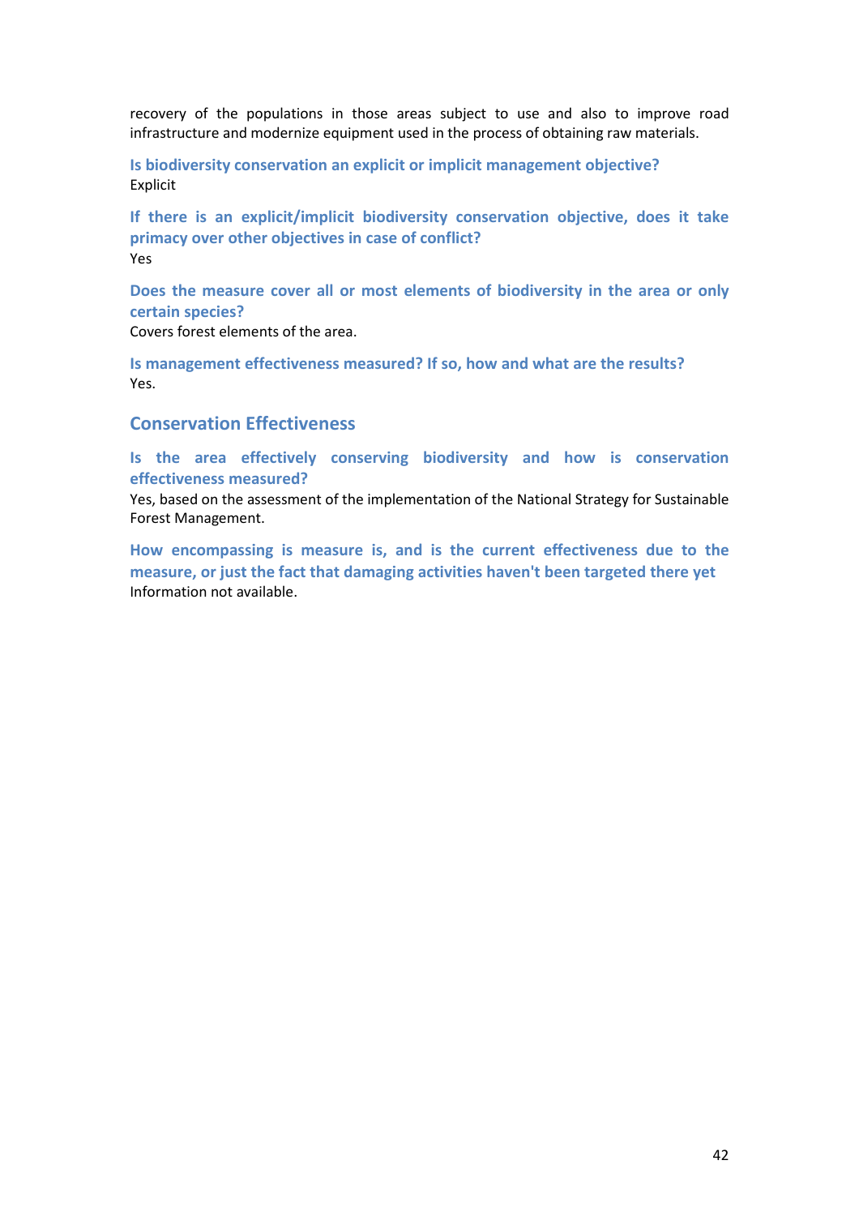recovery of the populations in those areas subject to use and also to improve road infrastructure and modernize equipment used in the process of obtaining raw materials.

### Is biodiversity conservation an explicit or implicit management objective?

Explicit

### If there is an explicit/implicit biodiversity conservation objective, does it take primacy over other objectives in case of conflict?

Yes

### Does the measure cover all or most elements of biodiversity in the area or only certain species?

Covers forest elements of the area.

### Is management effectiveness measured? If so, how and what are the results?

Yes.

## Conservation Effectiveness

### Is the area effectively conserving biodiversity and how is conservation effectiveness measured?

Yes, based on the assessment of the implementation of the National Strategy for Sustainable Forest Management.

### How encompassing is measure is, and is the current effectiveness due to the measure, or just the fact that damaging activities haven't been targeted there yet

Information not available.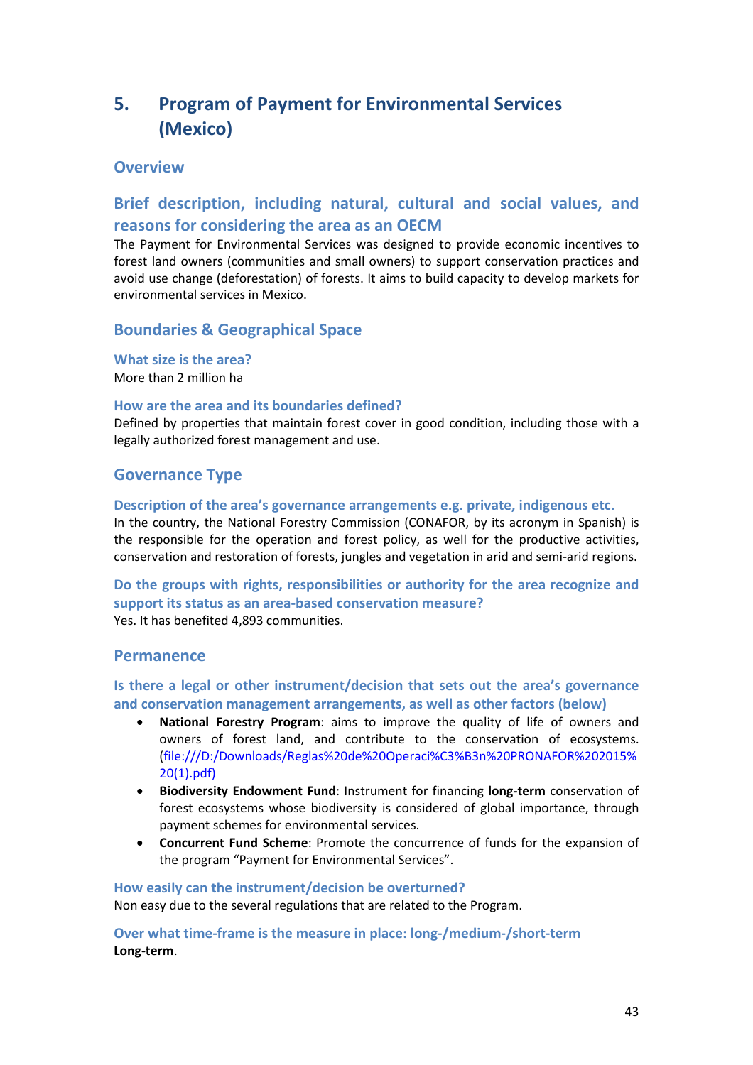## 5. Program of Payment for Environmental Services (Mexico)

### Overview

### Brief description, including natural, cultural and social values, and reasons for considering the area as an OECM

The Payment for Environmental Services was designed to provide economic incentives to forest land owners (communities and small owners) to support conservation practices and avoid use change (deforestation) of forests. It aims to build capacity to develop markets for environmental services in Mexico.

### Boundaries & Geographical Space

#### What size is the area?

More than 2 million ha

#### How are the area and its boundaries defined?

Defined by properties that maintain forest cover in good condition, including those with a legally authorized forest management and use.

### Governance Type

#### Description of the area's governance arrangements e.g. private, indigenous etc.

In the country, the National Forestry Commission (CONAFOR, by its acronym in Spanish) is the responsible for the operation and forest policy, as well as for the productive activities, conservation and restoration of forests, jungles and vegetation in arid and semi-arid regions.

#### Do the groups with rights, responsibilities or authority for the area recognize and support its status as an area-based conservation measure?

Yes. It has benefited 4,893 communities.

### Permanence

#### Is there a legal or other instrument/decision that sets out the area's governance and conservation management arrangements, as well as other factors (below)

- **National Forestry Program**: aims to improve the quality of life of owners and owners of forest land, and contribute to the conservation of ecosystems. (file:///D:/Downloads/Reglas%20de%20Operaci%C3%B3n%20PRONAFOR%202015%20(1).pdf)
- **Biodiversity Endowment Fund**: Instrument for financing **long-term** conservation of forest ecosystems whose biodiversity is considered of global importance, through payment schemes for environmental services.
- **Concurrent Fund Scheme**: Promote the concurrence of funds for the expansion of the program "Payment for Environmental Services".

#### How easily can the instrument/decision be overturned?

Non easy due to the several regulations that are related to the Program.

#### Over what time-frame is the measure in place: long-/medium-/short-term

**Long-term**.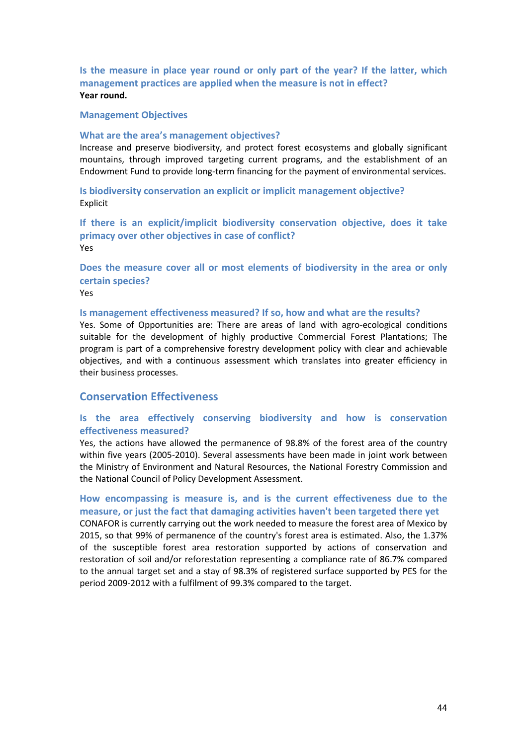#### Is the measure in place year round or only part of the year? If the latter, which management practices are applied when the measure is not in effect?

**Year round.**

### Management Objectives

#### What are the area's management objectives?

Increase and preserve biodiversity, and protect forest ecosystems and globally significant mountains, through improved targeting current programs, and the establishment of an Endowment Fund to provide long-term financing for the payment of environmental services.

#### Is biodiversity conservation an explicit or implicit management objective?

Explicit

#### If there is an explicit/implicit biodiversity conservation objective, does it take primacy over other objectives in case of conflict?

Yes

#### Does the measure cover all or most elements of biodiversity in the area or only certain species?

Yes

#### Is management effectiveness measured? If so, how and what are the results?

Yes. Some of Opportunities are: There are areas of land with agro-ecological conditions suitable for the development of highly productive Commercial Forest Plantations; The program is part of a comprehensive forestry development policy with clear and achievable objectives, and with a continuous assessment which translates into greater efficiency in their business processes.

## Conservation Effectiveness

#### Is the area effectively conserving biodiversity and how is conservation effectiveness measured?

Yes, the actions have allowed the permanence of 98.8% of the forest area of the country within five years (2005-2010). Several assessments have been made in joint work between the Ministry of Environment and Natural Resources, the National Forestry Commission and the National Council of Policy Development Assessment.

#### How encompassing is measure is, and is the current effectiveness due to the measure, or just the fact that damaging activities haven't been targeted there yet

CONAFOR is currently carrying out the work needed to measure the forest area of Mexico by 2015, so that 99% of permanence of the country's forest area is estimated. Also, the 1.37% of the susceptible forest area restoration supported by actions of conservation and restoration of soil and/or reforestation representing a compliance rate of 86.7% compared to the annual target set and a stay of 98.3% of registered surface supported by PES for the period 2009-2012 with a fulfilment of 99.3% compared to the target.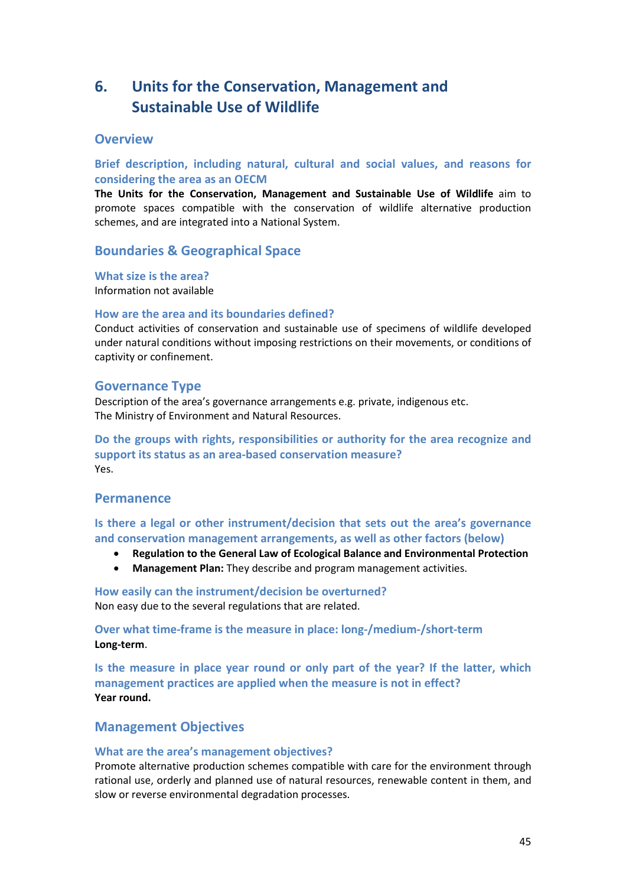# 6. Units for the Conservation, Management and Sustainable Use of Wildlife

## Overview

### Brief description, including natural, cultural and social values, and reasons for considering the area as an OECM

**The Units for the Conservation, Management and Sustainable Use of Wildlife** aim to promote spaces compatible with the conservation of wildlife alternative production schemes, and are integrated into a National System.

## Boundaries & Geographical Space

### What size is the area?

Information not available

### How are the area and its boundaries defined?

Conduct activities of conservation and sustainable use of specimens of wildlife developed under natural conditions without imposing restrictions on their movements, or conditions of captivity or confinement.

## Governance Type

Description of the area's governance arrangements e.g. private, indigenous etc.
The Ministry of Environment and Natural Resources.

### Do the groups with rights, responsibilities or authority for the area recognize and support its status as an area-based conservation measure?

Yes.

## Permanence

### Is there a legal or other instrument/decision that sets out the area's governance and conservation management arrangements, as well as other factors (below)

- **Regulation to the General Law of Ecological Balance and Environmental Protection**
- **Management Plan:** They describe and program management activities.

### How easily can the instrument/decision be overturned?

Non easy due to the several regulations that are related.

### Over what time-frame is the measure in place: long-/medium-/short-term

**Long-term**.

### Is the measure in place year round or only part of the year? If the latter, which management practices are applied when the measure is not in effect?

**Year round.**

## Management Objectives

### What are the area's management objectives?

Promote alternative production schemes compatible with care for the environment through rational use, orderly and planned use of natural resources, renewable content in them, and slow or reverse environmental degradation processes.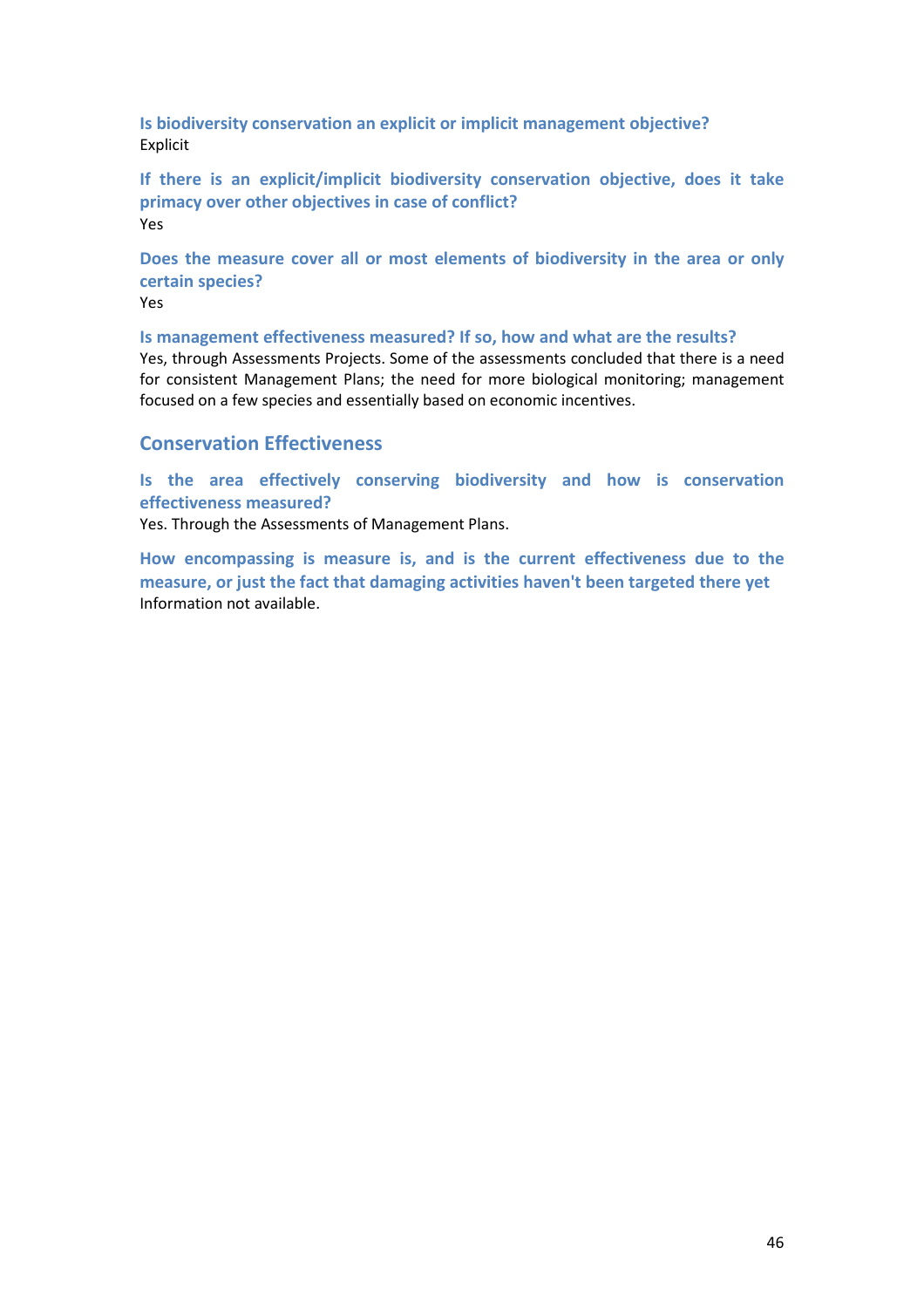**Is biodiversity conservation an explicit or implicit management objective?**
Explicit

**If there is an explicit/implicit biodiversity conservation objective, does it take primacy over other objectives in case of conflict?**
Yes

**Does the measure cover all or most elements of biodiversity in the area or only certain species?**
Yes

**Is management effectiveness measured? If so, how and what are the results?**
Yes, through Assessments Projects. Some of the assessments concluded that there is a need for consistent Management Plans; the need for more biological monitoring; management focused on a few species and essentially based on economic incentives.

## Conservation Effectiveness

**Is the area effectively conserving biodiversity and how is conservation effectiveness measured?**
Yes. Through the Assessments of Management Plans.

**How encompassing is measure is, and is the current effectiveness due to the measure, or just the fact that damaging activities haven't been targeted there yet**
Information not available.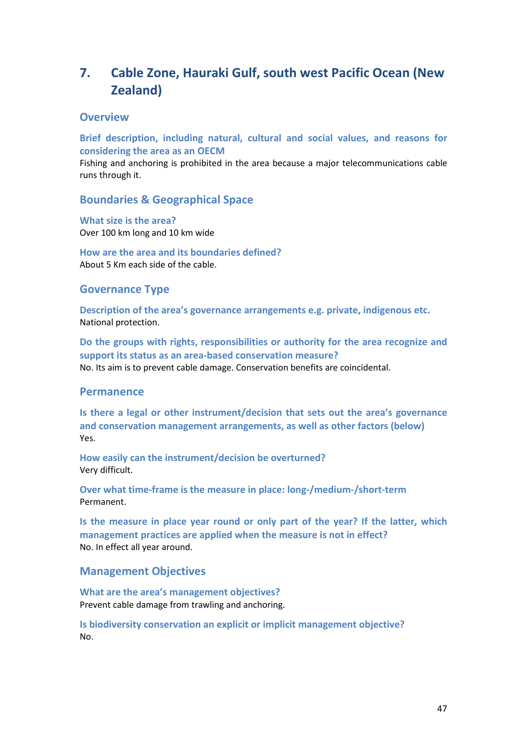## 7. Cable Zone, Hauraki Gulf, south west Pacific Ocean (New Zealand)

### Overview

**Brief description, including natural, cultural and social values, and reasons for considering the area as an OECM**

Fishing and anchoring is prohibited in the area because a major telecommunications cable runs through it.

### Boundaries & Geographical Space

**What size is the area?**

Over 100 km long and 10 km wide

**How are the area and its boundaries defined?**

About 5 Km each side of the cable.

### Governance Type

**Description of the area's governance arrangements e.g. private, indigenous etc.**

National protection.

**Do the groups with rights, responsibilities or authority for the area recognize and support its status as an area-based conservation measure?**

No. Its aim is to prevent cable damage. Conservation benefits are coincidental.

### Permanence

**Is there a legal or other instrument/decision that sets out the area's governance and conservation management arrangements, as well as other factors (below)**

Yes.

**How easily can the instrument/decision be overturned?**

Very difficult.

**Over what time-frame is the measure in place: long-/medium-/short-term**

Permanent.

**Is the measure in place year round or only part of the year? If the latter, which management practices are applied when the measure is not in effect?**

No. In effect all year around.

### Management Objectives

**What are the area's management objectives?**

Prevent cable damage from trawling and anchoring.

**Is biodiversity conservation an explicit or implicit management objective?**

No.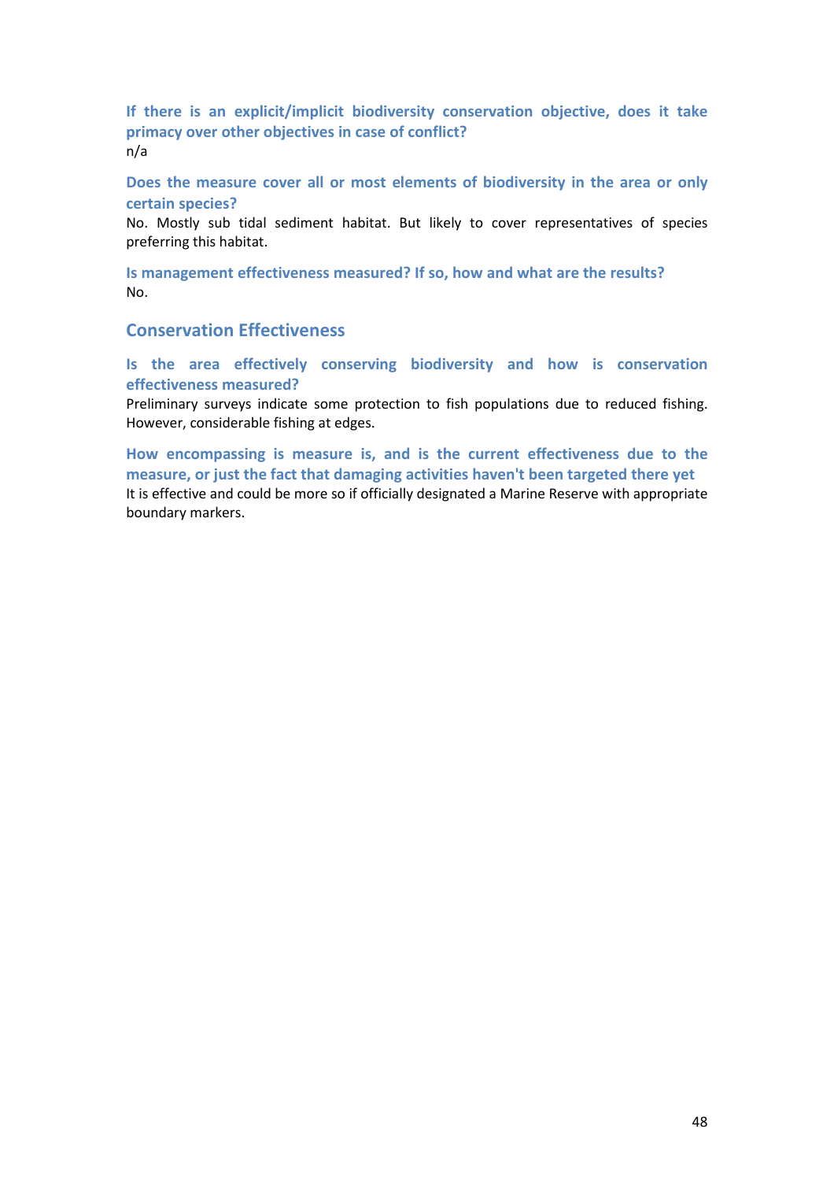#### If there is an explicit/implicit biodiversity conservation objective, does it take primacy over other objectives in case of conflict?

n/a

#### Does the measure cover all or most elements of biodiversity in the area or only certain species?

No. Mostly sub tidal sediment habitat. But likely to cover representatives of species preferring this habitat.

#### Is management effectiveness measured? If so, how and what are the results?

No.

### Conservation Effectiveness

#### Is the area effectively conserving biodiversity and how is conservation effectiveness measured?

Preliminary surveys indicate some protection to fish populations due to reduced fishing. However, considerable fishing at edges.

#### How encompassing is measure is, and is the current effectiveness due to the measure, or just the fact that damaging activities haven't been targeted there yet

It is effective and could be more so if officially designated a Marine Reserve with appropriate boundary markers.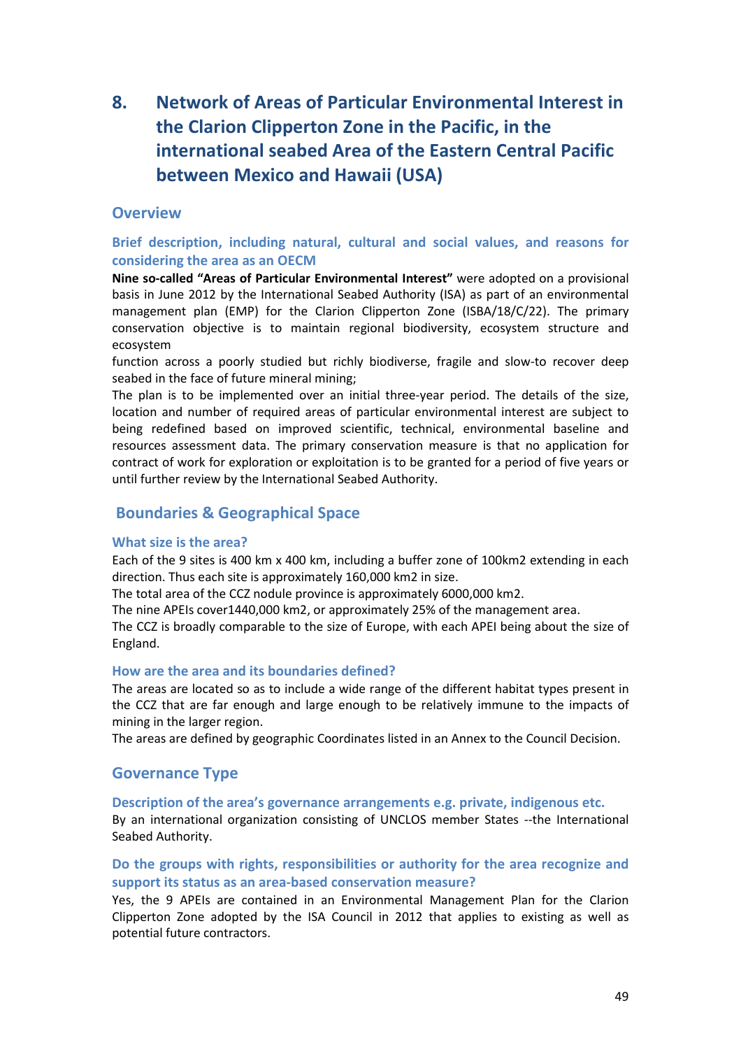# 8. Network of Areas of Particular Environmental Interest in the Clarion Clipperton Zone in the Pacific, in the international seabed Area of the Eastern Central Pacific between Mexico and Hawaii (USA)

## Overview

### Brief description, including natural, cultural and social values, and reasons for considering the area as an OECM

**Nine so-called "Areas of Particular Environmental Interest"** were adopted on a provisional basis in June 2012 by the International Seabed Authority (ISA) as part of an environmental management plan (EMP) for the Clarion Clipperton Zone (ISBA/18/C/22). The primary conservation objective is to maintain regional biodiversity, ecosystem structure and ecosystem

function across a poorly studied but richly biodiverse, fragile and slow-to recover deep seabed in the face of future mineral mining;

The plan is to be implemented over an initial three-year period. The details of the size, location and number of required areas of particular environmental interest are subject to being redefined based on improved scientific, technical, environmental baseline and resources assessment data. The primary conservation measure is that no application for contract of work for exploration or exploitation is to be granted for a period of five years or until further review by the International Seabed Authority.

## Boundaries & Geographical Space

### What size is the area?

Each of the 9 sites is 400 km x 400 km, including a buffer zone of 100km2 extending in each direction. Thus each site is approximately 160,000 km2 in size.

The total area of the CCZ nodule province is approximately 6000,000 km2.

The nine APEIs cover1440,000 km2, or approximately 25% of the management area.

The CCZ is broadly comparable to the size of Europe, with each APEI being about the size of England.

### How are the area and its boundaries defined?

The areas are located so as to include a wide range of the different habitat types present in the CCZ that are far enough and large enough to be relatively immune to the impacts of mining in the larger region.

The areas are defined by geographic Coordinates listed in an Annex to the Council Decision.

## Governance Type

### Description of the area's governance arrangements e.g. private, indigenous etc.

By an international organization consisting of UNCLOS member States --the International Seabed Authority.

### Do the groups with rights, responsibilities or authority for the area recognize and support its status as an area-based conservation measure?

Yes, the 9 APEIs are contained in an Environmental Management Plan for the Clarion Clipperton Zone adopted by the ISA Council in 2012 that applies to existing as well as potential future contractors.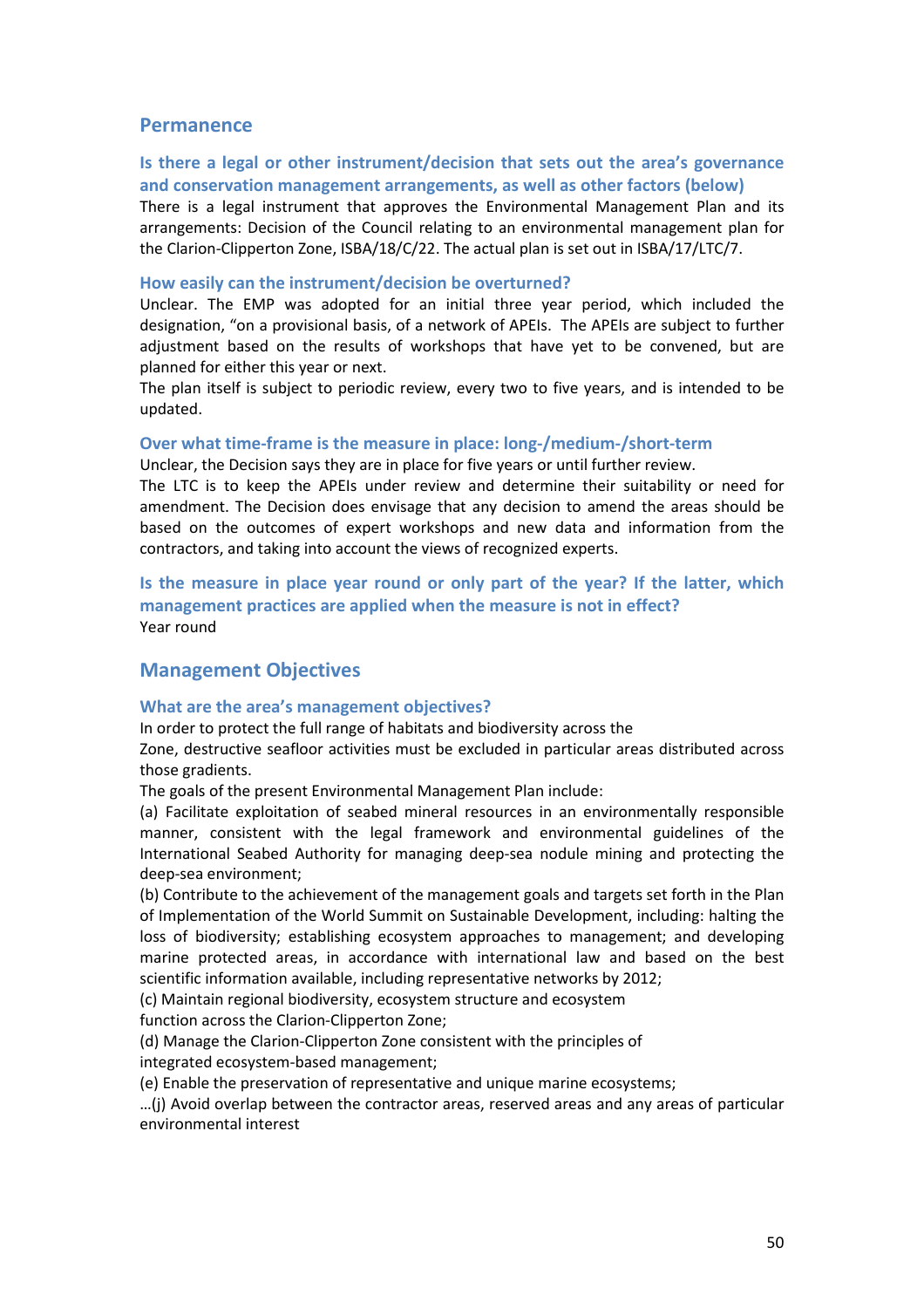## Permanence

### Is there a legal or other instrument/decision that sets out the area's governance and conservation management arrangements, as well as other factors (below)

There is a legal instrument that approves the Environmental Management Plan and its arrangements: Decision of the Council relating to an environmental management plan for the Clarion-Clipperton Zone, ISBA/18/C/22. The actual plan is set out in ISBA/17/LTC/7.

### How easily can the instrument/decision be overturned?

Unclear. The EMP was adopted for an initial three year period, which included the designation, "on a provisional basis, of a network of APEIs. The APEIs are subject to further adjustment based on the results of workshops that have yet to be convened, but are planned for either this year or next.

The plan itself is subject to periodic review, every two to five years, and is intended to be updated.

### Over what time-frame is the measure in place: long-/medium-/short-term

Unclear, the Decision says they are in place for five years or until further review.

The LTC is to keep the APEIs under review and determine their suitability or need for amendment. The Decision does envisage that any decision to amend the areas should be based on the outcomes of expert workshops and new data and information from the contractors, and taking into account the views of recognized experts.

### Is the measure in place year round or only part of the year? If the latter, which management practices are applied when the measure is not in effect?

Year round

## Management Objectives

### What are the area's management objectives?

In order to protect the full range of habitats and biodiversity across the Zone, destructive seafloor activities must be excluded in particular areas distributed across those gradients.

The goals of the present Environmental Management Plan include:

(a) Facilitate exploitation of seabed mineral resources in an environmentally responsible manner, consistent with the legal framework and environmental guidelines of the International Seabed Authority for managing deep-sea nodule mining and protecting the deep-sea environment;

(b) Contribute to the achievement of the management goals and targets set forth in the Plan of Implementation of the World Summit on Sustainable Development, including: halting the loss of biodiversity; establishing ecosystem approaches to management; and developing marine protected areas, in accordance with international law and based on the best scientific information available, including representative networks by 2012;

(c) Maintain regional biodiversity, ecosystem structure and ecosystem function across the Clarion-Clipperton Zone;

(d) Manage the Clarion-Clipperton Zone consistent with the principles of integrated ecosystem-based management;

(e) Enable the preservation of representative and unique marine ecosystems;

…(j) Avoid overlap between the contractor areas, reserved areas and any areas of particular environmental interest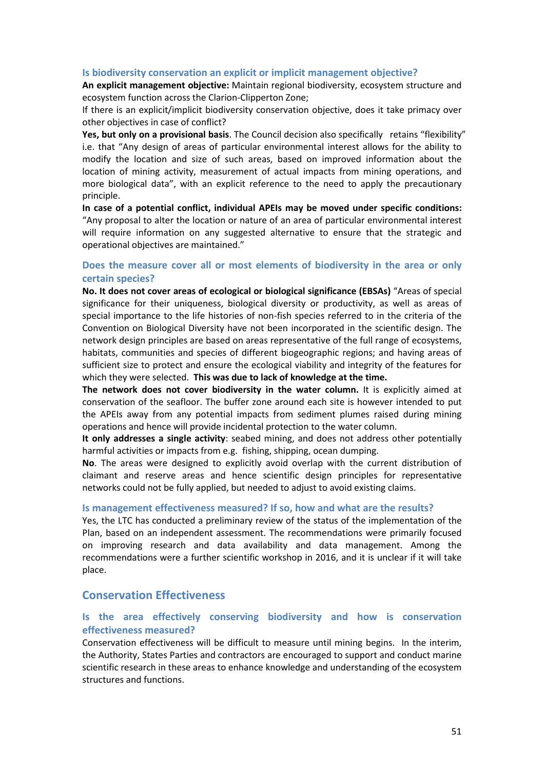### Is biodiversity conservation an explicit or implicit management objective?

**An explicit management objective:** Maintain regional biodiversity, ecosystem structure and ecosystem function across the Clarion-Clipperton Zone;

If there is an explicit/implicit biodiversity conservation objective, does it take primacy over other objectives in case of conflict?

**Yes, but only on a provisional basis**. The Council decision also specifically retains "flexibility" i.e. that "Any design of areas of particular environmental interest allows for the ability to modify the location and size of such areas, based on improved information about the location of mining activity, measurement of actual impacts from mining operations, and more biological data", with an explicit reference to the need to apply the precautionary principle.

**In case of a potential conflict, individual APEIs may be moved under specific conditions:** "Any proposal to alter the location or nature of an area of particular environmental interest will require information on any suggested alternative to ensure that the strategic and operational objectives are maintained."

### Does the measure cover all or most elements of biodiversity in the area or only certain species?

**No. It does not cover areas of ecological or biological significance (EBSAs)** "Areas of special significance for their uniqueness, biological diversity or productivity, as well as areas of special importance to the life histories of non-fish species referred to in the criteria of the Convention on Biological Diversity have not been incorporated in the scientific design. The network design principles are based on areas representative of the full range of ecosystems, habitats, communities and species of different biogeographic regions; and having areas of sufficient size to protect and ensure the ecological viability and integrity of the features for which they were selected. **This was due to lack of knowledge at the time.**

**The network does not cover biodiversity in the water column.** It is explicitly aimed at conservation of the seafloor. The buffer zone around each site is however intended to put the APEIs away from any potential impacts from sediment plumes raised during mining operations and hence will provide incidental protection to the water column.

**It only addresses a single activity**: seabed mining, and does not address other potentially harmful activities or impacts from e.g. fishing, shipping, ocean dumping.

**No**. The areas were designed to explicitly avoid overlap with the current distribution of claimant and reserve areas and hence scientific design principles for representative networks could not be fully applied, but needed to adjust to avoid existing claims.

### Is management effectiveness measured? If so, how and what are the results?

Yes, the LTC has conducted a preliminary review of the status of the implementation of the Plan, based on an independent assessment. The recommendations were primarily focused on improving research and data availability and data management. Among the recommendations were a further scientific workshop in 2016, and it is unclear if it will take place.

## Conservation Effectiveness

### Is the area effectively conserving biodiversity and how is conservation effectiveness measured?

Conservation effectiveness will be difficult to measure until mining begins. In the interim, the Authority, States Parties and contractors are encouraged to support and conduct marine scientific research in these areas to enhance knowledge and understanding of the ecosystem structures and functions.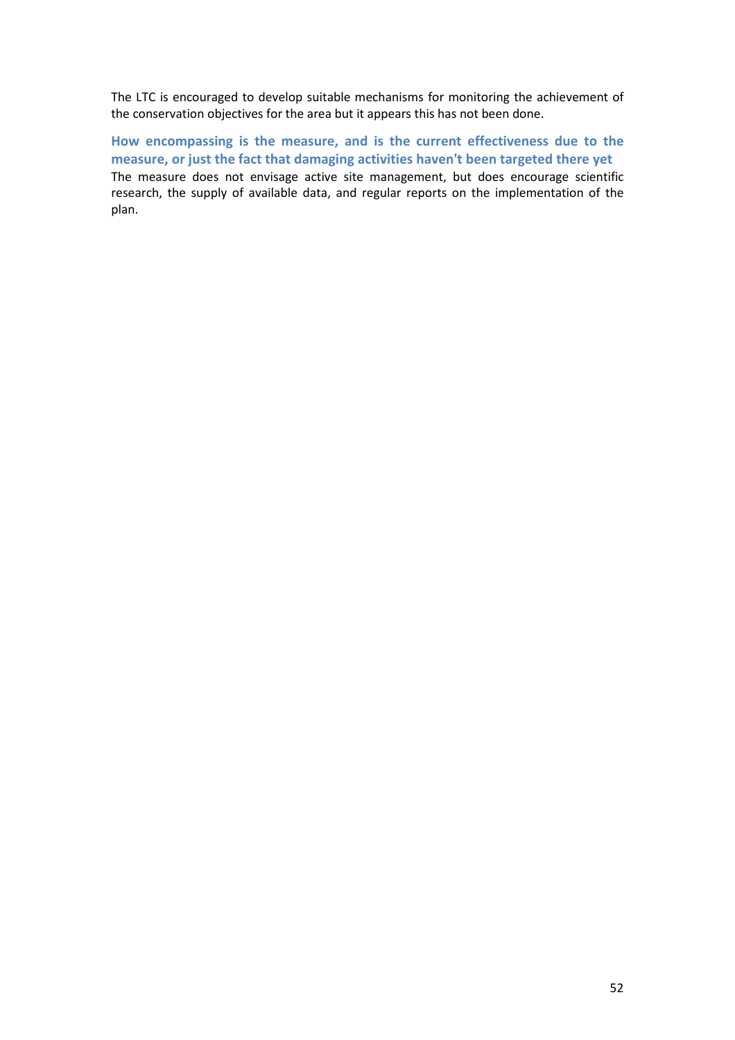The LTC is encouraged to develop suitable mechanisms for monitoring the achievement of the conservation objectives for the area but it appears this has not been done.

### How encompassing is the measure, and is the current effectiveness due to the measure, or just the fact that damaging activities haven't been targeted there yet

The measure does not envisage active site management, but does encourage scientific research, the supply of available data, and regular reports on the implementation of the plan.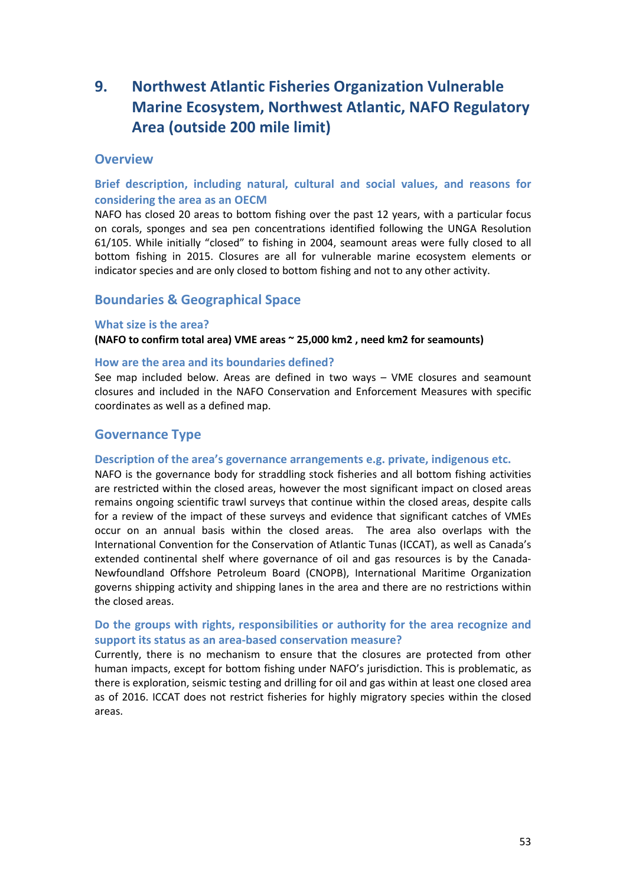# 9. Northwest Atlantic Fisheries Organization Vulnerable Marine Ecosystem, Northwest Atlantic, NAFO Regulatory Area (outside 200 mile limit)

## Overview

### Brief description, including natural, cultural and social values, and reasons for considering the area as an OECM

NAFO has closed 20 areas to bottom fishing over the past 12 years, with a particular focus on corals, sponges and sea pen concentrations identified following the UNGA Resolution 61/105. While initially "closed" to fishing in 2004, seamount areas were fully closed to all bottom fishing in 2015. Closures are all for vulnerable marine ecosystem elements or indicator species and are only closed to bottom fishing and not to any other activity.

## Boundaries & Geographical Space

### What size is the area?

**(NAFO to confirm total area) VME areas ~ 25,000 km2 , need km2 for seamounts)**

### How are the area and its boundaries defined?

See map included below. Areas are defined in two ways – VME closures and seamount closures and included in the NAFO Conservation and Enforcement Measures with specific coordinates as well as a defined map.

## Governance Type

### Description of the area's governance arrangements e.g. private, indigenous etc.

NAFO is the governance body for straddling stock fisheries and all bottom fishing activities are restricted within the closed areas, however the most significant impact on closed areas remains ongoing scientific trawl surveys that continue within the closed areas, despite calls for a review of the impact of these surveys and evidence that significant catches of VMEs occur on an annual basis within the closed areas. The area also overlaps with the International Convention for the Conservation of Atlantic Tunas (ICCAT), as well as Canada's extended continental shelf where governance of oil and gas resources is by the Canada-Newfoundland Offshore Petroleum Board (CNOPB), International Maritime Organization governs shipping activity and shipping lanes in the area and there are no restrictions within the closed areas.

### Do the groups with rights, responsibilities or authority for the area recognize and support its status as an area-based conservation measure?

Currently, there is no mechanism to ensure that the closures are protected from other human impacts, except for bottom fishing under NAFO's jurisdiction. This is problematic, as there is exploration, seismic testing and drilling for oil and gas within at least one closed area as of 2016. ICCAT does not restrict fisheries for highly migratory species within the closed areas.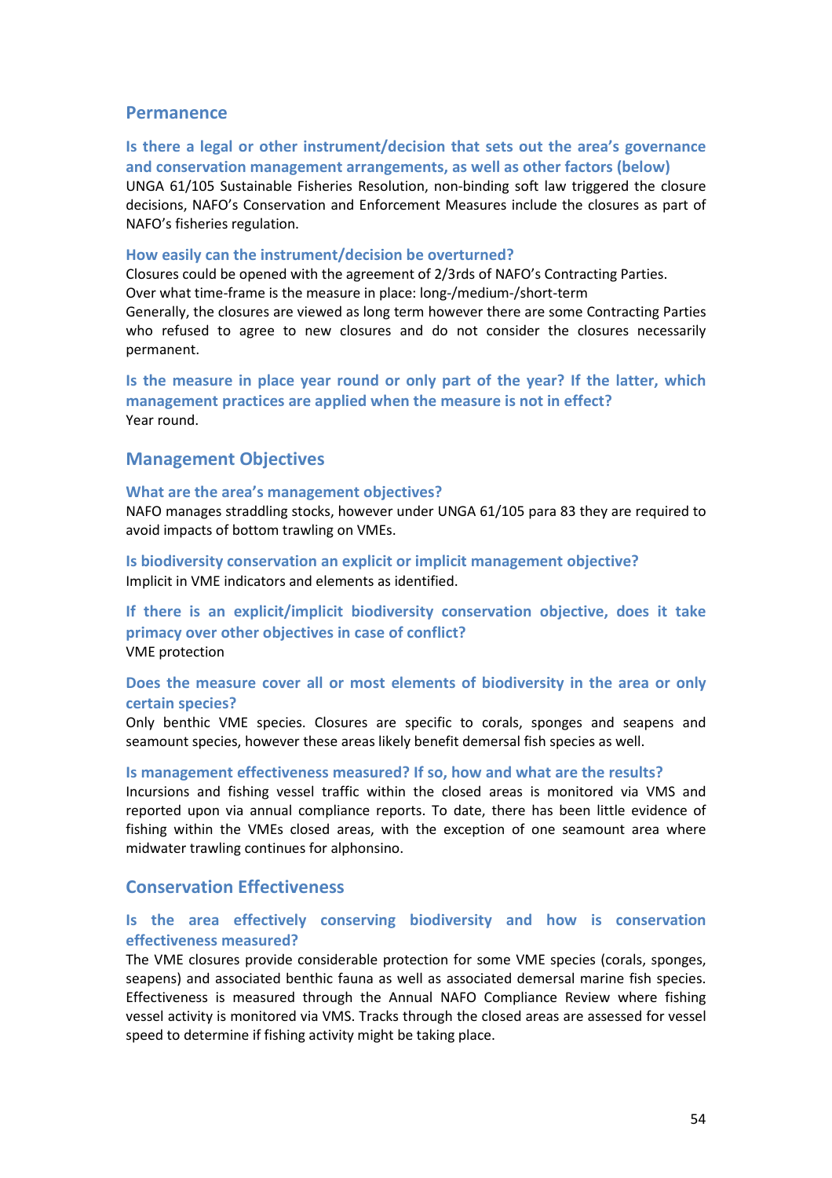## Permanence

### Is there a legal or other instrument/decision that sets out the area's governance and conservation management arrangements, as well as other factors (below)

UNGA 61/105 Sustainable Fisheries Resolution, non-binding soft law triggered the closure decisions, NAFO's Conservation and Enforcement Measures include the closures as part of NAFO's fisheries regulation.

#### How easily can the instrument/decision be overturned?

Closures could be opened with the agreement of 2/3rds of NAFO's Contracting Parties.

Over what time-frame is the measure in place: long-/medium-/short-term

Generally, the closures are viewed as long term however there are some Contracting Parties who refused to agree to new closures and do not consider the closures necessarily permanent.

### Is the measure in place year round or only part of the year? If the latter, which management practices are applied when the measure is not in effect?

Year round.

## Management Objectives

#### What are the area's management objectives?

NAFO manages straddling stocks, however under UNGA 61/105 para 83 they are required to avoid impacts of bottom trawling on VMEs.

#### Is biodiversity conservation an explicit or implicit management objective?

Implicit in VME indicators and elements as identified.

### If there is an explicit/implicit biodiversity conservation objective, does it take primacy over other objectives in case of conflict?

VME protection

### Does the measure cover all or most elements of biodiversity in the area or only certain species?

Only benthic VME species. Closures are specific to corals, sponges and seapens and seamount species, however these areas likely benefit demersal fish species as well.

#### Is management effectiveness measured? If so, how and what are the results?

Incursions and fishing vessel traffic within the closed areas is monitored via VMS and reported upon via annual compliance reports. To date, there has been little evidence of fishing within the VMEs closed areas, with the exception of one seamount area where midwater trawling continues for alphonsino.

## Conservation Effectiveness

### Is the area effectively conserving biodiversity and how is conservation effectiveness measured?

The VME closures provide considerable protection for some VME species (corals, sponges, seapens) and associated benthic fauna as well as associated demersal marine fish species. Effectiveness is measured through the Annual NAFO Compliance Review where fishing vessel activity is monitored via VMS. Tracks through the closed areas are assessed for vessel speed to determine if fishing activity might be taking place.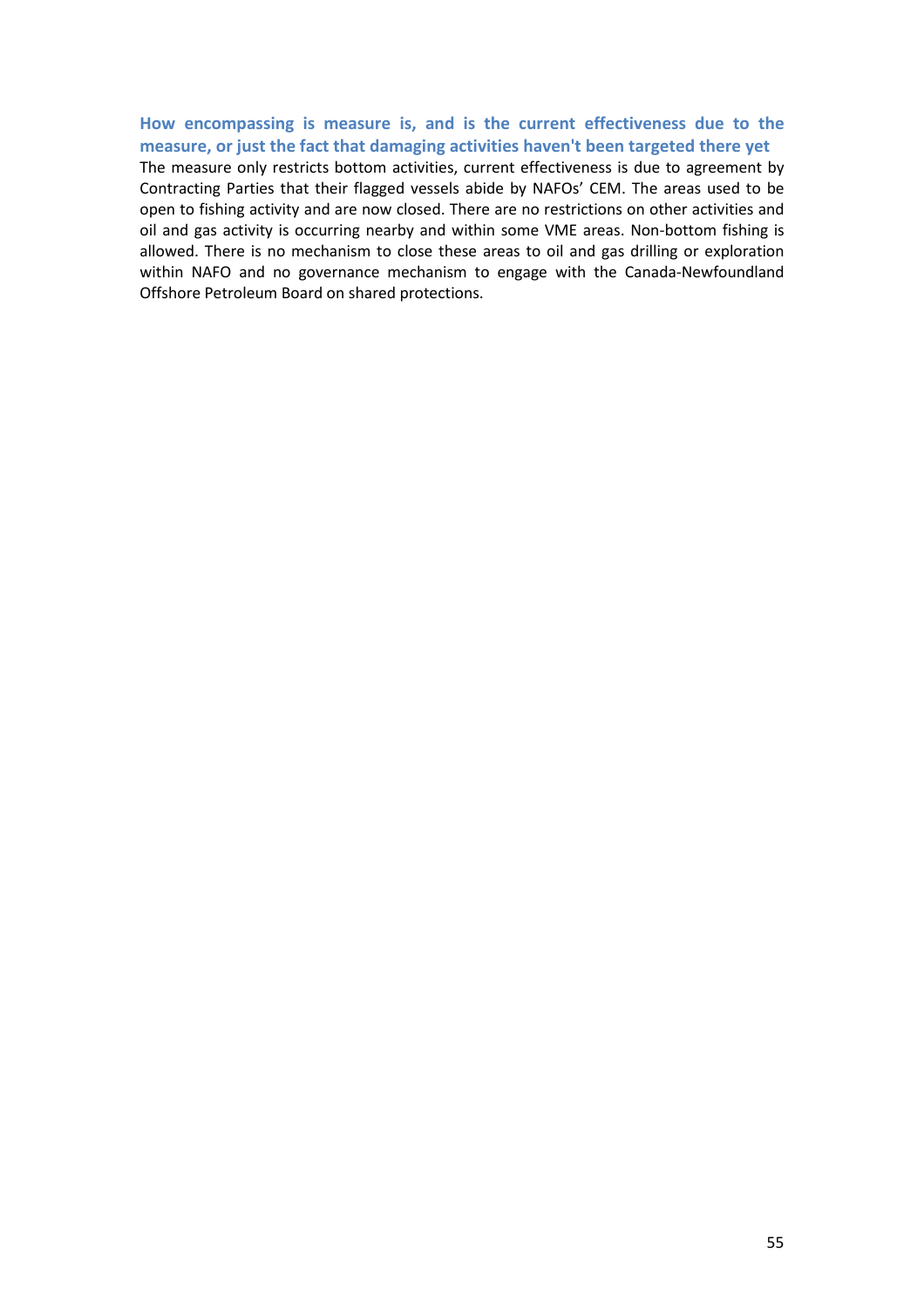### How encompassing is measure is, and is the current effectiveness due to the measure, or just the fact that damaging activities haven't been targeted there yet

The measure only restricts bottom activities, current effectiveness is due to agreement by Contracting Parties that their flagged vessels abide by NAFOs' CEM. The areas used to be open to fishing activity and are now closed. There are no restrictions on other activities and oil and gas activity is occurring nearby and within some VME areas. Non-bottom fishing is allowed. There is no mechanism to close these areas to oil and gas drilling or exploration within NAFO and no governance mechanism to engage with the Canada-Newfoundland Offshore Petroleum Board on shared protections.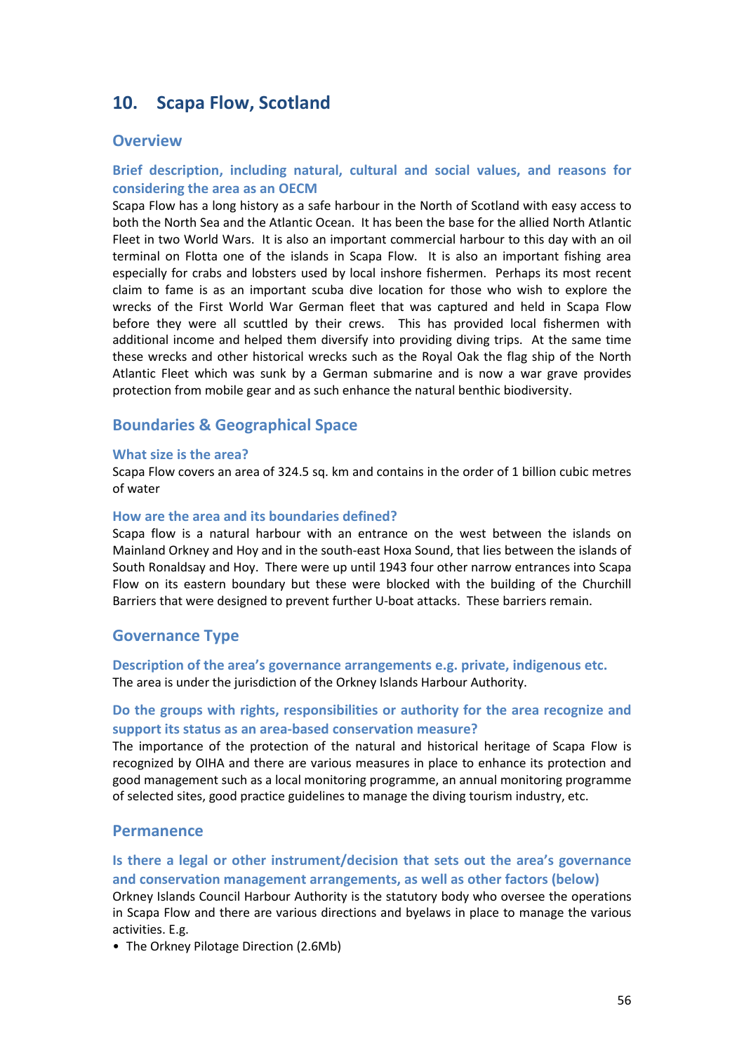## 10. Scapa Flow, Scotland

### Overview

#### Brief description, including natural, cultural and social values, and reasons for considering the area as an OECM

Scapa Flow has a long history as a safe harbour in the North of Scotland with easy access to both the North Sea and the Atlantic Ocean. It has been the base for the allied North Atlantic Fleet in two World Wars. It is also an important commercial harbour to this day with an oil terminal on Flotta one of the islands in Scapa Flow. It is also an important fishing area especially for crabs and lobsters used by local inshore fishermen. Perhaps its most recent claim to fame is as an important scuba dive location for those who wish to explore the wrecks of the First World War German fleet that was captured and held in Scapa Flow before they were all scuttled by their crews. This has provided local fishermen with additional income and helped them diversify into providing diving trips. At the same time these wrecks and other historical wrecks such as the Royal Oak the flag ship of the North Atlantic Fleet which was sunk by a German submarine and is now a war grave provides protection from mobile gear and as such enhance the natural benthic biodiversity.

### Boundaries & Geographical Space

#### What size is the area?

Scapa Flow covers an area of 324.5 sq. km and contains in the order of 1 billion cubic metres of water

#### How are the area and its boundaries defined?

Scapa flow is a natural harbour with an entrance on the west between the islands on Mainland Orkney and Hoy and in the south-east Hoxa Sound, that lies between the islands of South Ronaldsay and Hoy. There were up until 1943 four other narrow entrances into Scapa Flow on its eastern boundary but these were blocked with the building of the Churchill Barriers that were designed to prevent further U-boat attacks. These barriers remain.

### Governance Type

#### Description of the area's governance arrangements e.g. private, indigenous etc.

The area is under the jurisdiction of the Orkney Islands Harbour Authority.

#### Do the groups with rights, responsibilities or authority for the area recognize and support its status as an area-based conservation measure?

The importance of the protection of the natural and historical heritage of Scapa Flow is recognized by OIHA and there are various measures in place to enhance its protection and good management such as a local monitoring programme, an annual monitoring programme of selected sites, good practice guidelines to manage the diving tourism industry, etc.

### Permanence

#### Is there a legal or other instrument/decision that sets out the area's governance and conservation management arrangements, as well as other factors (below)

Orkney Islands Council Harbour Authority is the statutory body who oversee the operations in Scapa Flow and there are various directions and byelaws in place to manage the various activities. E.g.

- The Orkney Pilotage Direction (2.6Mb)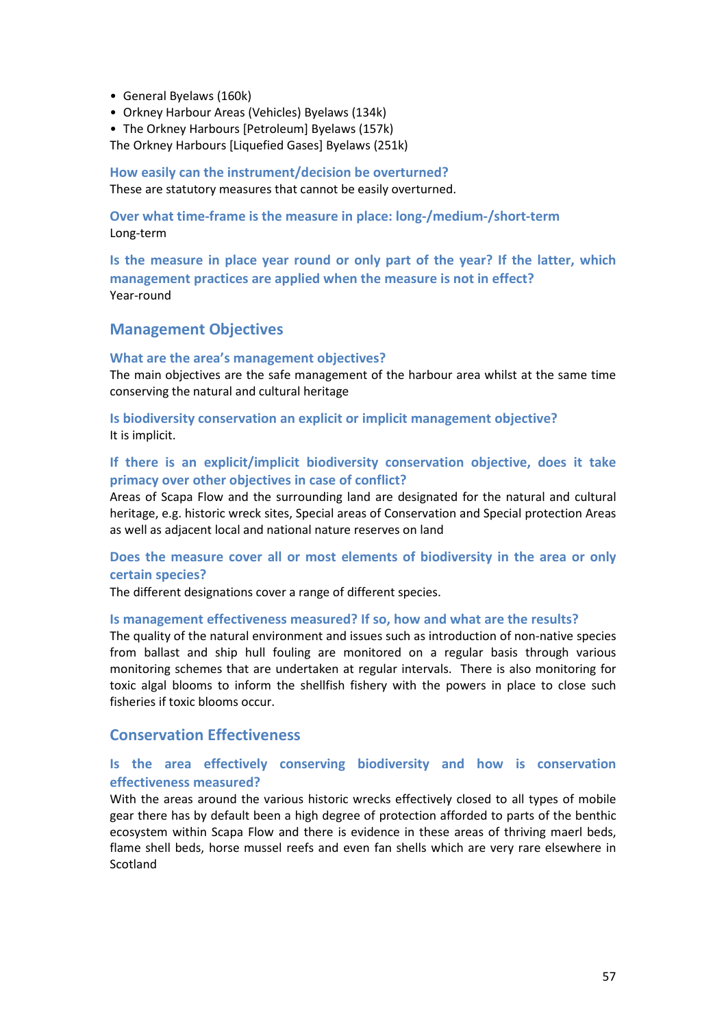- General Byelaws (160k)
- Orkney Harbour Areas (Vehicles) Byelaws (134k)
- The Orkney Harbours [Petroleum] Byelaws (157k)

The Orkney Harbours [Liquefied Gases] Byelaws (251k)

### How easily can the instrument/decision be overturned?

These are statutory measures that cannot be easily overturned.

### Over what time-frame is the measure in place: long-/medium-/short-term

Long-term

### Is the measure in place year round or only part of the year? If the latter, which management practices are applied when the measure is not in effect?

Year-round

## Management Objectives

### What are the area's management objectives?

The main objectives are the safe management of the harbour area whilst at the same time conserving the natural and cultural heritage

### Is biodiversity conservation an explicit or implicit management objective?

It is implicit.

### If there is an explicit/implicit biodiversity conservation objective, does it take primacy over other objectives in case of conflict?

Areas of Scapa Flow and the surrounding land are designated for the natural and cultural heritage, e.g. historic wreck sites, Special areas of Conservation and Special protection Areas as well as adjacent local and national nature reserves on land

### Does the measure cover all or most elements of biodiversity in the area or only certain species?

The different designations cover a range of different species.

### Is management effectiveness measured? If so, how and what are the results?

The quality of the natural environment and issues such as introduction of non-native species from ballast and ship hull fouling are monitored on a regular basis through various monitoring schemes that are undertaken at regular intervals. There is also monitoring for toxic algal blooms to inform the shellfish fishery with the powers in place to close such fisheries if toxic blooms occur.

## Conservation Effectiveness

### Is the area effectively conserving biodiversity and how is conservation effectiveness measured?

With the areas around the various historic wrecks effectively closed to all types of mobile gear there has by default been a high degree of protection afforded to parts of the benthic ecosystem within Scapa Flow and there is evidence in these areas of thriving maerl beds, flame shell beds, horse mussel reefs and even fan shells which are very rare elsewhere in Scotland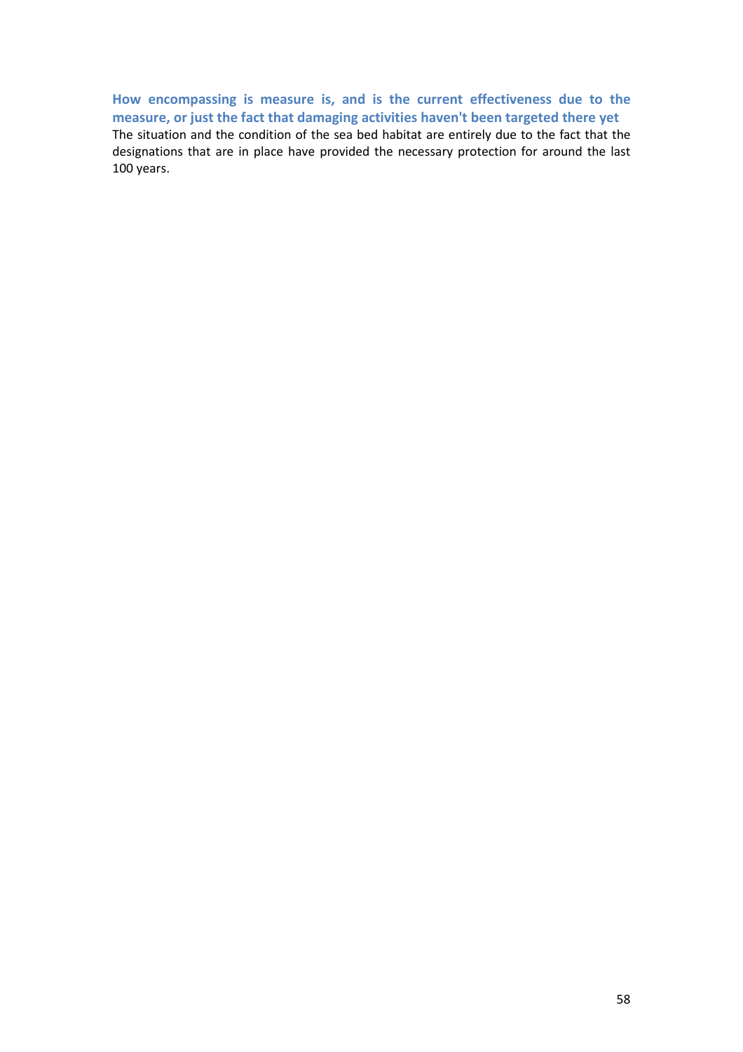### How encompassing is measure is, and is the current effectiveness due to the measure, or just the fact that damaging activities haven't been targeted there yet

The situation and the condition of the sea bed habitat are entirely due to the fact that the designations that are in place have provided the necessary protection for around the last 100 years.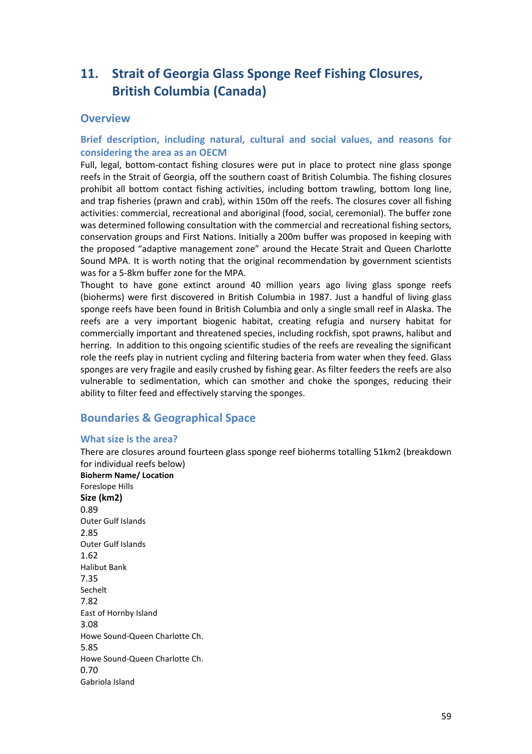## 11. Strait of Georgia Glass Sponge Reef Fishing Closures, British Columbia (Canada)

### Overview

#### Brief description, including natural, cultural and social values, and reasons for considering the area as an OECM

Full, legal, bottom-contact fishing closures were put in place to protect nine glass sponge reefs in the Strait of Georgia, off the southern coast of British Columbia. The fishing closures prohibit all bottom contact fishing activities, including bottom trawling, bottom long line, and trap fisheries (prawn and crab), within 150m off the reefs. The closures cover all fishing activities: commercial, recreational and aboriginal (food, social, ceremonial). The buffer zone was determined following consultation with the commercial and recreational fishing sectors, conservation groups and First Nations. Initially a 200m buffer was proposed in keeping with the proposed "adaptive management zone" around the Hecate Strait and Queen Charlotte Sound MPA. It is worth noting that the original recommendation by government scientists was for a 5-8km buffer zone for the MPA.

Thought to have gone extinct around 40 million years ago living glass sponge reefs (bioherms) were first discovered in British Columbia in 1987. Just a handful of living glass sponge reefs have been found in British Columbia and only a single small reef in Alaska. The reefs are a very important biogenic habitat, creating refugia and nursery habitat for commercially important and threatened species, including rockfish, spot prawns, halibut and herring. In addition to this ongoing scientific studies of the reefs are revealing the significant role the reefs play in nutrient cycling and filtering bacteria from water when they feed. Glass sponges are very fragile and easily crushed by fishing gear. As filter feeders the reefs are also vulnerable to sedimentation, which can smother and choke the sponges, reducing their ability to filter feed and effectively starving the sponges.

### Boundaries & Geographical Space

#### What size is the area?

There are closures around fourteen glass sponge reef bioherms totalling 51km2 (breakdown for individual reefs below)

| Bioherm Name/ Location | Size (km2) |
|---|---|
| Foreslope Hills | 0.89 |
| Outer Gulf Islands | 2.85 |
| Outer Gulf Islands | 1.62 |
| Halibut Bank | 7.35 |
| Sechelt | 7.82 |
| East of Hornby Island | 3.08 |
| Howe Sound-Queen Charlotte Ch. | 5.85 |
| Howe Sound-Queen Charlotte Ch. | 0.70 |
| Gabriola Island | |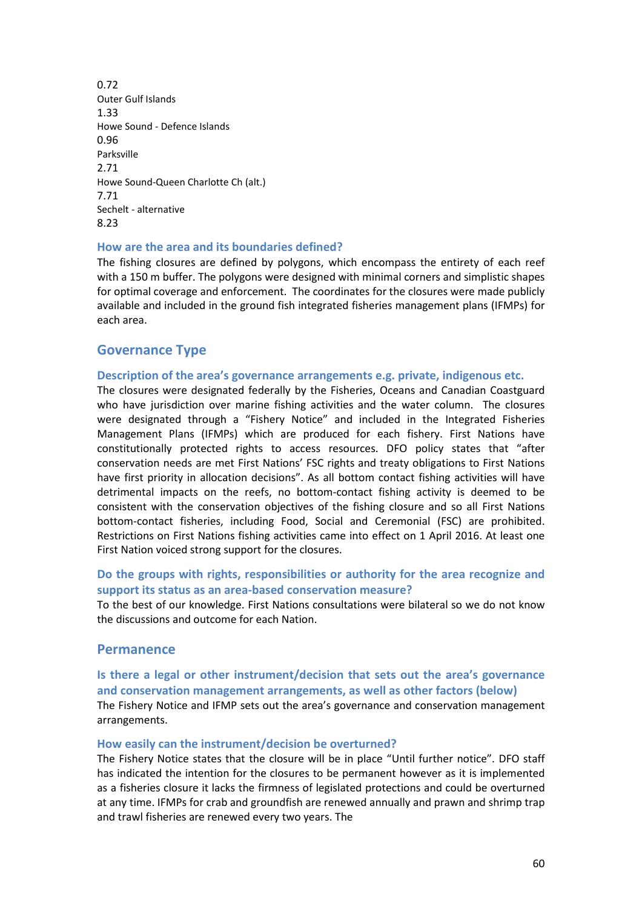0.72
Outer Gulf Islands
1.33
Howe Sound - Defence Islands
0.96
Parksville
2.71
Howe Sound-Queen Charlotte Ch (alt.)
7.71
Sechelt - alternative
8.23

### How are the area and its boundaries defined?

The fishing closures are defined by polygons, which encompass the entirety of each reef with a 150 m buffer. The polygons were designed with minimal corners and simplistic shapes for optimal coverage and enforcement. The coordinates for the closures were made publicly available and included in the ground fish integrated fisheries management plans (IFMPs) for each area.

## Governance Type

### Description of the area's governance arrangements e.g. private, indigenous etc.

The closures were designated federally by the Fisheries, Oceans and Canadian Coastguard who have jurisdiction over marine fishing activities and the water column. The closures were designated through a "Fishery Notice" and included in the Integrated Fisheries Management Plans (IFMPs) which are produced for each fishery. First Nations have constitutionally protected rights to access resources. DFO policy states that "after conservation needs are met First Nations' FSC rights and treaty obligations to First Nations have first priority in allocation decisions". As all bottom contact fishing activities will have detrimental impacts on the reefs, no bottom-contact fishing activity is deemed to be consistent with the conservation objectives of the fishing closure and so all First Nations bottom-contact fisheries, including Food, Social and Ceremonial (FSC) are prohibited. Restrictions on First Nations fishing activities came into effect on 1 April 2016. At least one First Nation voiced strong support for the closures.

### Do the groups with rights, responsibilities or authority for the area recognize and support its status as an area-based conservation measure?

To the best of our knowledge. First Nations consultations were bilateral so we do not know the discussions and outcome for each Nation.

## Permanence

### Is there a legal or other instrument/decision that sets out the area's governance and conservation management arrangements, as well as other factors (below)

The Fishery Notice and IFMP sets out the area's governance and conservation management arrangements.

### How easily can the instrument/decision be overturned?

The Fishery Notice states that the closure will be in place "Until further notice". DFO staff has indicated the intention for the closures to be permanent however as it is implemented as a fisheries closure it lacks the firmness of legislated protections and could be overturned at any time. IFMPs for crab and groundfish are renewed annually and prawn and shrimp trap and trawl fisheries are renewed every two years. The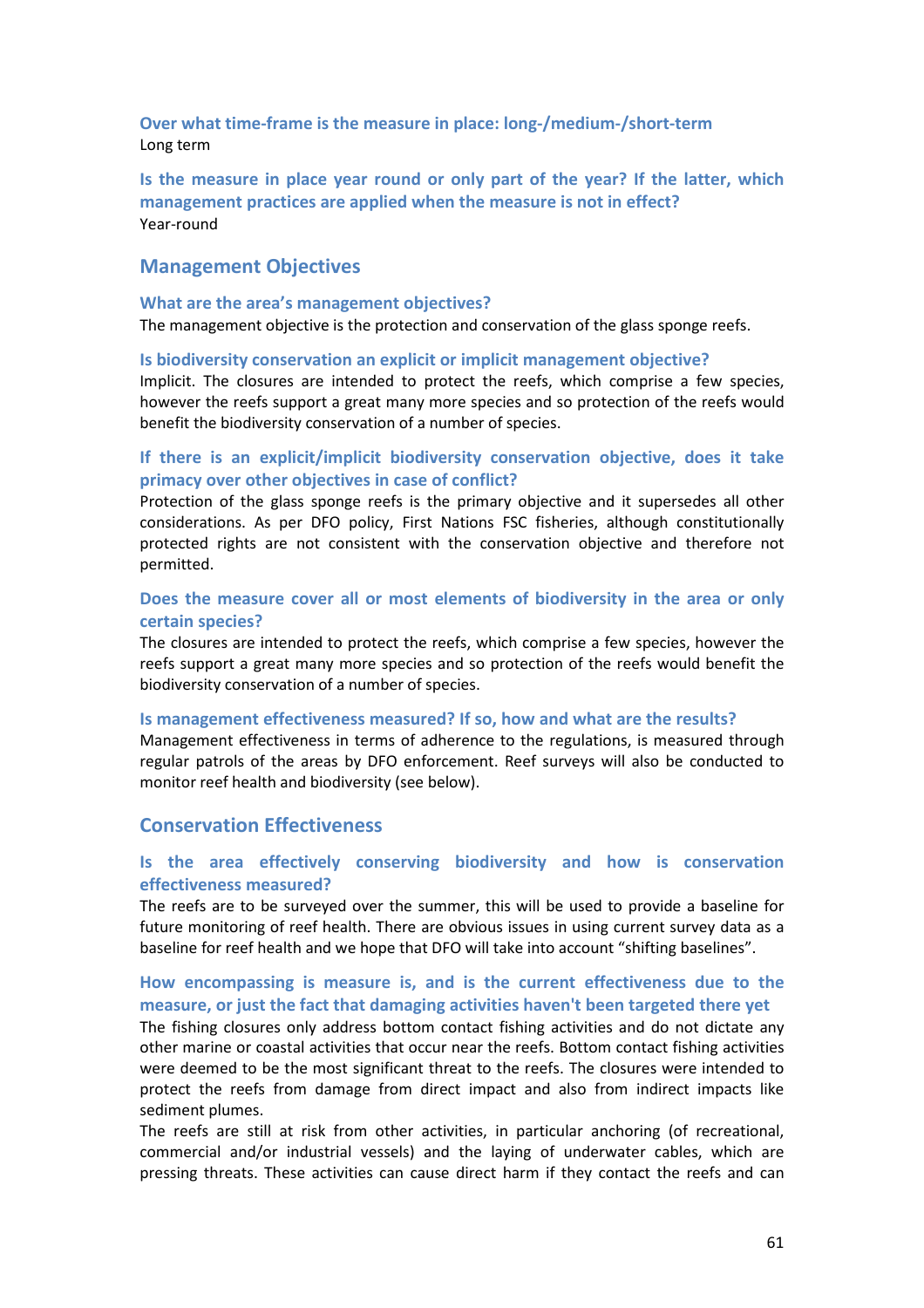#### Over what time-frame is the measure in place: long-/medium-/short-term

Long term

#### Is the measure in place year round or only part of the year? If the latter, which management practices are applied when the measure is not in effect?

Year-round

### Management Objectives

#### What are the area's management objectives?

The management objective is the protection and conservation of the glass sponge reefs.

#### Is biodiversity conservation an explicit or implicit management objective?

Implicit. The closures are intended to protect the reefs, which comprise a few species, however the reefs support a great many more species and so protection of the reefs would benefit the biodiversity conservation of a number of species.

#### If there is an explicit/implicit biodiversity conservation objective, does it take primacy over other objectives in case of conflict?

Protection of the glass sponge reefs is the primary objective and it supersedes all other considerations. As per DFO policy, First Nations FSC fisheries, although constitutionally protected rights are not consistent with the conservation objective and therefore not permitted.

#### Does the measure cover all or most elements of biodiversity in the area or only certain species?

The closures are intended to protect the reefs, which comprise a few species, however the reefs support a great many more species and so protection of the reefs would benefit the biodiversity conservation of a number of species.

#### Is management effectiveness measured? If so, how and what are the results?

Management effectiveness in terms of adherence to the regulations, is measured through regular patrols of the areas by DFO enforcement. Reef surveys will also be conducted to monitor reef health and biodiversity (see below).

### Conservation Effectiveness

#### Is the area effectively conserving biodiversity and how is conservation effectiveness measured?

The reefs are to be surveyed over the summer, this will be used to provide a baseline for future monitoring of reef health. There are obvious issues in using current survey data as a baseline for reef health and we hope that DFO will take into account "shifting baselines".

#### How encompassing is measure is, and is the current effectiveness due to the measure, or just the fact that damaging activities haven't been targeted there yet

The fishing closures only address bottom contact fishing activities and do not dictate any other marine or coastal activities that occur near the reefs. Bottom contact fishing activities were deemed to be the most significant threat to the reefs. The closures were intended to protect the reefs from damage from direct impact and also from indirect impacts like sediment plumes.

The reefs are still at risk from other activities, in particular anchoring (of recreational, commercial and/or industrial vessels) and the laying of underwater cables, which are pressing threats. These activities can cause direct harm if they contact the reefs and can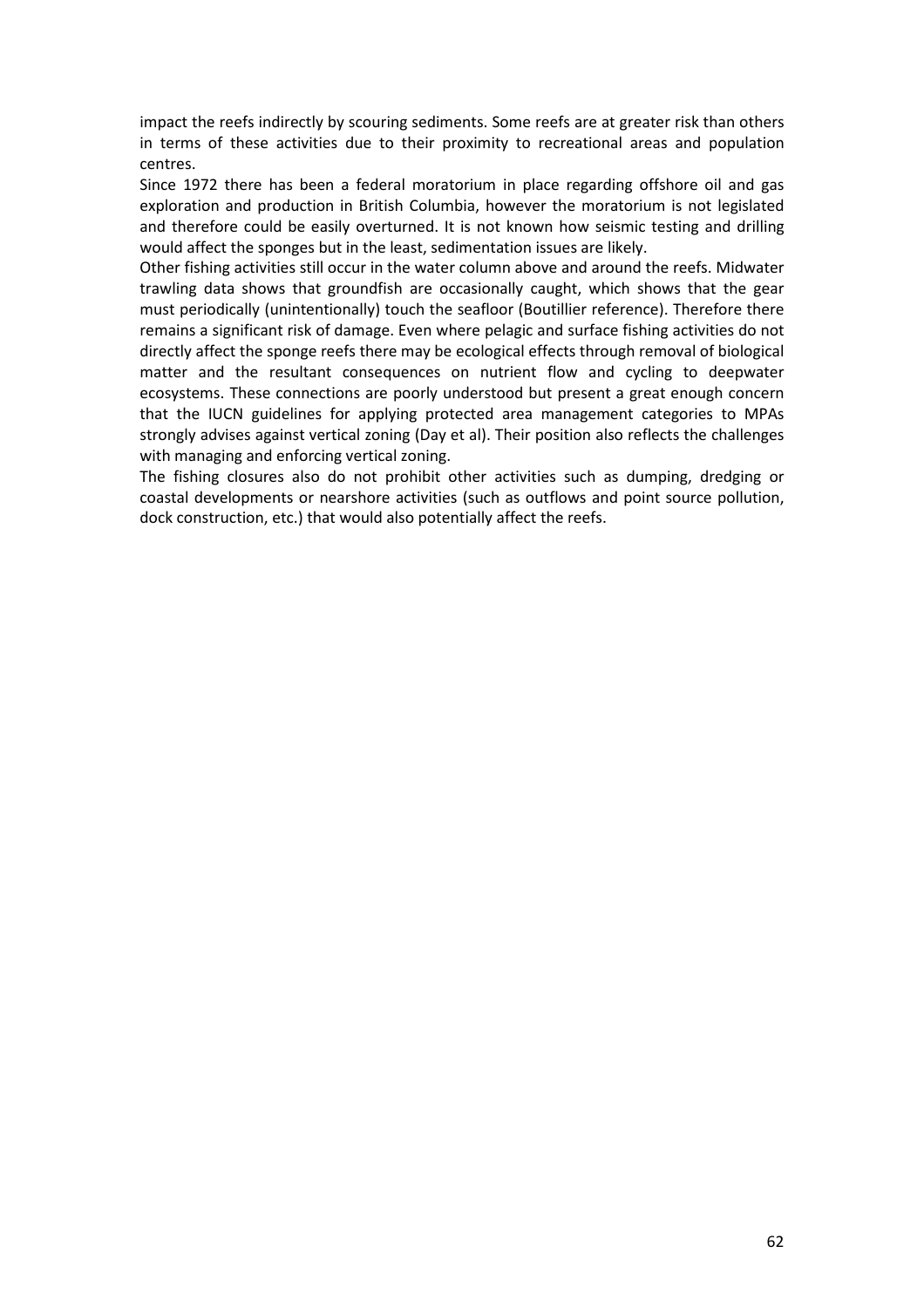impact the reefs indirectly by scouring sediments. Some reefs are at greater risk than others in terms of these activities due to their proximity to recreational areas and population centres.

Since 1972 there has been a federal moratorium in place regarding offshore oil and gas exploration and production in British Columbia, however the moratorium is not legislated and therefore could be easily overturned. It is not known how seismic testing and drilling would affect the sponges but in the least, sedimentation issues are likely.

Other fishing activities still occur in the water column above and around the reefs. Midwater trawling data shows that groundfish are occasionally caught, which shows that the gear must periodically (unintentionally) touch the seafloor (Boutillier reference). Therefore there remains a significant risk of damage. Even where pelagic and surface fishing activities do not directly affect the sponge reefs there may be ecological effects through removal of biological matter and the resultant consequences on nutrient flow and cycling to deepwater ecosystems. These connections are poorly understood but present a great enough concern that the IUCN guidelines for applying protected area management categories to MPAs strongly advises against vertical zoning (Day et al). Their position also reflects the challenges with managing and enforcing vertical zoning.

The fishing closures also do not prohibit other activities such as dumping, dredging or coastal developments or nearshore activities (such as outflows and point source pollution, dock construction, etc.) that would also potentially affect the reefs.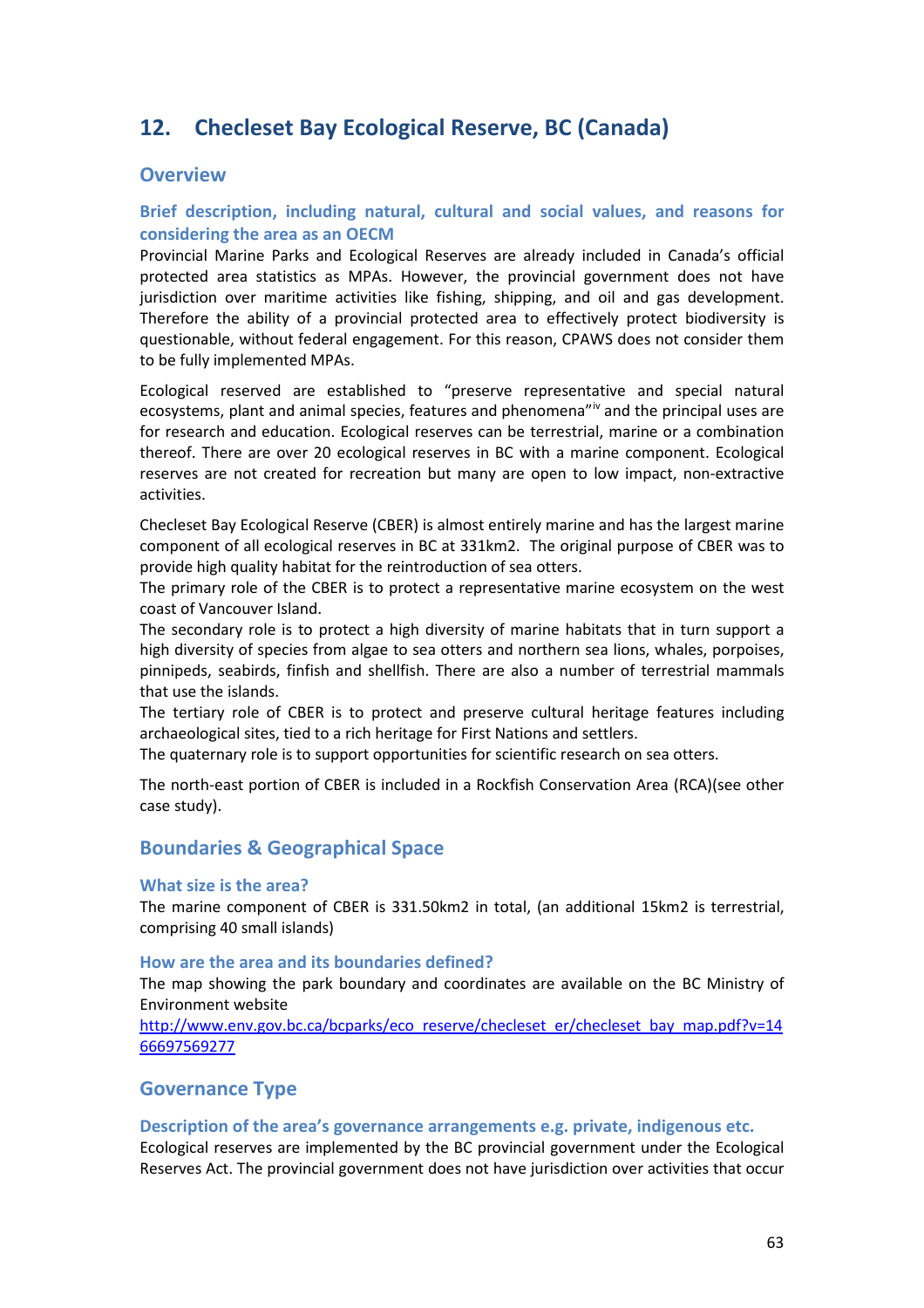## 12. Checleset Bay Ecological Reserve, BC (Canada)

### Overview

#### Brief description, including natural, cultural and social values, and reasons for considering the area as an OECM

Provincial Marine Parks and Ecological Reserves are already included in Canada's official protected area statistics as MPAs. However, the provincial government does not have jurisdiction over maritime activities like fishing, shipping, and oil and gas development. Therefore the ability of a provincial protected area to effectively protect biodiversity is questionable, without federal engagement. For this reason, CPAWS does not consider them to be fully implemented MPAs.

Ecological reserved are established to "preserve representative and special natural ecosystems, plant and animal species, features and phenomena"[iv] and the principal uses are for research and education. Ecological reserves can be terrestrial, marine or a combination thereof. There are over 20 ecological reserves in BC with a marine component. Ecological reserves are not created for recreation but many are open to low impact, non-extractive activities.

Checleset Bay Ecological Reserve (CBER) is almost entirely marine and has the largest marine component of all ecological reserves in BC at 331km2. The original purpose of CBER was to provide high quality habitat for the reintroduction of sea otters.
The primary role of the CBER is to protect a representative marine ecosystem on the west coast of Vancouver Island.
The secondary role is to protect a high diversity of marine habitats that in turn support a high diversity of species from algae to sea otters and northern sea lions, whales, porpoises, pinnipeds, seabirds, finfish and shellfish. There are also a number of terrestrial mammals that use the islands.
The tertiary role of CBER is to protect and preserve cultural heritage features including archaeological sites, tied to a rich heritage for First Nations and settlers.
The quaternary role is to support opportunities for scientific research on sea otters.

The north-east portion of CBER is included in a Rockfish Conservation Area (RCA)(see other case study).

### Boundaries & Geographical Space

#### What size is the area?

The marine component of CBER is 331.50km2 in total, (an additional 15km2 is terrestrial, comprising 40 small islands)

#### How are the area and its boundaries defined?

The map showing the park boundary and coordinates are available on the BC Ministry of Environment website
http://www.env.gov.bc.ca/bcparks/eco_reserve/checleset_er/checleset_bay_map.pdf?v=1466697569277

### Governance Type

#### Description of the area's governance arrangements e.g. private, indigenous etc.

Ecological reserves are implemented by the BC provincial government under the Ecological Reserves Act. The provincial government does not have jurisdiction over activities that occur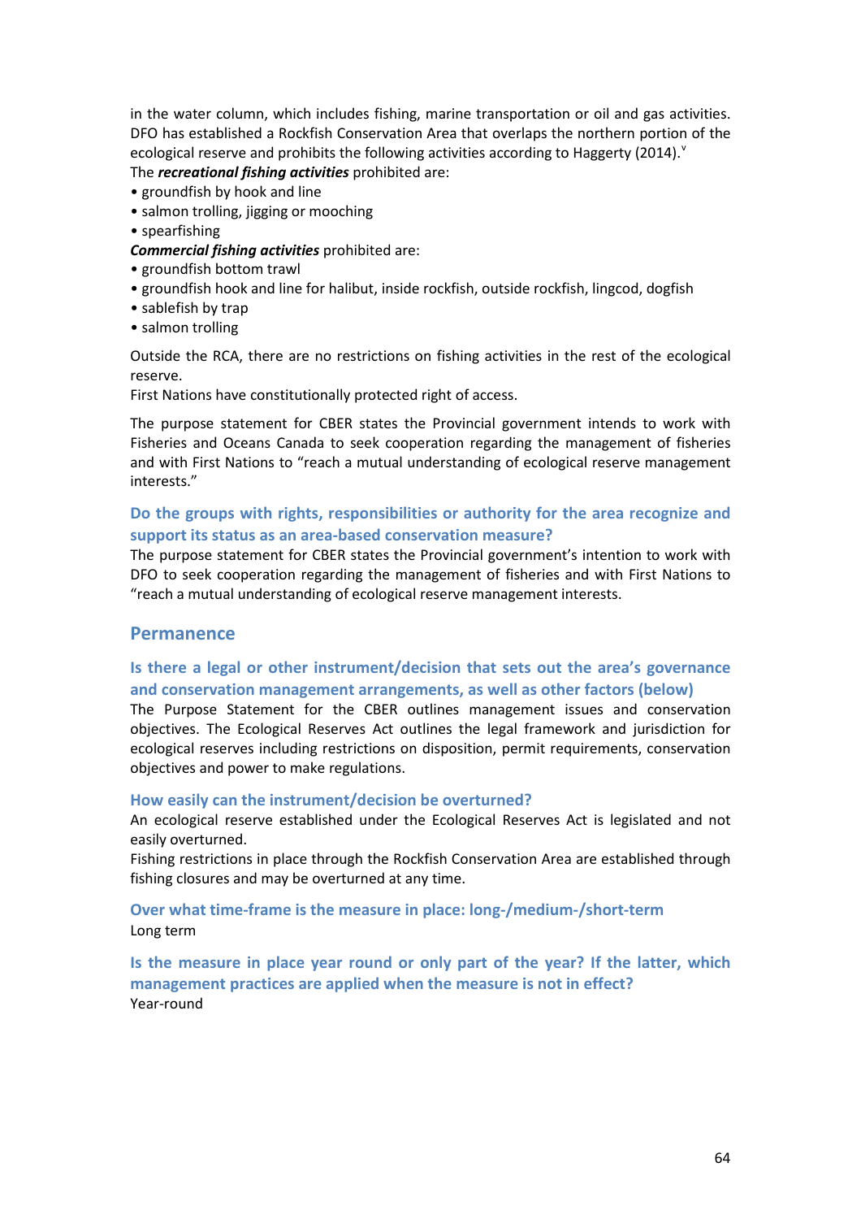in the water column, which includes fishing, marine transportation or oil and gas activities. DFO has established a Rockfish Conservation Area that overlaps the northern portion of the ecological reserve and prohibits the following activities according to Haggerty (2014).[v]

The ***recreational fishing activities*** prohibited are:

- groundfish by hook and line
- salmon trolling, jigging or mooching
- spearfishing

***Commercial fishing activities*** prohibited are:

- groundfish bottom trawl
- groundfish hook and line for halibut, inside rockfish, outside rockfish, lingcod, dogfish
- sablefish by trap
- salmon trolling

Outside the RCA, there are no restrictions on fishing activities in the rest of the ecological reserve.

First Nations have constitutionally protected right of access.

The purpose statement for CBER states the Provincial government intends to work with Fisheries and Oceans Canada to seek cooperation regarding the management of fisheries and with First Nations to "reach a mutual understanding of ecological reserve management interests."

### Do the groups with rights, responsibilities or authority for the area recognize and support its status as an area-based conservation measure?

The purpose statement for CBER states the Provincial government's intention to work with DFO to seek cooperation regarding the management of fisheries and with First Nations to "reach a mutual understanding of ecological reserve management interests.

## Permanence

### Is there a legal or other instrument/decision that sets out the area's governance and conservation management arrangements, as well as other factors (below)

The Purpose Statement for the CBER outlines management issues and conservation objectives. The Ecological Reserves Act outlines the legal framework and jurisdiction for ecological reserves including restrictions on disposition, permit requirements, conservation objectives and power to make regulations.

### How easily can the instrument/decision be overturned?

An ecological reserve established under the Ecological Reserves Act is legislated and not easily overturned.

Fishing restrictions in place through the Rockfish Conservation Area are established through fishing closures and may be overturned at any time.

### Over what time-frame is the measure in place: long-/medium-/short-term

Long term

### Is the measure in place year round or only part of the year? If the latter, which management practices are applied when the measure is not in effect?

Year-round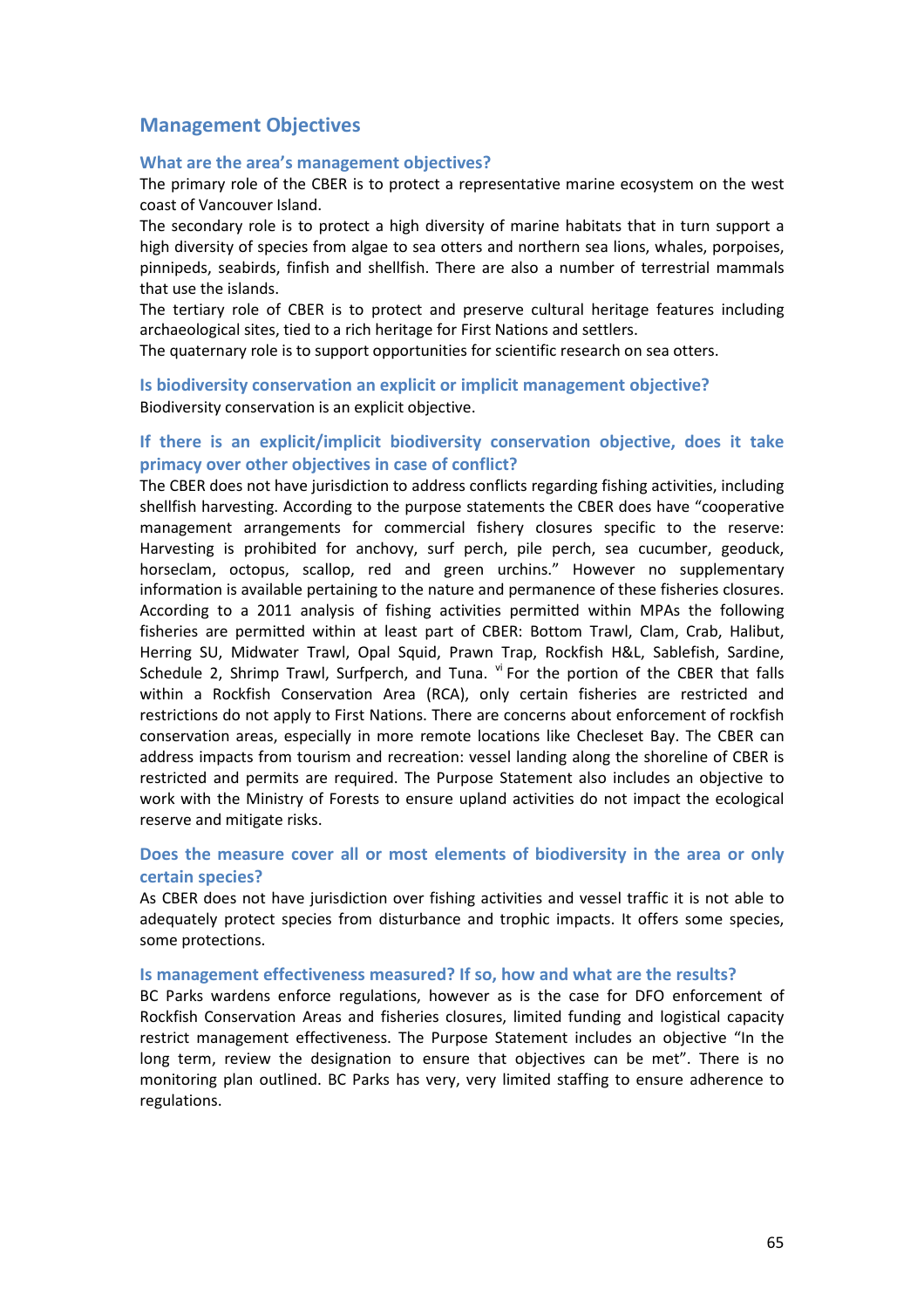## Management Objectives

### What are the area's management objectives?

The primary role of the CBER is to protect a representative marine ecosystem on the west coast of Vancouver Island.

The secondary role is to protect a high diversity of marine habitats that in turn support a high diversity of species from algae to sea otters and northern sea lions, whales, porpoises, pinnipeds, seabirds, finfish and shellfish. There are also a number of terrestrial mammals that use the islands.

The tertiary role of CBER is to protect and preserve cultural heritage features including archaeological sites, tied to a rich heritage for First Nations and settlers.

The quaternary role is to support opportunities for scientific research on sea otters.

### Is biodiversity conservation an explicit or implicit management objective?

Biodiversity conservation is an explicit objective.

### If there is an explicit/implicit biodiversity conservation objective, does it take primacy over other objectives in case of conflict?

The CBER does not have jurisdiction to address conflicts regarding fishing activities, including shellfish harvesting. According to the purpose statements the CBER does have "cooperative management arrangements for commercial fishery closures specific to the reserve: Harvesting is prohibited for anchovy, surf perch, pile perch, sea cucumber, geoduck, horseclam, octopus, scallop, red and green urchins." However no supplementary information is available pertaining to the nature and permanence of these fisheries closures. According to a 2011 analysis of fishing activities permitted within MPAs the following fisheries are permitted within at least part of CBER: Bottom Trawl, Clam, Crab, Halibut, Herring SU, Midwater Trawl, Opal Squid, Prawn Trap, Rockfish H&L, Sablefish, Sardine, Schedule 2, Shrimp Trawl, Surfperch, and Tuna. [vi] For the portion of the CBER that falls within a Rockfish Conservation Area (RCA), only certain fisheries are restricted and restrictions do not apply to First Nations. There are concerns about enforcement of rockfish conservation areas, especially in more remote locations like Checleset Bay. The CBER can address impacts from tourism and recreation: vessel landing along the shoreline of CBER is restricted and permits are required. The Purpose Statement also includes an objective to work with the Ministry of Forests to ensure upland activities do not impact the ecological reserve and mitigate risks.

### Does the measure cover all or most elements of biodiversity in the area or only certain species?

As CBER does not have jurisdiction over fishing activities and vessel traffic it is not able to adequately protect species from disturbance and trophic impacts. It offers some species, some protections.

### Is management effectiveness measured? If so, how and what are the results?

BC Parks wardens enforce regulations, however as is the case for DFO enforcement of Rockfish Conservation Areas and fisheries closures, limited funding and logistical capacity restrict management effectiveness. The Purpose Statement includes an objective "In the long term, review the designation to ensure that objectives can be met". There is no monitoring plan outlined. BC Parks has very, very limited staffing to ensure adherence to regulations.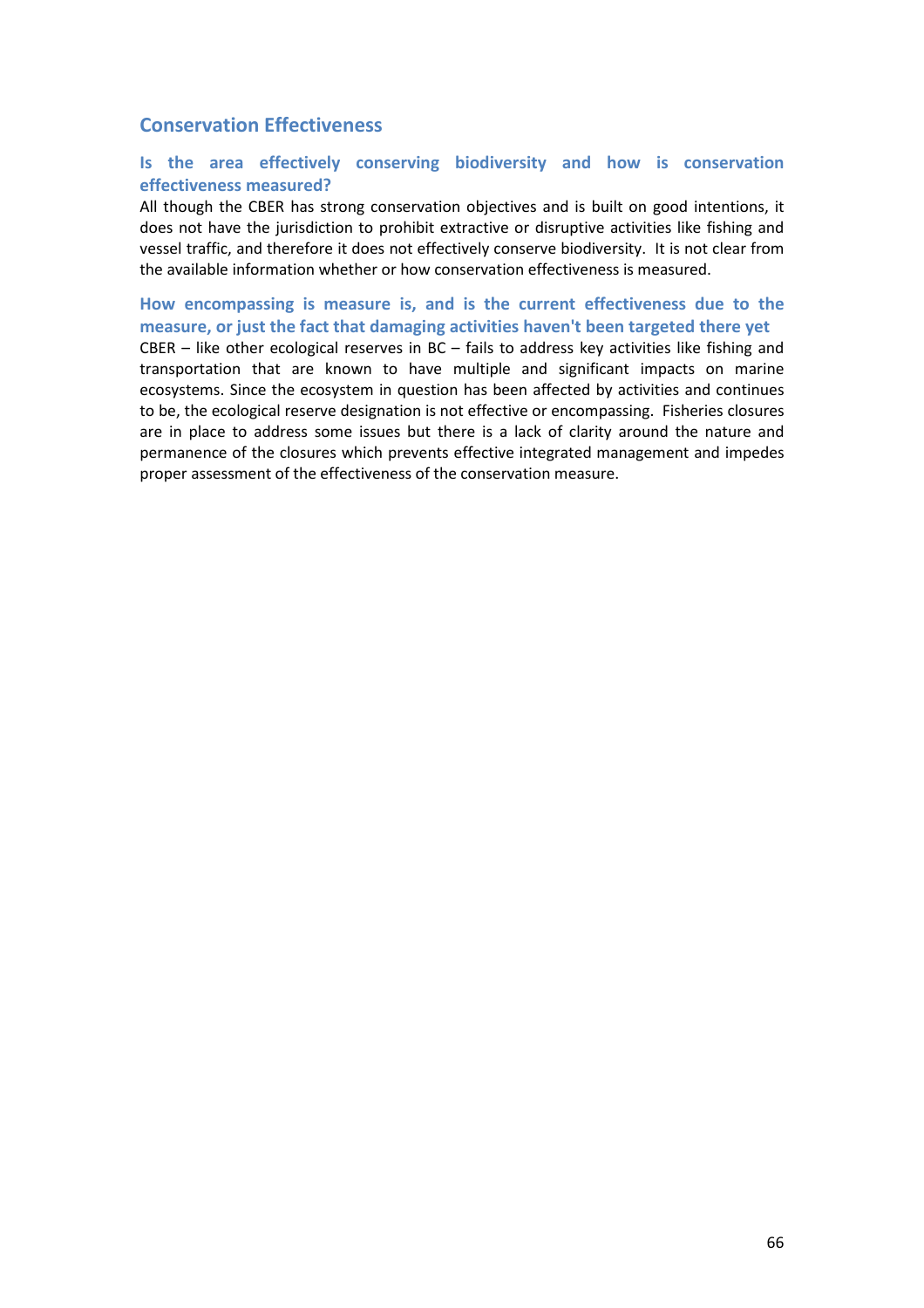## Conservation Effectiveness

### Is the area effectively conserving biodiversity and how is conservation effectiveness measured?

All though the CBER has strong conservation objectives and is built on good intentions, it does not have the jurisdiction to prohibit extractive or disruptive activities like fishing and vessel traffic, and therefore it does not effectively conserve biodiversity. It is not clear from the available information whether or how conservation effectiveness is measured.

### How encompassing is measure is, and is the current effectiveness due to the measure, or just the fact that damaging activities haven't been targeted there yet

CBER – like other ecological reserves in BC – fails to address key activities like fishing and transportation that are known to have multiple and significant impacts on marine ecosystems. Since the ecosystem in question has been affected by activities and continues to be, the ecological reserve designation is not effective or encompassing. Fisheries closures are in place to address some issues but there is a lack of clarity around the nature and permanence of the closures which prevents effective integrated management and impedes proper assessment of the effectiveness of the conservation measure.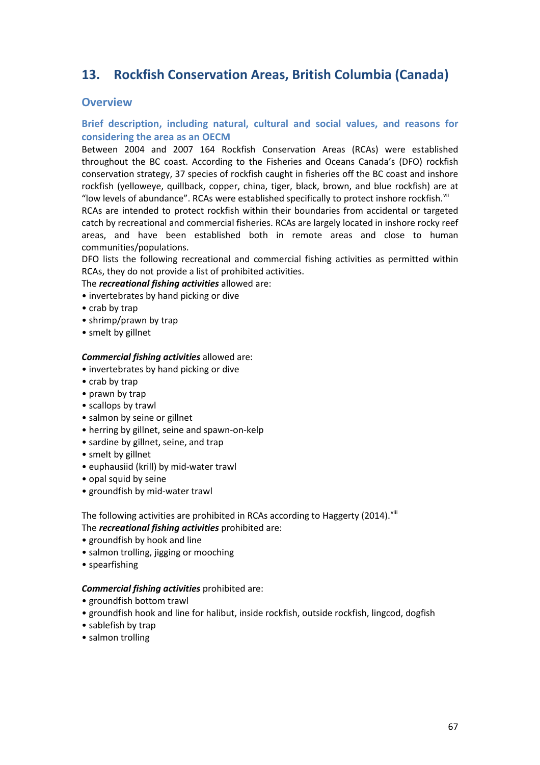# 13. Rockfish Conservation Areas, British Columbia (Canada)

## Overview

### Brief description, including natural, cultural and social values, and reasons for considering the area as an OECM

Between 2004 and 2007 164 Rockfish Conservation Areas (RCAs) were established throughout the BC coast. According to the Fisheries and Oceans Canada's (DFO) rockfish conservation strategy, 37 species of rockfish caught in fisheries off the BC coast and inshore rockfish (yelloweye, quillback, copper, china, tiger, black, brown, and blue rockfish) are at "low levels of abundance". RCAs were established specifically to protect inshore rockfish.[vii]

RCAs are intended to protect rockfish within their boundaries from accidental or targeted catch by recreational and commercial fisheries. RCAs are largely located in inshore rocky reef areas, and have been established both in remote areas and close to human communities/populations.

DFO lists the following recreational and commercial fishing activities as permitted within RCAs, they do not provide a list of prohibited activities.

The ***recreational fishing activities*** allowed are:

- invertebrates by hand picking or dive
- crab by trap
- shrimp/prawn by trap
- smelt by gillnet

***Commercial fishing activities*** allowed are:

- invertebrates by hand picking or dive
- crab by trap
- prawn by trap
- scallops by trawl
- salmon by seine or gillnet
- herring by gillnet, seine and spawn-on-kelp
- sardine by gillnet, seine, and trap
- smelt by gillnet
- euphausiid (krill) by mid-water trawl
- opal squid by seine
- groundfish by mid-water trawl

The following activities are prohibited in RCAs according to Haggerty (2014).[viii]

The ***recreational fishing activities*** prohibited are:

- groundfish by hook and line
- salmon trolling, jigging or mooching
- spearfishing

***Commercial fishing activities*** prohibited are:

- groundfish bottom trawl
- groundfish hook and line for halibut, inside rockfish, outside rockfish, lingcod, dogfish
- sablefish by trap
- salmon trolling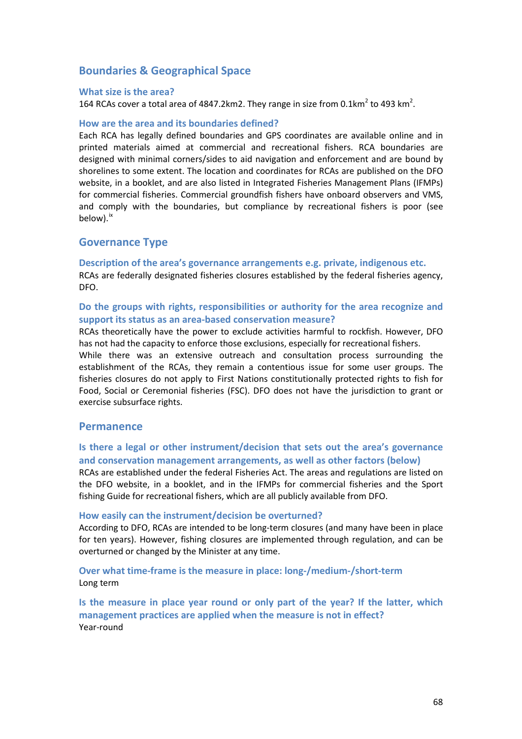## Boundaries & Geographical Space

### What size is the area?

164 RCAs cover a total area of 4847.2km2. They range in size from $0.1km^2$ to $493\ km^2$.

### How are the area and its boundaries defined?

Each RCA has legally defined boundaries and GPS coordinates are available online and in printed materials aimed at commercial and recreational fishers. RCA boundaries are designed with minimal corners/sides to aid navigation and enforcement and are bound by shorelines to some extent. The location and coordinates for RCAs are published on the DFO website, in a booklet, and are also listed in Integrated Fisheries Management Plans (IFMPs) for commercial fisheries. Commercial groundfish fishers have onboard observers and VMS, and comply with the boundaries, but compliance by recreational fishers is poor (see below).[ix]

## Governance Type

### Description of the area's governance arrangements e.g. private, indigenous etc.

RCAs are federally designated fisheries closures established by the federal fisheries agency, DFO.

### Do the groups with rights, responsibilities or authority for the area recognize and support its status as an area-based conservation measure?

RCAs theoretically have the power to exclude activities harmful to rockfish. However, DFO has not had the capacity to enforce those exclusions, especially for recreational fishers.

While there was an extensive outreach and consultation process surrounding the establishment of the RCAs, they remain a contentious issue for some user groups. The fisheries closures do not apply to First Nations constitutionally protected rights to fish for Food, Social or Ceremonial fisheries (FSC). DFO does not have the jurisdiction to grant or exercise subsurface rights.

## Permanence

### Is there a legal or other instrument/decision that sets out the area's governance and conservation management arrangements, as well as other factors (below)

RCAs are established under the federal Fisheries Act. The areas and regulations are listed on the DFO website, in a booklet, and in the IFMPs for commercial fisheries and the Sport fishing Guide for recreational fishers, which are all publicly available from DFO.

### How easily can the instrument/decision be overturned?

According to DFO, RCAs are intended to be long-term closures (and many have been in place for ten years). However, fishing closures are implemented through regulation, and can be overturned or changed by the Minister at any time.

### Over what time-frame is the measure in place: long-/medium-/short-term

Long term

### Is the measure in place year round or only part of the year? If the latter, which management practices are applied when the measure is not in effect?

Year-round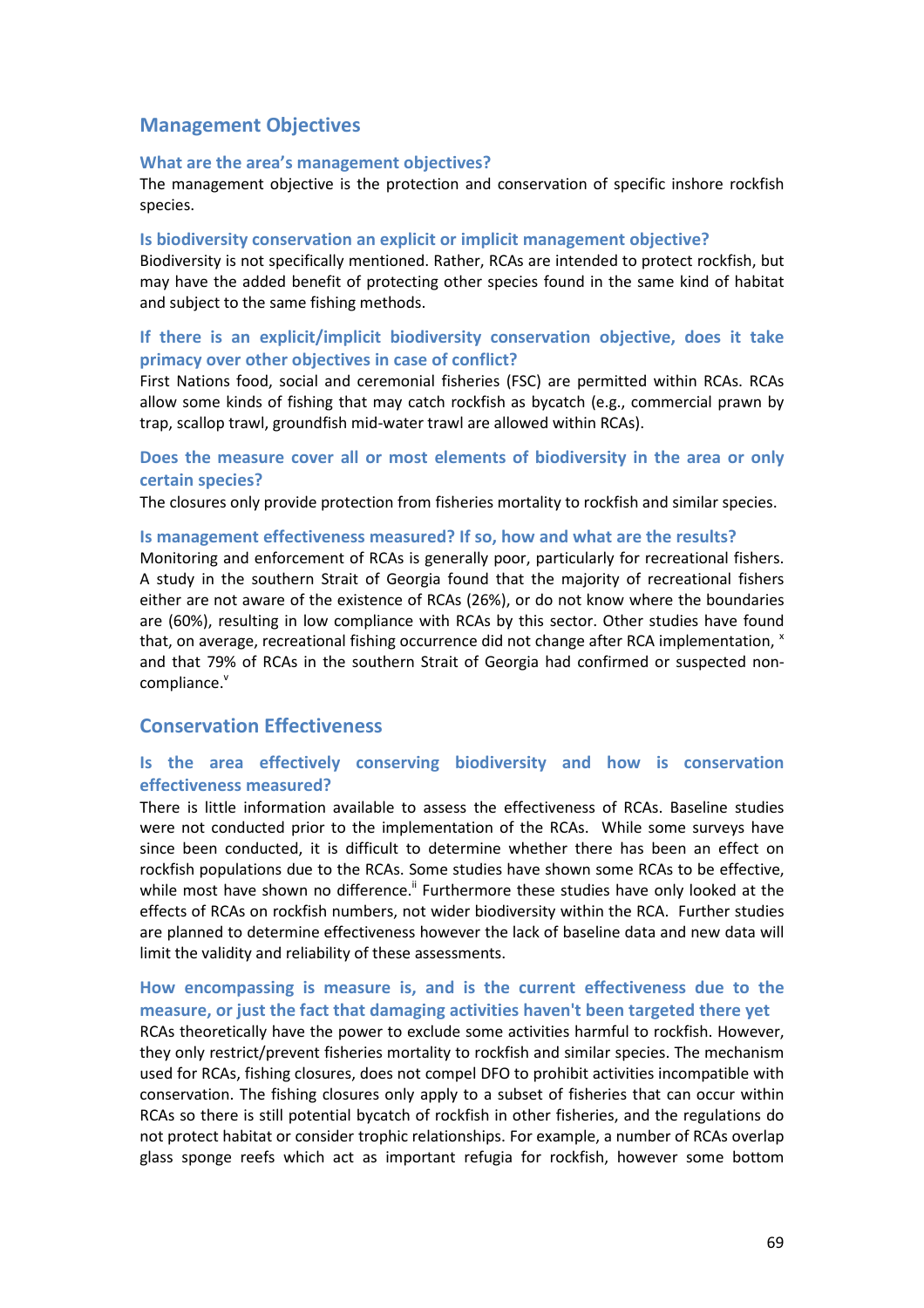## Management Objectives

### What are the area's management objectives?

The management objective is the protection and conservation of specific inshore rockfish species.

### Is biodiversity conservation an explicit or implicit management objective?

Biodiversity is not specifically mentioned. Rather, RCAs are intended to protect rockfish, but may have the added benefit of protecting other species found in the same kind of habitat and subject to the same fishing methods.

### If there is an explicit/implicit biodiversity conservation objective, does it take primacy over other objectives in case of conflict?

First Nations food, social and ceremonial fisheries (FSC) are permitted within RCAs. RCAs allow some kinds of fishing that may catch rockfish as bycatch (e.g., commercial prawn by trap, scallop trawl, groundfish mid-water trawl are allowed within RCAs).

### Does the measure cover all or most elements of biodiversity in the area or only certain species?

The closures only provide protection from fisheries mortality to rockfish and similar species.

### Is management effectiveness measured? If so, how and what are the results?

Monitoring and enforcement of RCAs is generally poor, particularly for recreational fishers. A study in the southern Strait of Georgia found that the majority of recreational fishers either are not aware of the existence of RCAs (26%), or do not know where the boundaries are (60%), resulting in low compliance with RCAs by this sector. Other studies have found that, on average, recreational fishing occurrence did not change after RCA implementation, [x] and that 79% of RCAs in the southern Strait of Georgia had confirmed or suspected non-compliance.[v]

## Conservation Effectiveness

### Is the area effectively conserving biodiversity and how is conservation effectiveness measured?

There is little information available to assess the effectiveness of RCAs. Baseline studies were not conducted prior to the implementation of the RCAs. While some surveys have since been conducted, it is difficult to determine whether there has been an effect on rockfish populations due to the RCAs. Some studies have shown some RCAs to be effective, while most have shown no difference.[ii] Furthermore these studies have only looked at the effects of RCAs on rockfish numbers, not wider biodiversity within the RCA. Further studies are planned to determine effectiveness however the lack of baseline data and new data will limit the validity and reliability of these assessments.

### How encompassing is measure is, and is the current effectiveness due to the measure, or just the fact that damaging activities haven't been targeted there yet

RCAs theoretically have the power to exclude some activities harmful to rockfish. However, they only restrict/prevent fisheries mortality to rockfish and similar species. The mechanism used for RCAs, fishing closures, does not compel DFO to prohibit activities incompatible with conservation. The fishing closures only apply to a subset of fisheries that can occur within RCAs so there is still potential bycatch of rockfish in other fisheries, and the regulations do not protect habitat or consider trophic relationships. For example, a number of RCAs overlap glass sponge reefs which act as important refugia for rockfish, however some bottom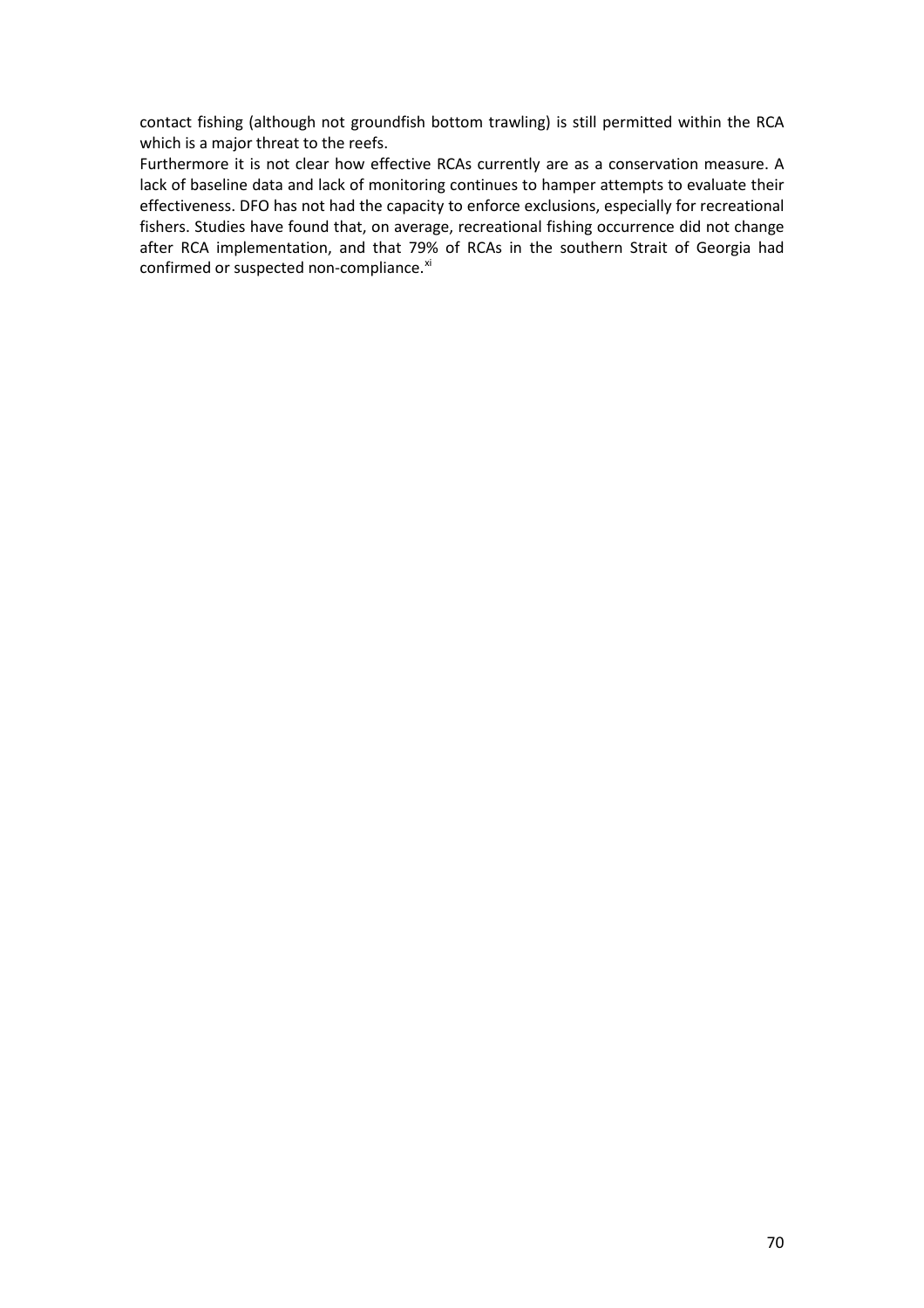contact fishing (although not groundfish bottom trawling) is still permitted within the RCA which is a major threat to the reefs.

Furthermore it is not clear how effective RCAs currently are as a conservation measure. A lack of baseline data and lack of monitoring continues to hamper attempts to evaluate their effectiveness. DFO has not had the capacity to enforce exclusions, especially for recreational fishers. Studies have found that, on average, recreational fishing occurrence did not change after RCA implementation, and that 79% of RCAs in the southern Strait of Georgia had confirmed or suspected non-compliance.[xi]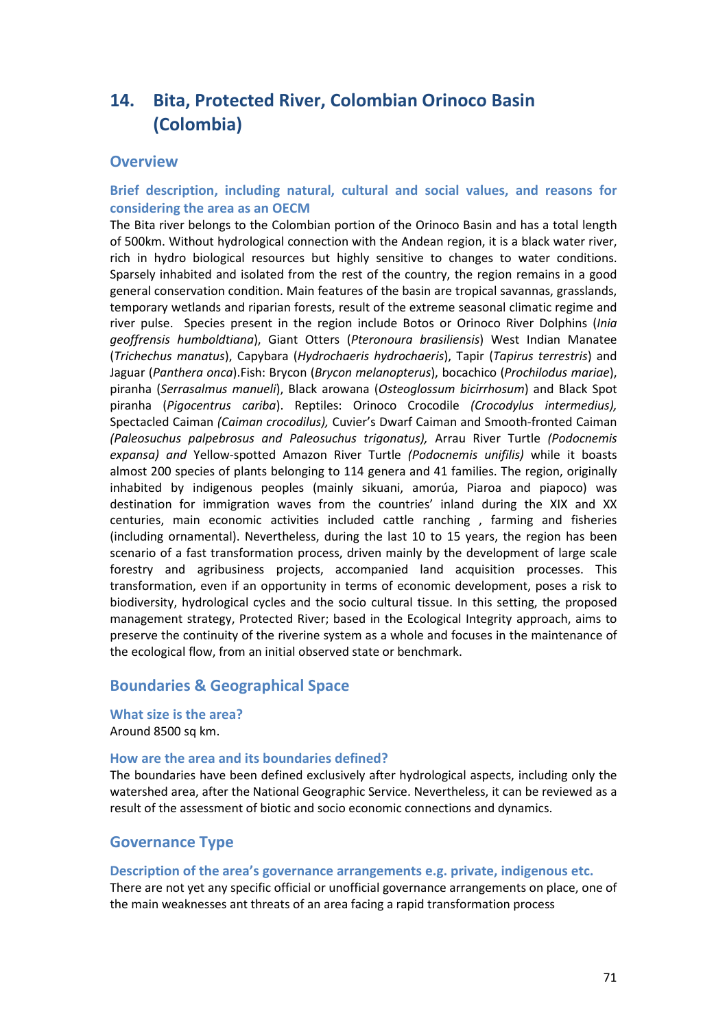# 14. Bita, Protected River, Colombian Orinoco Basin (Colombia)

## Overview

### Brief description, including natural, cultural and social values, and reasons for considering the area as an OECM

The Bita river belongs to the Colombian portion of the Orinoco Basin and has a total length of 500km. Without hydrological connection with the Andean region, it is a black water river, rich in hydro biological resources but highly sensitive to changes to water conditions. Sparsely inhabited and isolated from the rest of the country, the region remains in a good general conservation condition. Main features of the basin are tropical savannas, grasslands, temporary wetlands and riparian forests, result of the extreme seasonal climatic regime and river pulse. Species present in the region include Botos or Orinoco River Dolphins (*Inia geoffrensis humboldtiana*), Giant Otters (*Pteronoura brasiliensis*) West Indian Manatee (*Trichechus manatus*), Capybara (*Hydrochaeris hydrochaeris*), Tapir (*Tapirus terrestris*) and Jaguar (*Panthera onca*).Fish: Brycon (*Brycon melanopterus*), bocachico (*Prochilodus mariae*), piranha (*Serrasalmus manueli*), Black arowana (*Osteoglossum bicirrhosum*) and Black Spot piranha (*Pigocentrus cariba*). Reptiles: Orinoco Crocodile *(Crocodylus intermedius),* Spectacled Caiman *(Caiman crocodilus),* Cuvier's Dwarf Caiman and Smooth-fronted Caiman *(Paleosuchus palpebrosus and Paleosuchus trigonatus),* Arrau River Turtle *(Podocnemis expansa) and* Yellow-spotted Amazon River Turtle *(Podocnemis unifilis)* while it boasts almost 200 species of plants belonging to 114 genera and 41 families. The region, originally inhabited by indigenous peoples (mainly sikuani, amorúa, Piaroa and piapoco) was destination for immigration waves from the countries' inland during the XIX and XX centuries, main economic activities included cattle ranching , farming and fisheries (including ornamental). Nevertheless, during the last 10 to 15 years, the region has been scenario of a fast transformation process, driven mainly by the development of large scale forestry and agribusiness projects, accompanied land acquisition processes. This transformation, even if an opportunity in terms of economic development, poses a risk to biodiversity, hydrological cycles and the socio cultural tissue. In this setting, the proposed management strategy, Protected River; based in the Ecological Integrity approach, aims to preserve the continuity of the riverine system as a whole and focuses in the maintenance of the ecological flow, from an initial observed state or benchmark.

## Boundaries & Geographical Space

### What size is the area?

Around 8500 sq km.

### How are the area and its boundaries defined?

The boundaries have been defined exclusively after hydrological aspects, including only the watershed area, after the National Geographic Service. Nevertheless, it can be reviewed as a result of the assessment of biotic and socio economic connections and dynamics.

## Governance Type

### Description of the area's governance arrangements e.g. private, indigenous etc.

There are not yet any specific official or unofficial governance arrangements on place, one of the main weaknesses ant threats of an area facing a rapid transformation process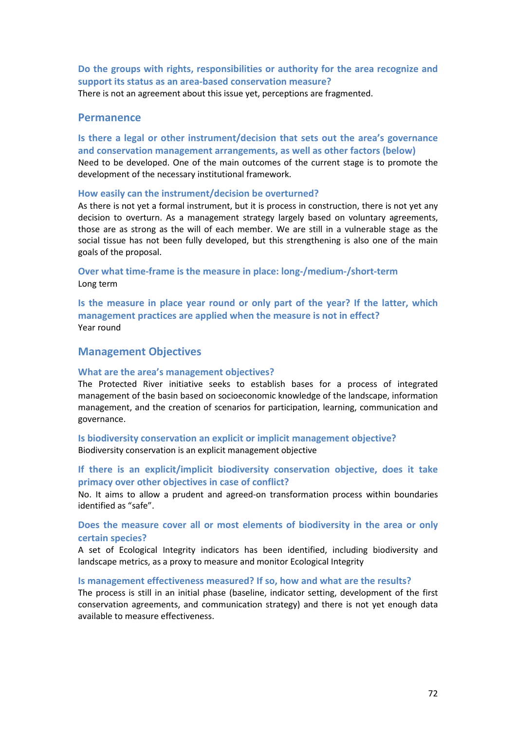### Do the groups with rights, responsibilities or authority for the area recognize and support its status as an area-based conservation measure?

There is not an agreement about this issue yet, perceptions are fragmented.

## Permanence

### Is there a legal or other instrument/decision that sets out the area's governance and conservation management arrangements, as well as other factors (below)

Need to be developed. One of the main outcomes of the current stage is to promote the development of the necessary institutional framework.

### How easily can the instrument/decision be overturned?

As there is not yet a formal instrument, but it is process in construction, there is not yet any decision to overturn. As a management strategy largely based on voluntary agreements, those are as strong as the will of each member. We are still in a vulnerable stage as the social tissue has not been fully developed, but this strengthening is also one of the main goals of the proposal.

### Over what time-frame is the measure in place: long-/medium-/short-term

Long term

### Is the measure in place year round or only part of the year? If the latter, which management practices are applied when the measure is not in effect?

Year round

## Management Objectives

### What are the area's management objectives?

The Protected River initiative seeks to establish bases for a process of integrated management of the basin based on socioeconomic knowledge of the landscape, information management, and the creation of scenarios for participation, learning, communication and governance.

### Is biodiversity conservation an explicit or implicit management objective?

Biodiversity conservation is an explicit management objective

### If there is an explicit/implicit biodiversity conservation objective, does it take primacy over other objectives in case of conflict?

No. It aims to allow a prudent and agreed-on transformation process within boundaries identified as "safe".

### Does the measure cover all or most elements of biodiversity in the area or only certain species?

A set of Ecological Integrity indicators has been identified, including biodiversity and landscape metrics, as a proxy to measure and monitor Ecological Integrity

### Is management effectiveness measured? If so, how and what are the results?

The process is still in an initial phase (baseline, indicator setting, development of the first conservation agreements, and communication strategy) and there is not yet enough data available to measure effectiveness.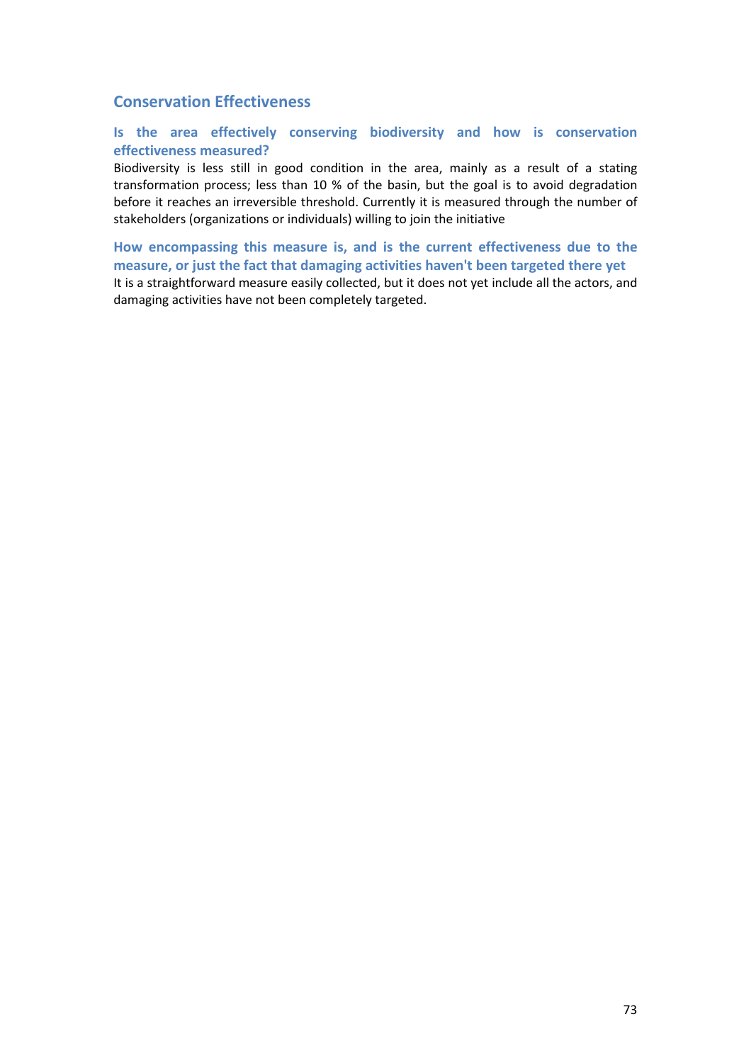## Conservation Effectiveness

### Is the area effectively conserving biodiversity and how is conservation effectiveness measured?

Biodiversity is less still in good condition in the area, mainly as a result of a stating transformation process; less than 10 % of the basin, but the goal is to avoid degradation before it reaches an irreversible threshold. Currently it is measured through the number of stakeholders (organizations or individuals) willing to join the initiative

### How encompassing this measure is, and is the current effectiveness due to the measure, or just the fact that damaging activities haven't been targeted there yet

It is a straightforward measure easily collected, but it does not yet include all the actors, and damaging activities have not been completely targeted.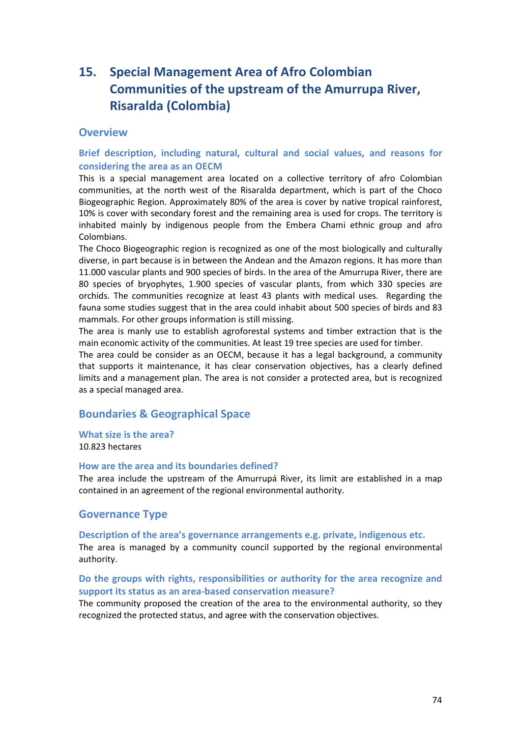## 15. Special Management Area of Afro Colombian Communities of the upstream of the Amurrupa River, Risaralda (Colombia)

### Overview

#### Brief description, including natural, cultural and social values, and reasons for considering the area as an OECM

This is a special management area located on a collective territory of afro Colombian communities, at the north west of the Risaralda department, which is part of the Choco Biogeographic Region. Approximately 80% of the area is cover by native tropical rainforest, 10% is cover with secondary forest and the remaining area is used for crops. The territory is inhabited mainly by indigenous people from the Embera Chami ethnic group and afro Colombians.

The Choco Biogeographic region is recognized as one of the most biologically and culturally diverse, in part because is in between the Andean and the Amazon regions. It has more than 11.000 vascular plants and 900 species of birds. In the area of the Amurrupa River, there are 80 species of bryophytes, 1.900 species of vascular plants, from which 330 species are orchids. The communities recognize at least 43 plants with medical uses. Regarding the fauna some studies suggest that in the area could inhabit about 500 species of birds and 83 mammals. For other groups information is still missing.

The area is manly use to establish agroforestal systems and timber extraction that is the main economic activity of the communities. At least 19 tree species are used for timber.

The area could be consider as an OECM, because it has a legal background, a community that supports it maintenance, it has clear conservation objectives, has a clearly defined limits and a management plan. The area is not consider a protected area, but is recognized as a special managed area.

### Boundaries & Geographical Space

#### What size is the area?

10.823 hectares

#### How are the area and its boundaries defined?

The area include the upstream of the Amurrupá River, its limit are established in a map contained in an agreement of the regional environmental authority.

### Governance Type

#### Description of the area's governance arrangements e.g. private, indigenous etc.

The area is managed by a community council supported by the regional environmental authority.

#### Do the groups with rights, responsibilities or authority for the area recognize and support its status as an area-based conservation measure?

The community proposed the creation of the area to the environmental authority, so they recognized the protected status, and agree with the conservation objectives.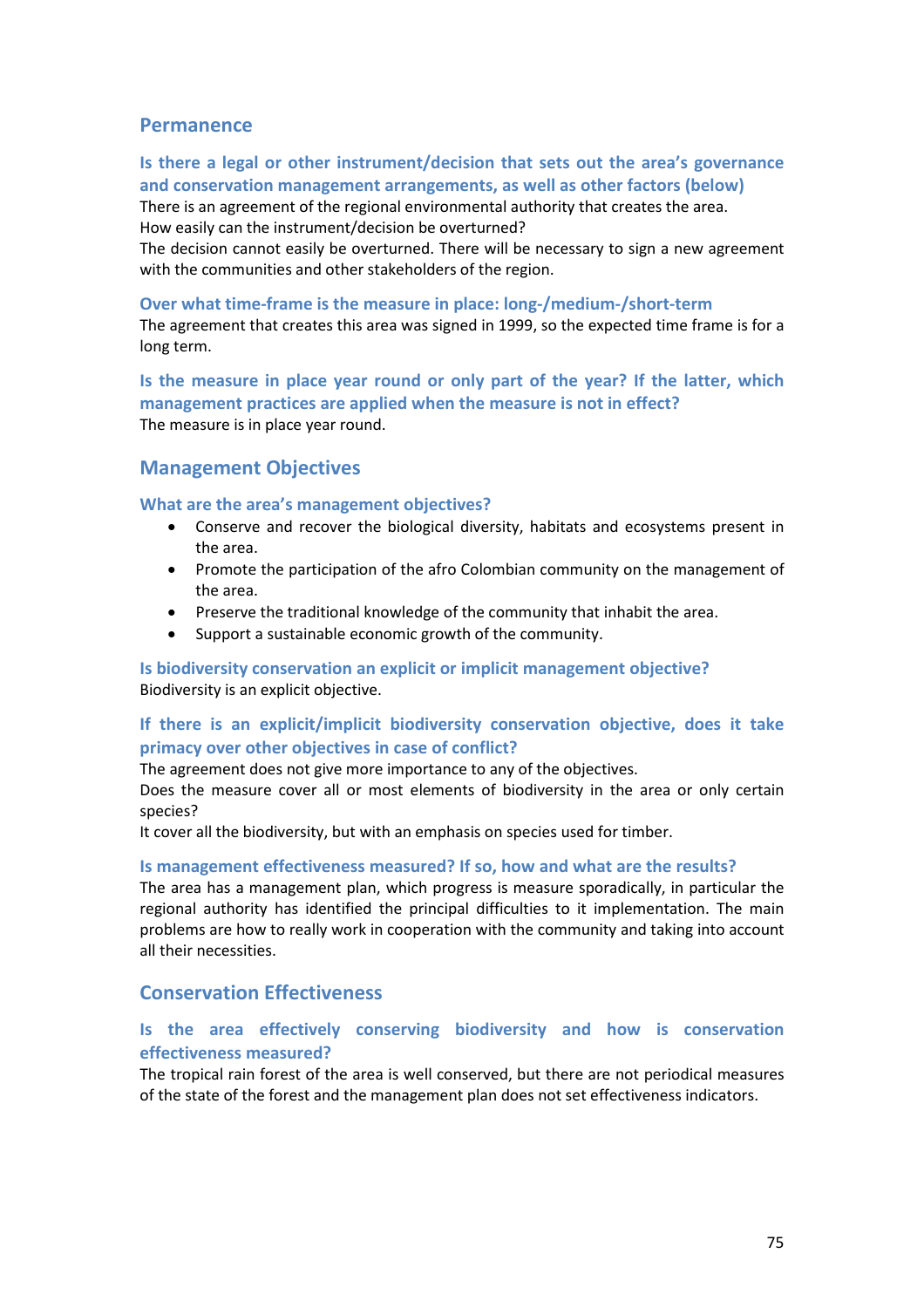## Permanence

### Is there a legal or other instrument/decision that sets out the area's governance and conservation management arrangements, as well as other factors (below)

There is an agreement of the regional environmental authority that creates the area.
How easily can the instrument/decision be overturned?
The decision cannot easily be overturned. There will be necessary to sign a new agreement with the communities and other stakeholders of the region.

### Over what time-frame is the measure in place: long-/medium-/short-term

The agreement that creates this area was signed in 1999, so the expected time frame is for a long term.

### Is the measure in place year round or only part of the year? If the latter, which management practices are applied when the measure is not in effect?

The measure is in place year round.

## Management Objectives

### What are the area's management objectives?

- Conserve and recover the biological diversity, habitats and ecosystems present in the area.
- Promote the participation of the afro Colombian community on the management of the area.
- Preserve the traditional knowledge of the community that inhabit the area.
- Support a sustainable economic growth of the community.

### Is biodiversity conservation an explicit or implicit management objective?

Biodiversity is an explicit objective.

### If there is an explicit/implicit biodiversity conservation objective, does it take primacy over other objectives in case of conflict?

The agreement does not give more importance to any of the objectives.
Does the measure cover all or most elements of biodiversity in the area or only certain species?
It cover all the biodiversity, but with an emphasis on species used for timber.

### Is management effectiveness measured? If so, how and what are the results?

The area has a management plan, which progress is measure sporadically, in particular the regional authority has identified the principal difficulties to it implementation. The main problems are how to really work in cooperation with the community and taking into account all their necessities.

## Conservation Effectiveness

### Is the area effectively conserving biodiversity and how is conservation effectiveness measured?

The tropical rain forest of the area is well conserved, but there are not periodical measures of the state of the forest and the management plan does not set effectiveness indicators.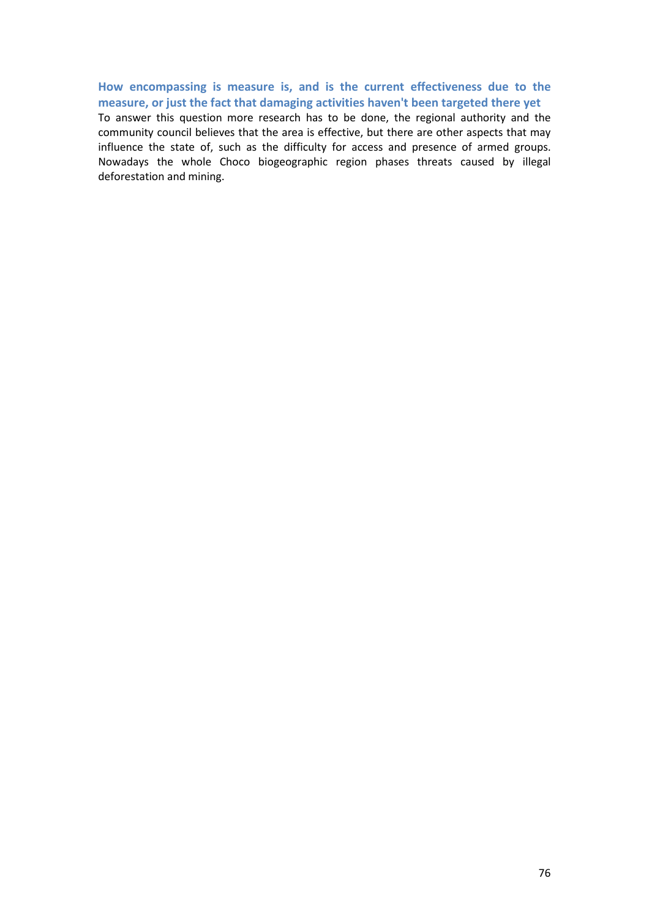### How encompassing is measure is, and is the current effectiveness due to the measure, or just the fact that damaging activities haven't been targeted there yet

To answer this question more research has to be done, the regional authority and the community council believes that the area is effective, but there are other aspects that may influence the state of, such as the difficulty for access and presence of armed groups. Nowadays the whole Choco biogeographic region phases threats caused by illegal deforestation and mining.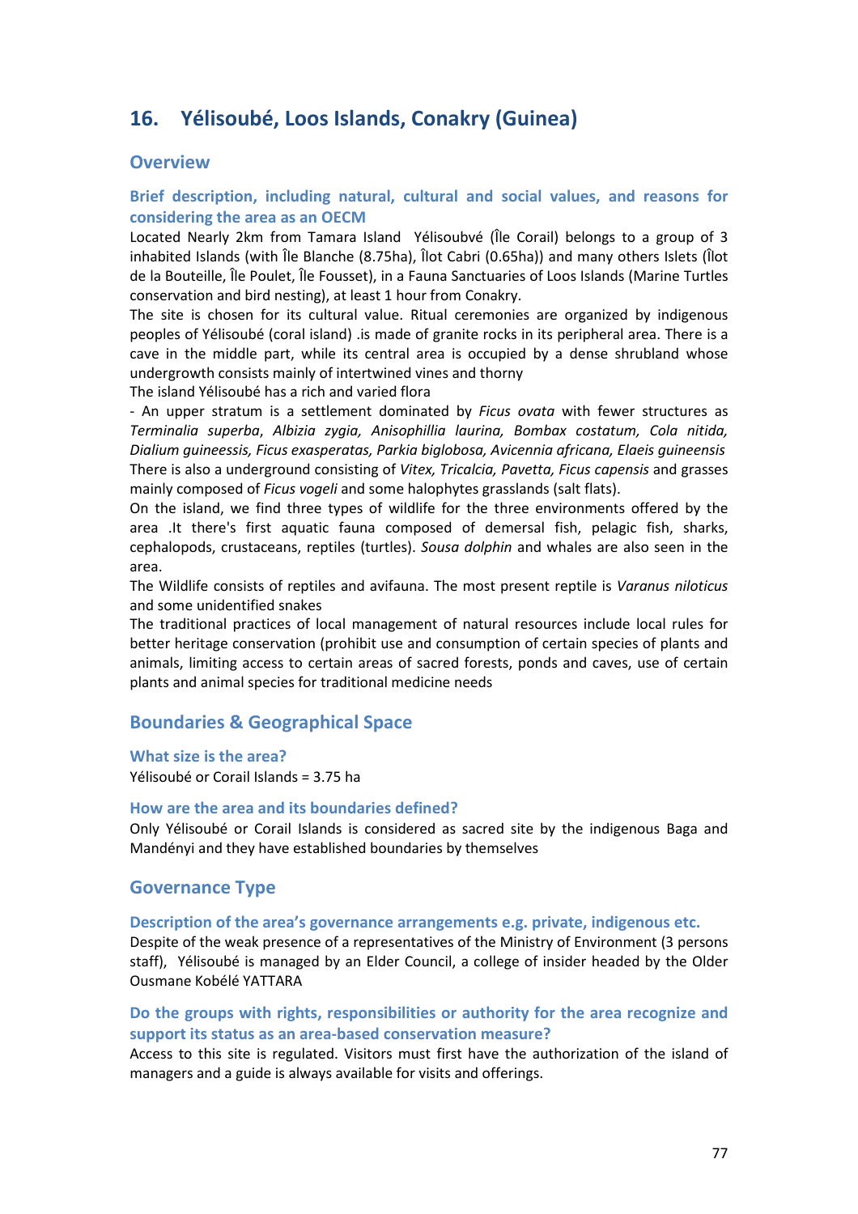## 16. Yélisoubé, Loos Islands, Conakry (Guinea)

### Overview

#### Brief description, including natural, cultural and social values, and reasons for considering the area as an OECM

Located Nearly 2km from Tamara Island Yélisoubvé (Île Corail) belongs to a group of 3 inhabited Islands (with Île Blanche (8.75ha), Îlot Cabri (0.65ha)) and many others Islets (Îlot de la Bouteille, Île Poulet, Île Fousset), in a Fauna Sanctuaries of Loos Islands (Marine Turtles conservation and bird nesting), at least 1 hour from Conakry.

The site is chosen for its cultural value. Ritual ceremonies are organized by indigenous peoples of Yélisoubé (coral island) .is made of granite rocks in its peripheral area. There is a cave in the middle part, while its central area is occupied by a dense shrubland whose undergrowth consists mainly of intertwined vines and thorny

The island Yélisoubé has a rich and varied flora

- An upper stratum is a settlement dominated by *Ficus ovata* with fewer structures as *Terminalia superba*, *Albizia zygia, Anisophillia laurina, Bombax costatum, Cola nitida, Dialium guineessis, Ficus exasperatas, Parkia biglobosa, Avicennia africana, Elaeis guineensis*

There is also a underground consisting of *Vitex, Tricalcia, Pavetta, Ficus capensis* and grasses mainly composed of *Ficus vogeli* and some halophytes grasslands (salt flats).

On the island, we find three types of wildlife for the three environments offered by the area .It there's first aquatic fauna composed of demersal fish, pelagic fish, sharks, cephalopods, crustaceans, reptiles (turtles). *Sousa dolphin* and whales are also seen in the area.

The Wildlife consists of reptiles and avifauna. The most present reptile is *Varanus niloticus* and some unidentified snakes

The traditional practices of local management of natural resources include local rules for better heritage conservation (prohibit use and consumption of certain species of plants and animals, limiting access to certain areas of sacred forests, ponds and caves, use of certain plants and animal species for traditional medicine needs

### Boundaries & Geographical Space

#### What size is the area?

Yélisoubé or Corail Islands = 3.75 ha

#### How are the area and its boundaries defined?

Only Yélisoubé or Corail Islands is considered as sacred site by the indigenous Baga and Mandényi and they have established boundaries by themselves

### Governance Type

#### Description of the area's governance arrangements e.g. private, indigenous etc.

Despite of the weak presence of a representatives of the Ministry of Environment (3 persons staff), Yélisoubé is managed by an Elder Council, a college of insider headed by the Older Ousmane Kobélé YATTARA

#### Do the groups with rights, responsibilities or authority for the area recognize and support its status as an area-based conservation measure?

Access to this site is regulated. Visitors must first have the authorization of the island of managers and a guide is always available for visits and offerings.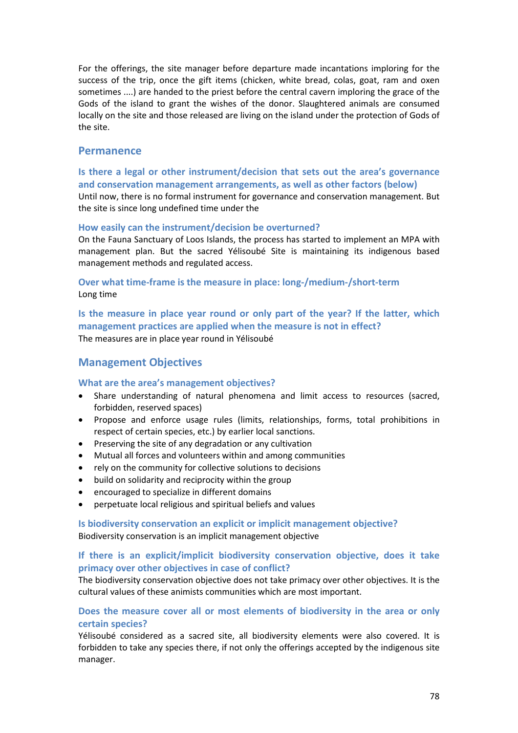For the offerings, the site manager before departure made incantations imploring for the success of the trip, once the gift items (chicken, white bread, colas, goat, ram and oxen sometimes ....) are handed to the priest before the central cavern imploring the grace of the Gods of the island to grant the wishes of the donor. Slaughtered animals are consumed locally on the site and those released are living on the island under the protection of Gods of the site.

## Permanence

### Is there a legal or other instrument/decision that sets out the area's governance and conservation management arrangements, as well as other factors (below)

Until now, there is no formal instrument for governance and conservation management. But the site is since long undefined time under the

### How easily can the instrument/decision be overturned?

On the Fauna Sanctuary of Loos Islands, the process has started to implement an MPA with management plan. But the sacred Yélisoubé Site is maintaining its indigenous based management methods and regulated access.

### Over what time-frame is the measure in place: long-/medium-/short-term

Long time

### Is the measure in place year round or only part of the year? If the latter, which management practices are applied when the measure is not in effect?

The measures are in place year round in Yélisoubé

## Management Objectives

### What are the area's management objectives?

- Share understanding of natural phenomena and limit access to resources (sacred, forbidden, reserved spaces)
- Propose and enforce usage rules (limits, relationships, forms, total prohibitions in respect of certain species, etc.) by earlier local sanctions.
- Preserving the site of any degradation or any cultivation
- Mutual all forces and volunteers within and among communities
- rely on the community for collective solutions to decisions
- build on solidarity and reciprocity within the group
- encouraged to specialize in different domains
- perpetuate local religious and spiritual beliefs and values

### Is biodiversity conservation an explicit or implicit management objective?

Biodiversity conservation is an implicit management objective

### If there is an explicit/implicit biodiversity conservation objective, does it take primacy over other objectives in case of conflict?

The biodiversity conservation objective does not take primacy over other objectives. It is the cultural values of these animists communities which are most important.

### Does the measure cover all or most elements of biodiversity in the area or only certain species?

Yélisoubé considered as a sacred site, all biodiversity elements were also covered. It is forbidden to take any species there, if not only the offerings accepted by the indigenous site manager.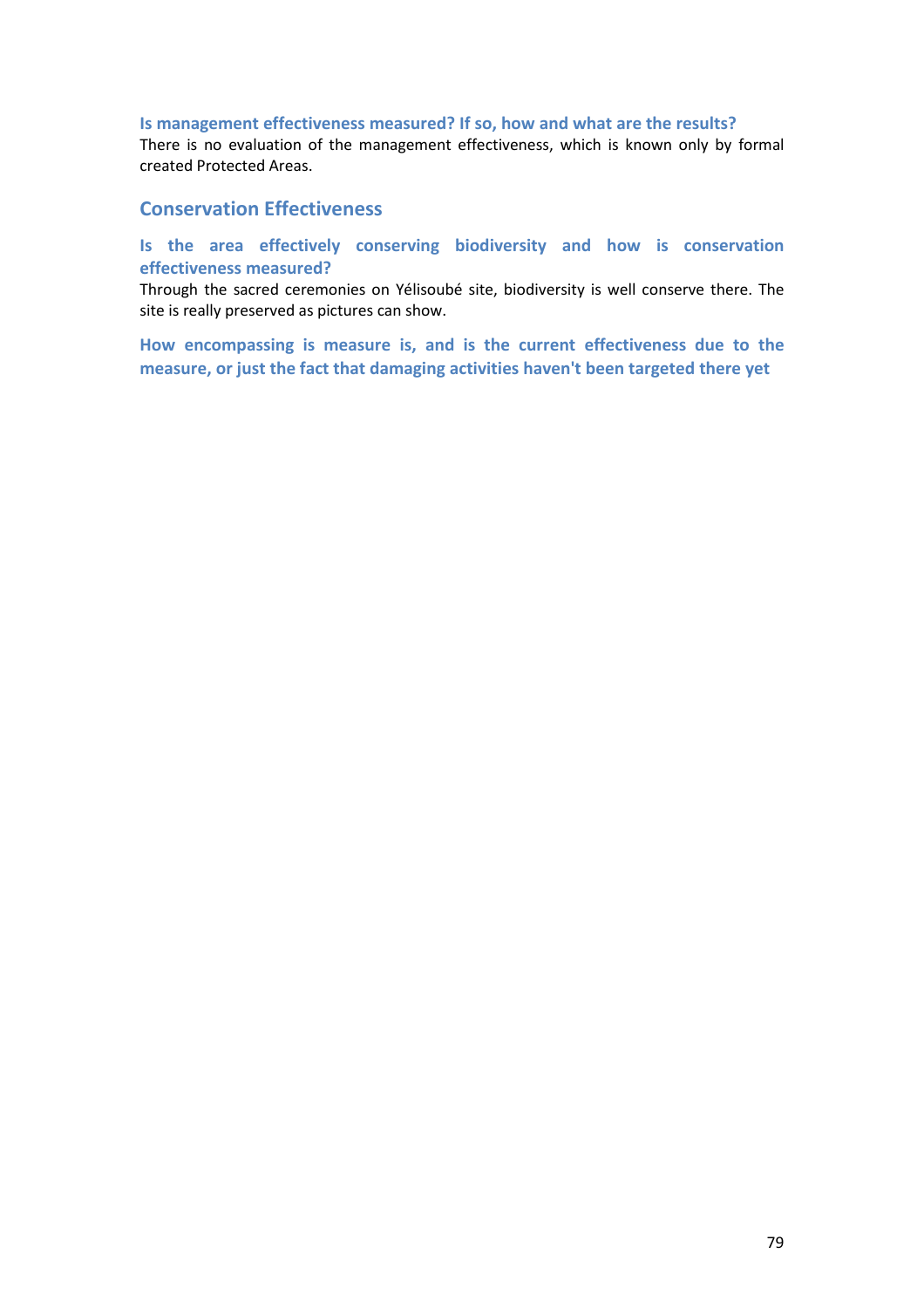### Is management effectiveness measured? If so, how and what are the results?

There is no evaluation of the management effectiveness, which is known only by formal created Protected Areas.

## Conservation Effectiveness

### Is the area effectively conserving biodiversity and how is conservation effectiveness measured?

Through the sacred ceremonies on Yélisoubé site, biodiversity is well conserve there. The site is really preserved as pictures can show.

### How encompassing is measure is, and is the current effectiveness due to the measure, or just the fact that damaging activities haven't been targeted there yet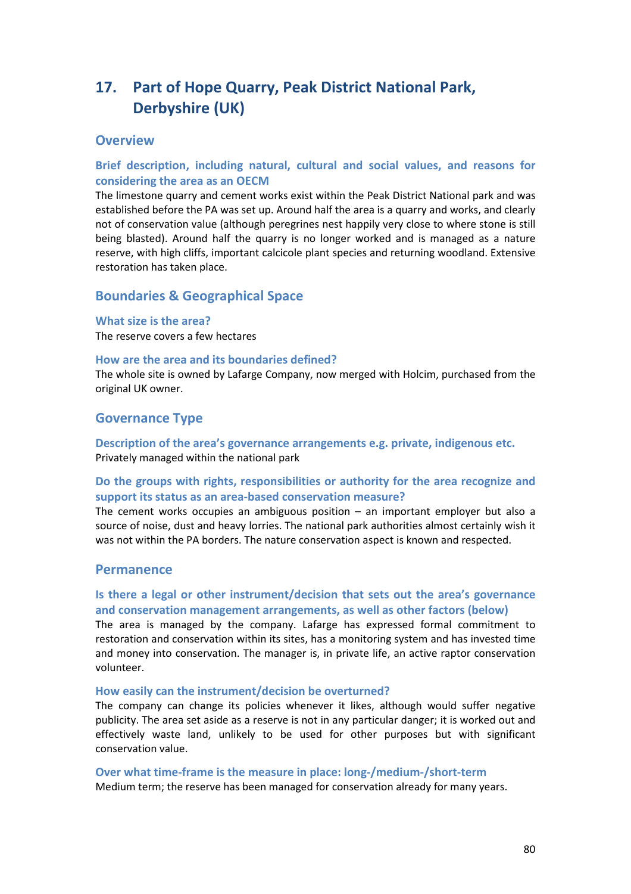## 17. Part of Hope Quarry, Peak District National Park, Derbyshire (UK)

### Overview

#### Brief description, including natural, cultural and social values, and reasons for considering the area as an OECM

The limestone quarry and cement works exist within the Peak District National park and was established before the PA was set up. Around half the area is a quarry and works, and clearly not of conservation value (although peregrines nest happily very close to where stone is still being blasted). Around half the quarry is no longer worked and is managed as a nature reserve, with high cliffs, important calcicole plant species and returning woodland. Extensive restoration has taken place.

### Boundaries & Geographical Space

#### What size is the area?

The reserve covers a few hectares

#### How are the area and its boundaries defined?

The whole site is owned by Lafarge Company, now merged with Holcim, purchased from the original UK owner.

### Governance Type

#### Description of the area's governance arrangements e.g. private, indigenous etc.

Privately managed within the national park

#### Do the groups with rights, responsibilities or authority for the area recognize and support its status as an area-based conservation measure?

The cement works occupies an ambiguous position – an important employer but also a source of noise, dust and heavy lorries. The national park authorities almost certainly wish it was not within the PA borders. The nature conservation aspect is known and respected.

### Permanence

#### Is there a legal or other instrument/decision that sets out the area's governance and conservation management arrangements, as well as other factors (below)

The area is managed by the company. Lafarge has expressed formal commitment to restoration and conservation within its sites, has a monitoring system and has invested time and money into conservation. The manager is, in private life, an active raptor conservation volunteer.

#### How easily can the instrument/decision be overturned?

The company can change its policies whenever it likes, although would suffer negative publicity. The area set aside as a reserve is not in any particular danger; it is worked out and effectively waste land, unlikely to be used for other purposes but with significant conservation value.

#### Over what time-frame is the measure in place: long-/medium-/short-term

Medium term; the reserve has been managed for conservation already for many years.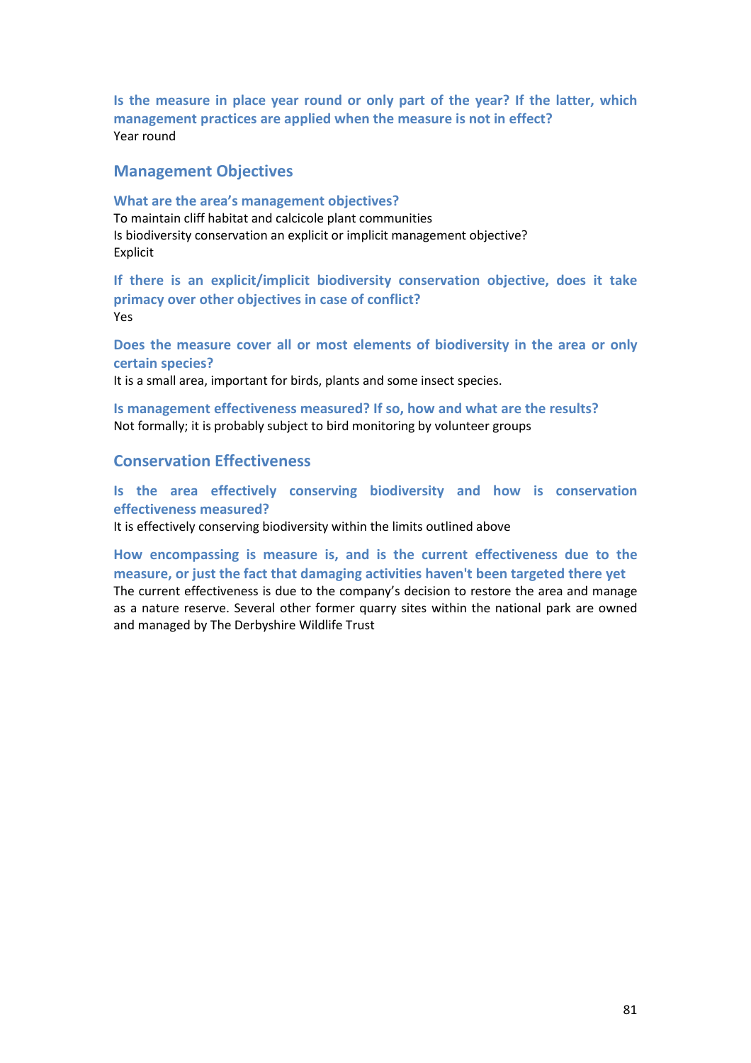**Is the measure in place year round or only part of the year? If the latter, which management practices are applied when the measure is not in effect?**
Year round

## Management Objectives

**What are the area's management objectives?**
To maintain cliff habitat and calcicole plant communities
Is biodiversity conservation an explicit or implicit management objective?
Explicit

**If there is an explicit/implicit biodiversity conservation objective, does it take primacy over other objectives in case of conflict?**
Yes

**Does the measure cover all or most elements of biodiversity in the area or only certain species?**
It is a small area, important for birds, plants and some insect species.

**Is management effectiveness measured? If so, how and what are the results?**
Not formally; it is probably subject to bird monitoring by volunteer groups

## Conservation Effectiveness

**Is the area effectively conserving biodiversity and how is conservation effectiveness measured?**
It is effectively conserving biodiversity within the limits outlined above

**How encompassing is measure is, and is the current effectiveness due to the measure, or just the fact that damaging activities haven't been targeted there yet**
The current effectiveness is due to the company's decision to restore the area and manage as a nature reserve. Several other former quarry sites within the national park are owned and managed by The Derbyshire Wildlife Trust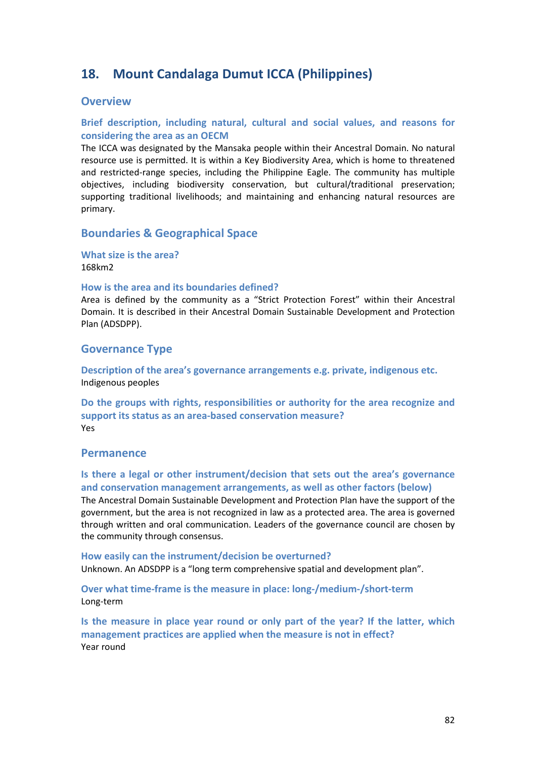## 18. Mount Candalaga Dumut ICCA (Philippines)

### Overview

#### Brief description, including natural, cultural and social values, and reasons for considering the area as an OECM

The ICCA was designated by the Mansaka people within their Ancestral Domain. No natural resource use is permitted. It is within a Key Biodiversity Area, which is home to threatened and restricted-range species, including the Philippine Eagle. The community has multiple objectives, including biodiversity conservation, but cultural/traditional preservation; supporting traditional livelihoods; and maintaining and enhancing natural resources are primary.

### Boundaries & Geographical Space

#### What size is the area?

168km2

#### How is the area and its boundaries defined?

Area is defined by the community as a "Strict Protection Forest" within their Ancestral Domain. It is described in their Ancestral Domain Sustainable Development and Protection Plan (ADSDPP).

### Governance Type

#### Description of the area's governance arrangements e.g. private, indigenous etc.

Indigenous peoples

#### Do the groups with rights, responsibilities or authority for the area recognize and support its status as an area-based conservation measure?

Yes

### Permanence

#### Is there a legal or other instrument/decision that sets out the area's governance and conservation management arrangements, as well as other factors (below)

The Ancestral Domain Sustainable Development and Protection Plan have the support of the government, but the area is not recognized in law as a protected area. The area is governed through written and oral communication. Leaders of the governance council are chosen by the community through consensus.

#### How easily can the instrument/decision be overturned?

Unknown. An ADSDPP is a "long term comprehensive spatial and development plan".

#### Over what time-frame is the measure in place: long-/medium-/short-term

Long-term

#### Is the measure in place year round or only part of the year? If the latter, which management practices are applied when the measure is not in effect?

Year round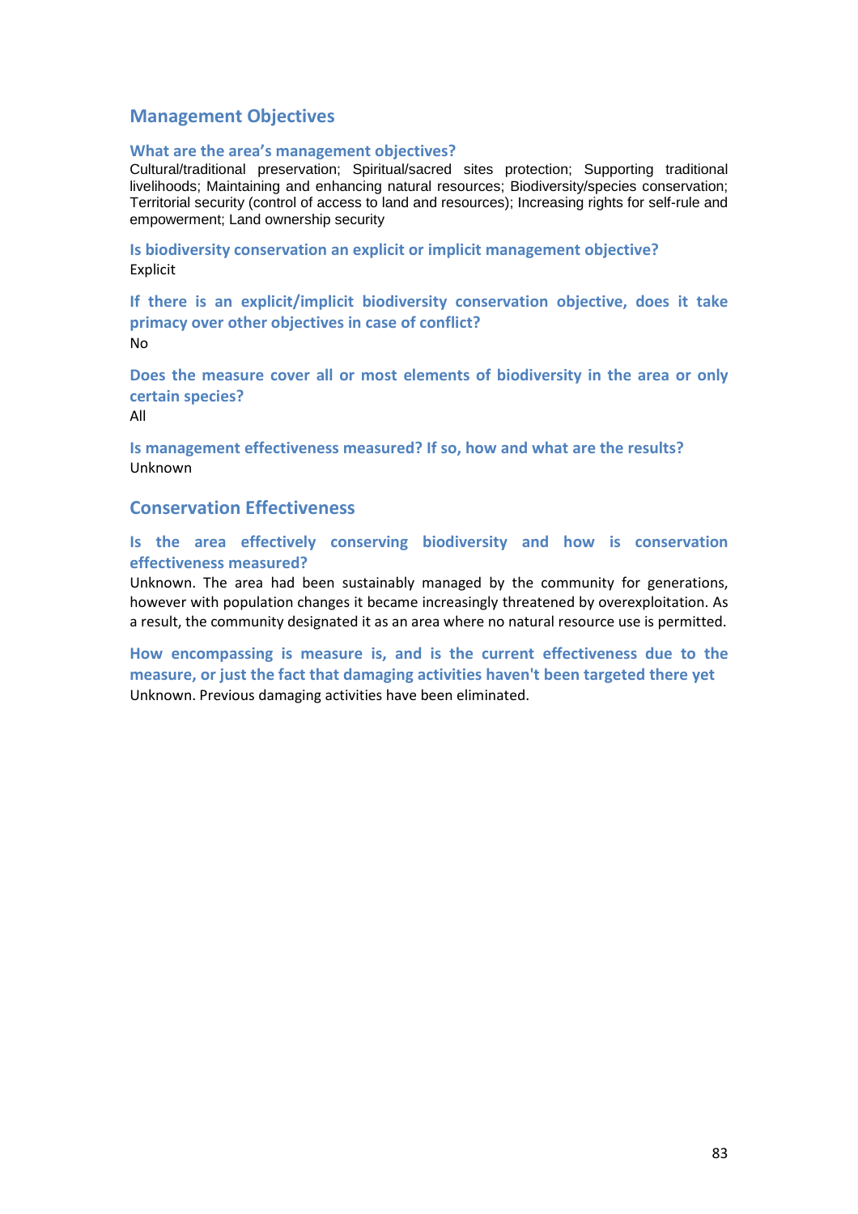## Management Objectives

### What are the area's management objectives?

Cultural/traditional preservation; Spiritual/sacred sites protection; Supporting traditional livelihoods; Maintaining and enhancing natural resources; Biodiversity/species conservation; Territorial security (control of access to land and resources); Increasing rights for self-rule and empowerment; Land ownership security

### Is biodiversity conservation an explicit or implicit management objective?

Explicit

### If there is an explicit/implicit biodiversity conservation objective, does it take primacy over other objectives in case of conflict?

No

### Does the measure cover all or most elements of biodiversity in the area or only certain species?

All

### Is management effectiveness measured? If so, how and what are the results?

Unknown

## Conservation Effectiveness

### Is the area effectively conserving biodiversity and how is conservation effectiveness measured?

Unknown. The area had been sustainably managed by the community for generations, however with population changes it became increasingly threatened by overexploitation. As a result, the community designated it as an area where no natural resource use is permitted.

### How encompassing is measure is, and is the current effectiveness due to the measure, or just the fact that damaging activities haven't been targeted there yet

Unknown. Previous damaging activities have been eliminated.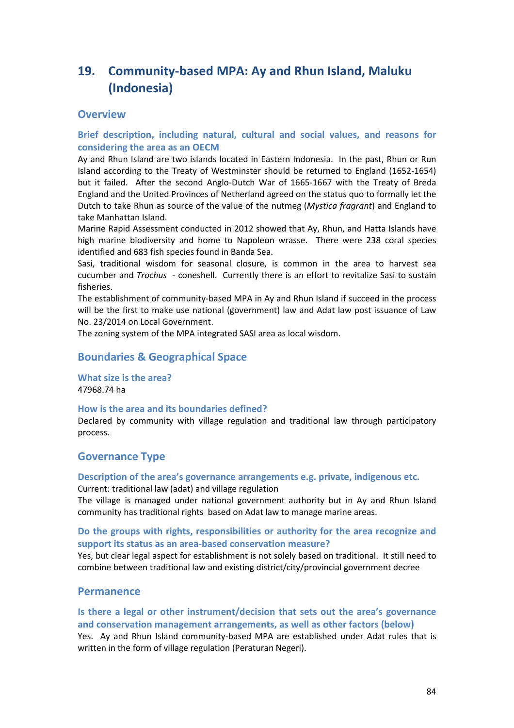## 19. Community-based MPA: Ay and Rhun Island, Maluku (Indonesia)

### Overview

#### Brief description, including natural, cultural and social values, and reasons for considering the area as an OECM

Ay and Rhun Island are two islands located in Eastern Indonesia. In the past, Rhun or Run Island according to the Treaty of Westminster should be returned to England (1652-1654) but it failed. After the second Anglo-Dutch War of 1665-1667 with the Treaty of Breda England and the United Provinces of Netherland agreed on the status quo to formally let the Dutch to take Rhun as source of the value of the nutmeg (*Mystica fragrant*) and England to take Manhattan Island.

Marine Rapid Assessment conducted in 2012 showed that Ay, Rhun, and Hatta Islands have high marine biodiversity and home to Napoleon wrasse. There were 238 coral species identified and 683 fish species found in Banda Sea.

Sasi, traditional wisdom for seasonal closure, is common in the area to harvest sea cucumber and *Trochus* - coneshell. Currently there is an effort to revitalize Sasi to sustain fisheries.

The establishment of community-based MPA in Ay and Rhun Island if succeed in the process will be the first to make use national (government) law and Adat law post issuance of Law No. 23/2014 on Local Government.

The zoning system of the MPA integrated SASI area as local wisdom.

### Boundaries & Geographical Space

#### What size is the area?

47968.74 ha

#### How is the area and its boundaries defined?

Declared by community with village regulation and traditional law through participatory process.

### Governance Type

#### Description of the area's governance arrangements e.g. private, indigenous etc.

Current: traditional law (adat) and village regulation

The village is managed under national government authority but in Ay and Rhun Island community has traditional rights based on Adat law to manage marine areas.

#### Do the groups with rights, responsibilities or authority for the area recognize and support its status as an area-based conservation measure?

Yes, but clear legal aspect for establishment is not solely based on traditional. It still need to combine between traditional law and existing district/city/provincial government decree

### Permanence

#### Is there a legal or other instrument/decision that sets out the area's governance and conservation management arrangements, as well as other factors (below)

Yes. Ay and Rhun Island community-based MPA are established under Adat rules that is written in the form of village regulation (Peraturan Negeri).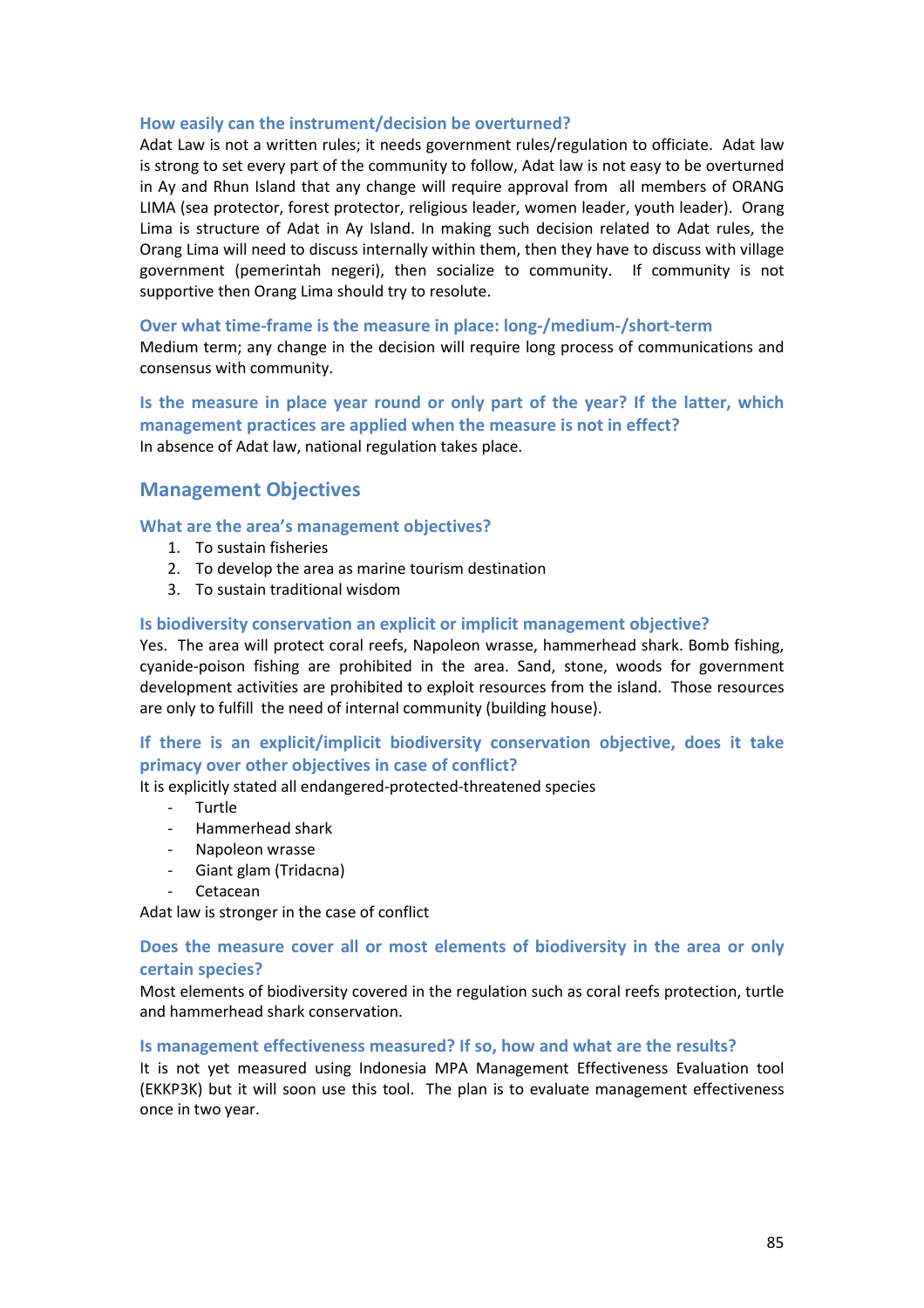### How easily can the instrument/decision be overturned?

Adat Law is not a written rules; it needs government rules/regulation to officiate. Adat law is strong to set every part of the community to follow, Adat law is not easy to be overturned in Ay and Rhun Island that any change will require approval from all members of ORANG LIMA (sea protector, forest protector, religious leader, women leader, youth leader). Orang Lima is structure of Adat in Ay Island. In making such decision related to Adat rules, the Orang Lima will need to discuss internally within them, then they have to discuss with village government (pemerintah negeri), then socialize to community. If community is not supportive then Orang Lima should try to resolute.

### Over what time-frame is the measure in place: long-/medium-/short-term

Medium term; any change in the decision will require long process of communications and consensus with community.

### Is the measure in place year round or only part of the year? If the latter, which management practices are applied when the measure is not in effect?

In absence of Adat law, national regulation takes place.

## Management Objectives

### What are the area's management objectives?

1. To sustain fisheries
2. To develop the area as marine tourism destination
3. To sustain traditional wisdom

### Is biodiversity conservation an explicit or implicit management objective?

Yes. The area will protect coral reefs, Napoleon wrasse, hammerhead shark. Bomb fishing, cyanide-poison fishing are prohibited in the area. Sand, stone, woods for government development activities are prohibited to exploit resources from the island. Those resources are only to fulfill the need of internal community (building house).

### If there is an explicit/implicit biodiversity conservation objective, does it take primacy over other objectives in case of conflict?

It is explicitly stated all endangered-protected-threatened species

- Turtle
- Hammerhead shark
- Napoleon wrasse
- Giant glam (Tridacna)
- Cetacean

Adat law is stronger in the case of conflict

### Does the measure cover all or most elements of biodiversity in the area or only certain species?

Most elements of biodiversity covered in the regulation such as coral reefs protection, turtle and hammerhead shark conservation.

### Is management effectiveness measured? If so, how and what are the results?

It is not yet measured using Indonesia MPA Management Effectiveness Evaluation tool (EKKP3K) but it will soon use this tool. The plan is to evaluate management effectiveness once in two year.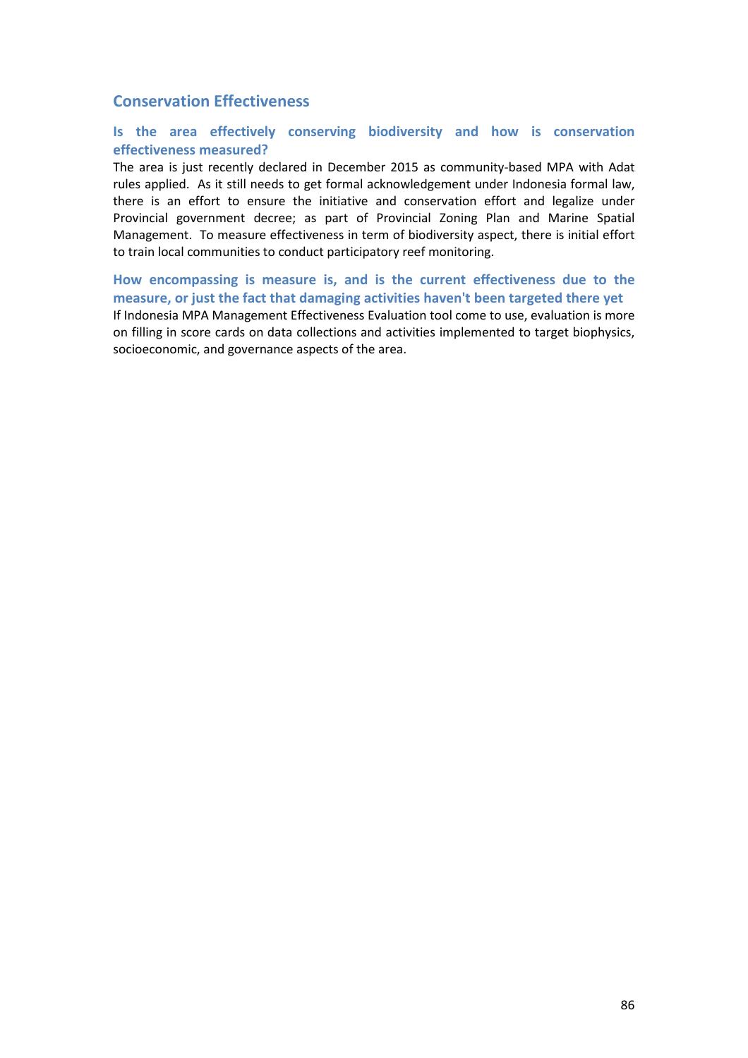## Conservation Effectiveness

### Is the area effectively conserving biodiversity and how is conservation effectiveness measured?

The area is just recently declared in December 2015 as community-based MPA with Adat rules applied. As it still needs to get formal acknowledgement under Indonesia formal law, there is an effort to ensure the initiative and conservation effort and legalize under Provincial government decree; as part of Provincial Zoning Plan and Marine Spatial Management. To measure effectiveness in term of biodiversity aspect, there is initial effort to train local communities to conduct participatory reef monitoring.

### How encompassing is measure is, and is the current effectiveness due to the measure, or just the fact that damaging activities haven't been targeted there yet

If Indonesia MPA Management Effectiveness Evaluation tool come to use, evaluation is more on filling in score cards on data collections and activities implemented to target biophysics, socioeconomic, and governance aspects of the area.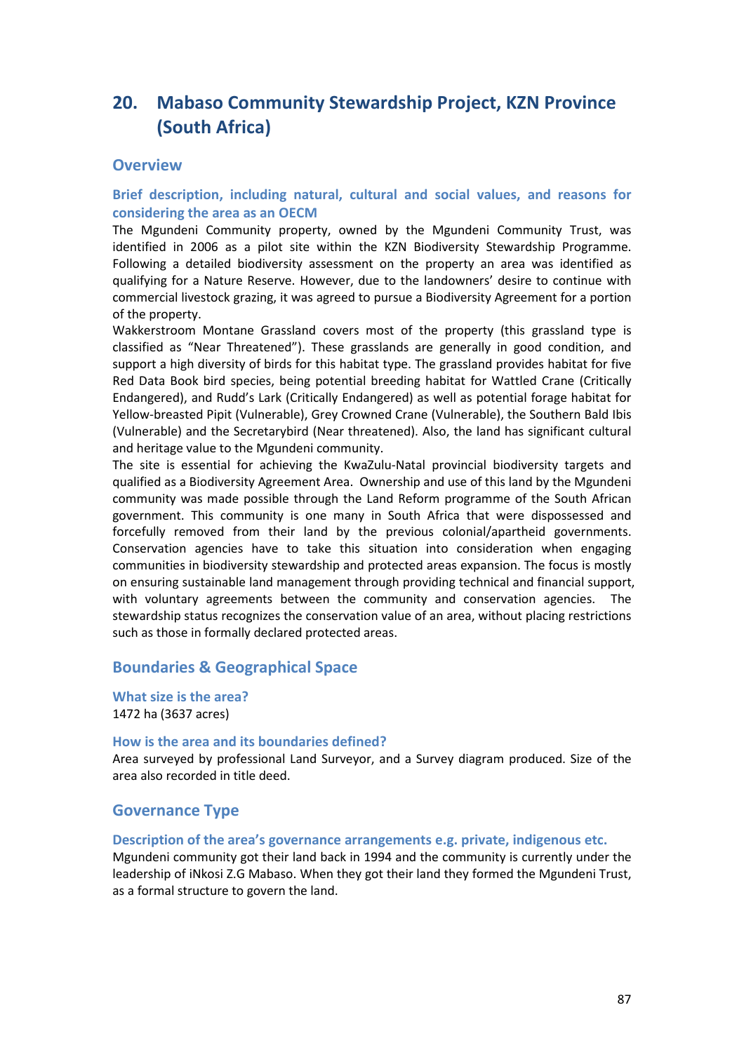## 20. Mabaso Community Stewardship Project, KZN Province (South Africa)

### Overview

#### Brief description, including natural, cultural and social values, and reasons for considering the area as an OECM

The Mgundeni Community property, owned by the Mgundeni Community Trust, was identified in 2006 as a pilot site within the KZN Biodiversity Stewardship Programme. Following a detailed biodiversity assessment on the property an area was identified as qualifying for a Nature Reserve. However, due to the landowners' desire to continue with commercial livestock grazing, it was agreed to pursue a Biodiversity Agreement for a portion of the property.

Wakkerstroom Montane Grassland covers most of the property (this grassland type is classified as "Near Threatened"). These grasslands are generally in good condition, and support a high diversity of birds for this habitat type. The grassland provides habitat for five Red Data Book bird species, being potential breeding habitat for Wattled Crane (Critically Endangered), and Rudd's Lark (Critically Endangered) as well as potential forage habitat for Yellow-breasted Pipit (Vulnerable), Grey Crowned Crane (Vulnerable), the Southern Bald Ibis (Vulnerable) and the Secretarybird (Near threatened). Also, the land has significant cultural and heritage value to the Mgundeni community.

The site is essential for achieving the KwaZulu-Natal provincial biodiversity targets and qualified as a Biodiversity Agreement Area. Ownership and use of this land by the Mgundeni community was made possible through the Land Reform programme of the South African government. This community is one many in South Africa that were dispossessed and forcefully removed from their land by the previous colonial/apartheid governments. Conservation agencies have to take this situation into consideration when engaging communities in biodiversity stewardship and protected areas expansion. The focus is mostly on ensuring sustainable land management through providing technical and financial support, with voluntary agreements between the community and conservation agencies. The stewardship status recognizes the conservation value of an area, without placing restrictions such as those in formally declared protected areas.

### Boundaries & Geographical Space

#### What size is the area?

1472 ha (3637 acres)

#### How is the area and its boundaries defined?

Area surveyed by professional Land Surveyor, and a Survey diagram produced. Size of the area also recorded in title deed.

### Governance Type

#### Description of the area's governance arrangements e.g. private, indigenous etc.

Mgundeni community got their land back in 1994 and the community is currently under the leadership of iNkosi Z.G Mabaso. When they got their land they formed the Mgundeni Trust, as a formal structure to govern the land.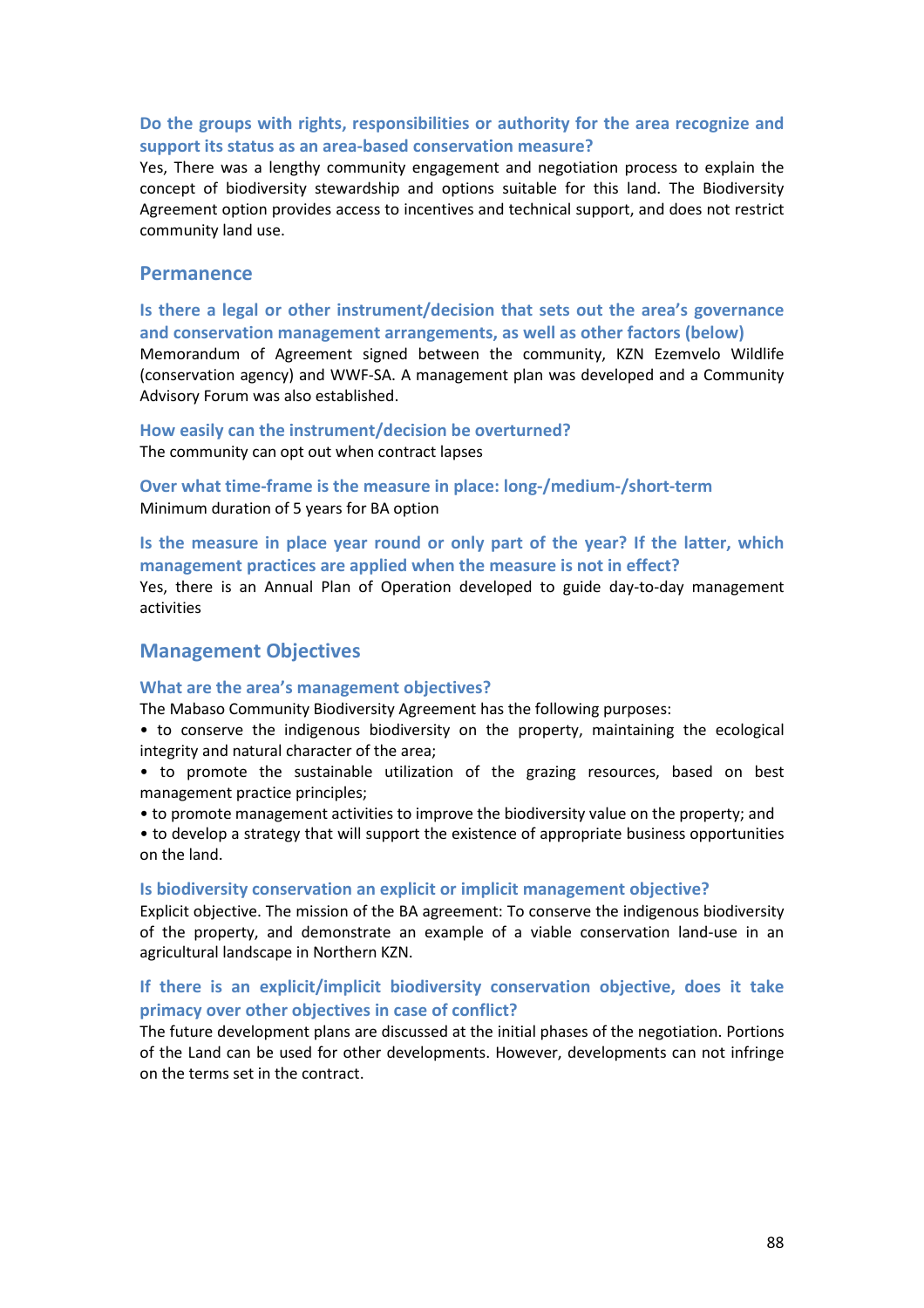### Do the groups with rights, responsibilities or authority for the area recognize and support its status as an area-based conservation measure?

Yes, There was a lengthy community engagement and negotiation process to explain the concept of biodiversity stewardship and options suitable for this land. The Biodiversity Agreement option provides access to incentives and technical support, and does not restrict community land use.

## Permanence

### Is there a legal or other instrument/decision that sets out the area's governance and conservation management arrangements, as well as other factors (below)

Memorandum of Agreement signed between the community, KZN Ezemvelo Wildlife (conservation agency) and WWF-SA. A management plan was developed and a Community Advisory Forum was also established.

### How easily can the instrument/decision be overturned?

The community can opt out when contract lapses

### Over what time-frame is the measure in place: long-/medium-/short-term

Minimum duration of 5 years for BA option

### Is the measure in place year round or only part of the year? If the latter, which management practices are applied when the measure is not in effect?

Yes, there is an Annual Plan of Operation developed to guide day-to-day management activities

## Management Objectives

### What are the area's management objectives?

The Mabaso Community Biodiversity Agreement has the following purposes:

- to conserve the indigenous biodiversity on the property, maintaining the ecological integrity and natural character of the area;
- to promote the sustainable utilization of the grazing resources, based on best management practice principles;
- to promote management activities to improve the biodiversity value on the property; and
- to develop a strategy that will support the existence of appropriate business opportunities on the land.

### Is biodiversity conservation an explicit or implicit management objective?

Explicit objective. The mission of the BA agreement: To conserve the indigenous biodiversity of the property, and demonstrate an example of a viable conservation land-use in an agricultural landscape in Northern KZN.

### If there is an explicit/implicit biodiversity conservation objective, does it take primacy over other objectives in case of conflict?

The future development plans are discussed at the initial phases of the negotiation. Portions of the Land can be used for other developments. However, developments can not infringe on the terms set in the contract.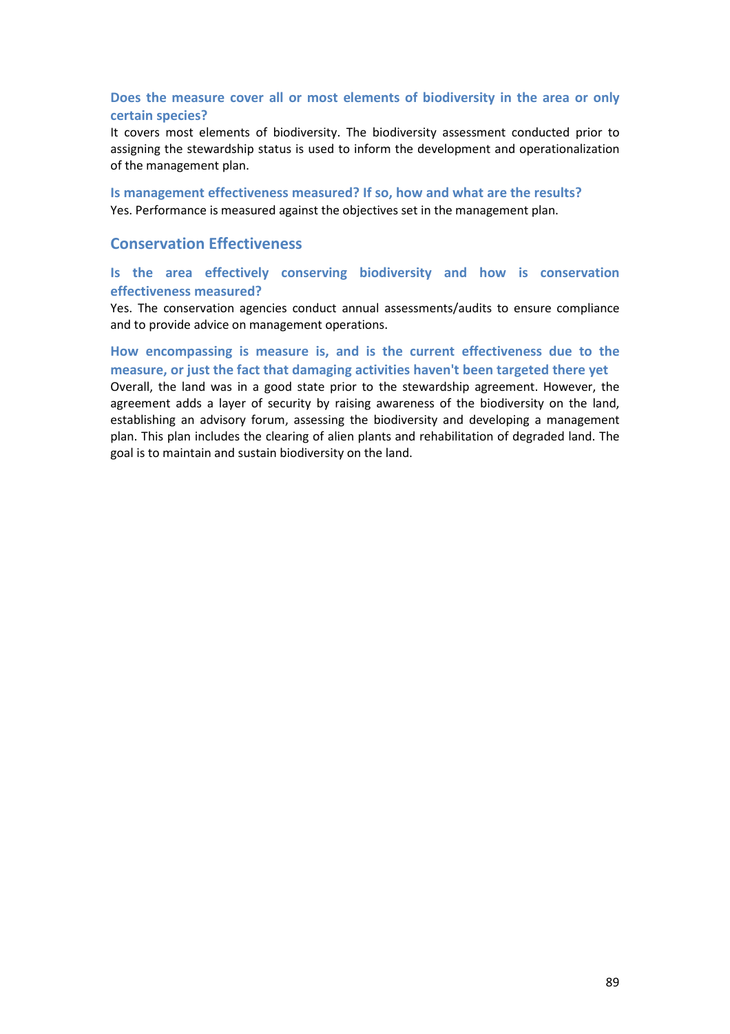### Does the measure cover all or most elements of biodiversity in the area or only certain species?

It covers most elements of biodiversity. The biodiversity assessment conducted prior to assigning the stewardship status is used to inform the development and operationalization of the management plan.

### Is management effectiveness measured? If so, how and what are the results?

Yes. Performance is measured against the objectives set in the management plan.

## Conservation Effectiveness

### Is the area effectively conserving biodiversity and how is conservation effectiveness measured?

Yes. The conservation agencies conduct annual assessments/audits to ensure compliance and to provide advice on management operations.

### How encompassing is measure is, and is the current effectiveness due to the measure, or just the fact that damaging activities haven't been targeted there yet

Overall, the land was in a good state prior to the stewardship agreement. However, the agreement adds a layer of security by raising awareness of the biodiversity on the land, establishing an advisory forum, assessing the biodiversity and developing a management plan. This plan includes the clearing of alien plants and rehabilitation of degraded land. The goal is to maintain and sustain biodiversity on the land.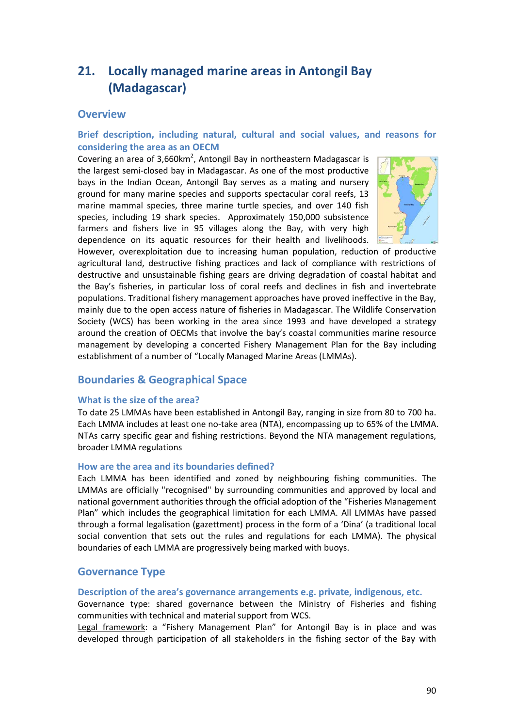# 21. Locally managed marine areas in Antongil Bay (Madagascar)

## Overview

### Brief description, including natural, cultural and social values, and reasons for considering the area as an OECM

Covering an area of 3,660km$^2$, Antongil Bay in northeastern Madagascar is the largest semi-closed bay in Madagascar. As one of the most productive bays in the Indian Ocean, Antongil Bay serves as a mating and nursery ground for many marine species and supports spectacular coral reefs, 13 marine mammal species, three marine turtle species, and over 140 fish species, including 19 shark species. Approximately 150,000 subsistence farmers and fishers live in 95 villages along the Bay, with very high dependence on its aquatic resources for their health and livelihoods. However, overexploitation due to increasing human population, reduction of productive agricultural land, destructive fishing practices and lack of compliance with restrictions of destructive and unsustainable fishing gears are driving degradation of coastal habitat and the Bay's fisheries, in particular loss of coral reefs and declines in fish and invertebrate populations. Traditional fishery management approaches have proved ineffective in the Bay, mainly due to the open access nature of fisheries in Madagascar. The Wildlife Conservation Society (WCS) has been working in the area since 1993 and have developed a strategy around the creation of OECMs that involve the bay's coastal communities marine resource management by developing a concerted Fishery Management Plan for the Bay including establishment of a number of "Locally Managed Marine Areas (LMMAs).

## Boundaries & Geographical Space

### What is the size of the area?

To date 25 LMMAs have been established in Antongil Bay, ranging in size from 80 to 700 ha. Each LMMA includes at least one no-take area (NTA), encompassing up to 65% of the LMMA. NTAs carry specific gear and fishing restrictions. Beyond the NTA management regulations, broader LMMA regulations

### How are the area and its boundaries defined?

Each LMMA has been identified and zoned by neighbouring fishing communities. The LMMAs are officially "recognised" by surrounding communities and approved by local and national government authorities through the official adoption of the "Fisheries Management Plan" which includes the geographical limitation for each LMMA. All LMMAs have passed through a formal legalisation (gazettment) process in the form of a 'Dina' (a traditional local social convention that sets out the rules and regulations for each LMMA). The physical boundaries of each LMMA are progressively being marked with buoys.

## Governance Type

### Description of the area's governance arrangements e.g. private, indigenous, etc.

Governance type: shared governance between the Ministry of Fisheries and fishing communities with technical and material support from WCS.

Legal framework: a "Fishery Management Plan" for Antongil Bay is in place and was developed through participation of all stakeholders in the fishing sector of the Bay with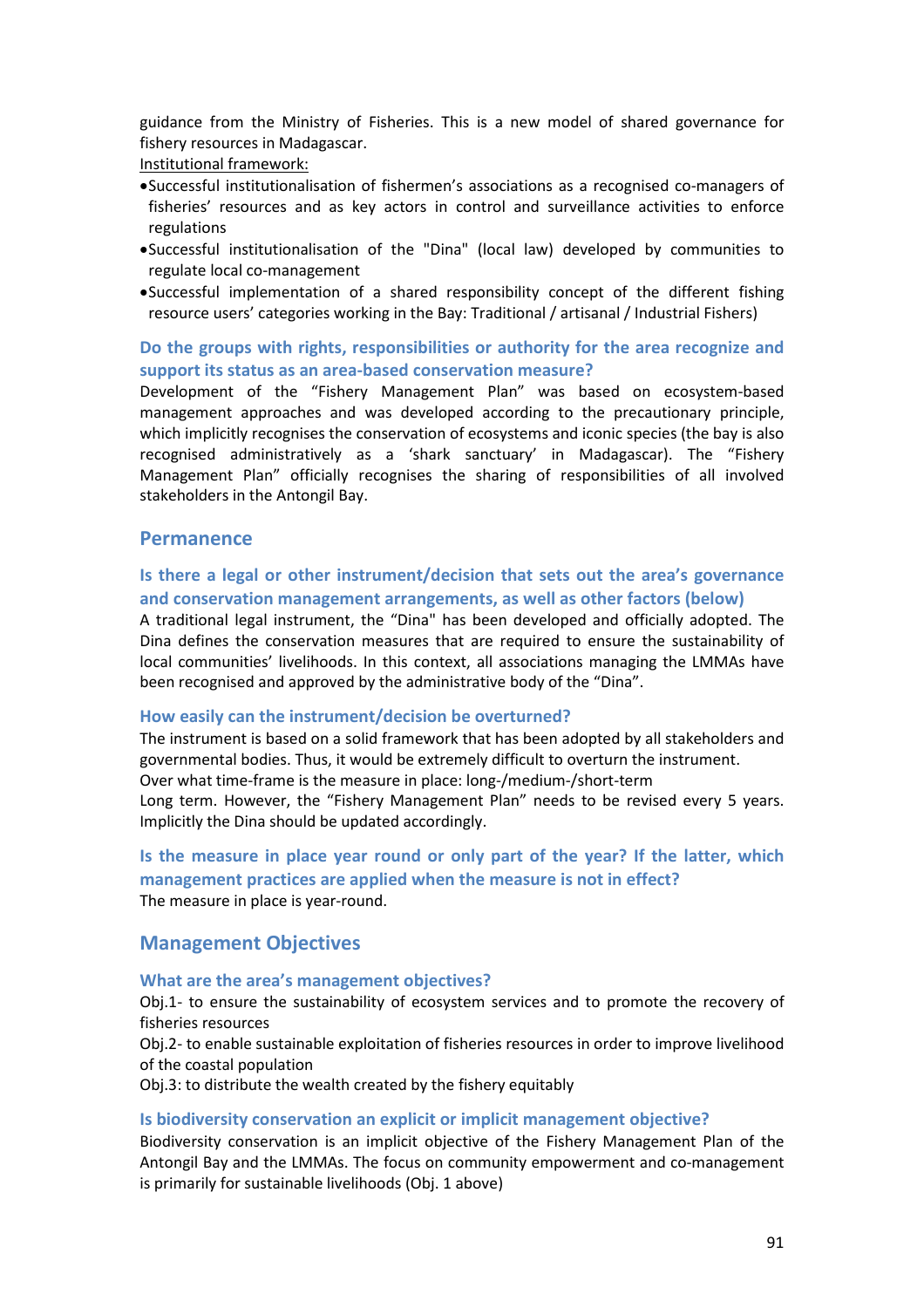guidance from the Ministry of Fisheries. This is a new model of shared governance for fishery resources in Madagascar.

Institutional framework:

- Successful institutionalisation of fishermen's associations as a recognised co-managers of fisheries' resources and as key actors in control and surveillance activities to enforce regulations
- Successful institutionalisation of the "Dina" (local law) developed by communities to regulate local co-management
- Successful implementation of a shared responsibility concept of the different fishing resource users' categories working in the Bay: Traditional / artisanal / Industrial Fishers)

### Do the groups with rights, responsibilities or authority for the area recognize and support its status as an area-based conservation measure?

Development of the "Fishery Management Plan" was based on ecosystem-based management approaches and was developed according to the precautionary principle, which implicitly recognises the conservation of ecosystems and iconic species (the bay is also recognised administratively as a 'shark sanctuary' in Madagascar). The "Fishery Management Plan" officially recognises the sharing of responsibilities of all involved stakeholders in the Antongil Bay.

## Permanence

### Is there a legal or other instrument/decision that sets out the area's governance and conservation management arrangements, as well as other factors (below)

A traditional legal instrument, the "Dina" has been developed and officially adopted. The Dina defines the conservation measures that are required to ensure the sustainability of local communities' livelihoods. In this context, all associations managing the LMMAs have been recognised and approved by the administrative body of the "Dina".

### How easily can the instrument/decision be overturned?

The instrument is based on a solid framework that has been adopted by all stakeholders and governmental bodies. Thus, it would be extremely difficult to overturn the instrument.

Over what time-frame is the measure in place: long-/medium-/short-term

Long term. However, the "Fishery Management Plan" needs to be revised every 5 years. Implicitly the Dina should be updated accordingly.

### Is the measure in place year round or only part of the year? If the latter, which management practices are applied when the measure is not in effect?

The measure in place is year-round.

## Management Objectives

### What are the area's management objectives?

Obj.1- to ensure the sustainability of ecosystem services and to promote the recovery of fisheries resources

Obj.2- to enable sustainable exploitation of fisheries resources in order to improve livelihood of the coastal population

Obj.3: to distribute the wealth created by the fishery equitably

### Is biodiversity conservation an explicit or implicit management objective?

Biodiversity conservation is an implicit objective of the Fishery Management Plan of the Antongil Bay and the LMMAs. The focus on community empowerment and co-management is primarily for sustainable livelihoods (Obj. 1 above)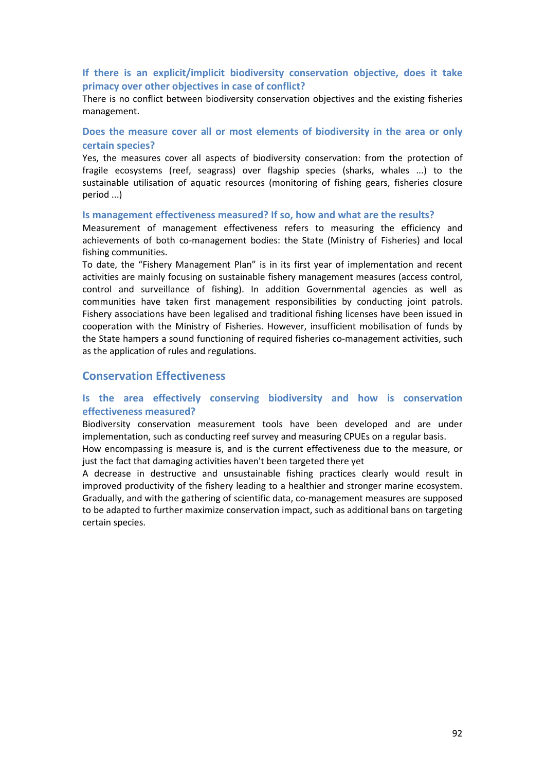### If there is an explicit/implicit biodiversity conservation objective, does it take primacy over other objectives in case of conflict?

There is no conflict between biodiversity conservation objectives and the existing fisheries management.

### Does the measure cover all or most elements of biodiversity in the area or only certain species?

Yes, the measures cover all aspects of biodiversity conservation: from the protection of fragile ecosystems (reef, seagrass) over flagship species (sharks, whales ...) to the sustainable utilisation of aquatic resources (monitoring of fishing gears, fisheries closure period ...)

### Is management effectiveness measured? If so, how and what are the results?

Measurement of management effectiveness refers to measuring the efficiency and achievements of both co-management bodies: the State (Ministry of Fisheries) and local fishing communities.

To date, the "Fishery Management Plan" is in its first year of implementation and recent activities are mainly focusing on sustainable fishery management measures (access control, control and surveillance of fishing). In addition Governmental agencies as well as communities have taken first management responsibilities by conducting joint patrols. Fishery associations have been legalised and traditional fishing licenses have been issued in cooperation with the Ministry of Fisheries. However, insufficient mobilisation of funds by the State hampers a sound functioning of required fisheries co-management activities, such as the application of rules and regulations.

## Conservation Effectiveness

### Is the area effectively conserving biodiversity and how is conservation effectiveness measured?

Biodiversity conservation measurement tools have been developed and are under implementation, such as conducting reef survey and measuring CPUEs on a regular basis.

How encompassing is measure is, and is the current effectiveness due to the measure, or just the fact that damaging activities haven't been targeted there yet

A decrease in destructive and unsustainable fishing practices clearly would result in improved productivity of the fishery leading to a healthier and stronger marine ecosystem. Gradually, and with the gathering of scientific data, co-management measures are supposed to be adapted to further maximize conservation impact, such as additional bans on targeting certain species.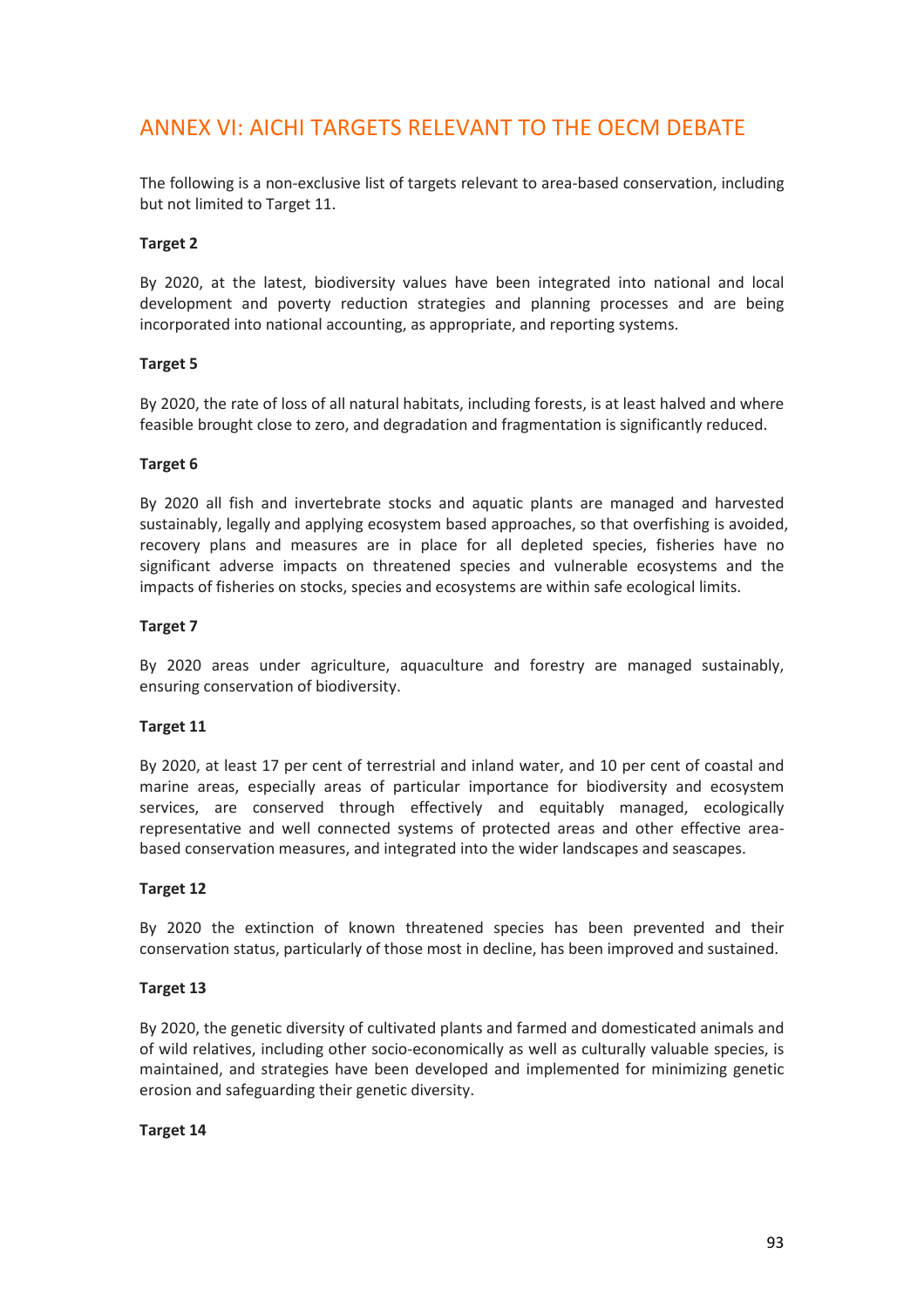# ANNEX VI: AICHI TARGETS RELEVANT TO THE OECM DEBATE

The following is a non-exclusive list of targets relevant to area-based conservation, including but not limited to Target 11.

**Target 2**

By 2020, at the latest, biodiversity values have been integrated into national and local development and poverty reduction strategies and planning processes and are being incorporated into national accounting, as appropriate, and reporting systems.

**Target 5**

By 2020, the rate of loss of all natural habitats, including forests, is at least halved and where feasible brought close to zero, and degradation and fragmentation is significantly reduced.

**Target 6**

By 2020 all fish and invertebrate stocks and aquatic plants are managed and harvested sustainably, legally and applying ecosystem based approaches, so that overfishing is avoided, recovery plans and measures are in place for all depleted species, fisheries have no significant adverse impacts on threatened species and vulnerable ecosystems and the impacts of fisheries on stocks, species and ecosystems are within safe ecological limits.

**Target 7**

By 2020 areas under agriculture, aquaculture and forestry are managed sustainably, ensuring conservation of biodiversity.

**Target 11**

By 2020, at least 17 per cent of terrestrial and inland water, and 10 per cent of coastal and marine areas, especially areas of particular importance for biodiversity and ecosystem services, are conserved through effectively and equitably managed, ecologically representative and well connected systems of protected areas and other effective area-based conservation measures, and integrated into the wider landscapes and seascapes.

**Target 12**

By 2020 the extinction of known threatened species has been prevented and their conservation status, particularly of those most in decline, has been improved and sustained.

**Target 13**

By 2020, the genetic diversity of cultivated plants and farmed and domesticated animals and of wild relatives, including other socio-economically as well as culturally valuable species, is maintained, and strategies have been developed and implemented for minimizing genetic erosion and safeguarding their genetic diversity.

**Target 14**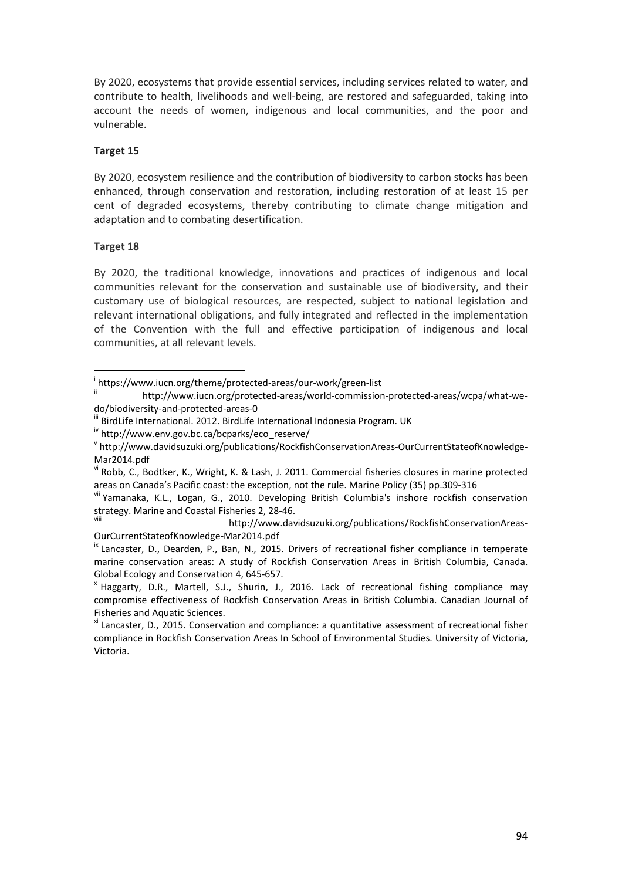By 2020, ecosystems that provide essential services, including services related to water, and contribute to health, livelihoods and well-being, are restored and safeguarded, taking into account the needs of women, indigenous and local communities, and the poor and vulnerable.

**Target 15**

By 2020, ecosystem resilience and the contribution of biodiversity to carbon stocks has been enhanced, through conservation and restoration, including restoration of at least 15 per cent of degraded ecosystems, thereby contributing to climate change mitigation and adaptation and to combating desertification.

**Target 18**

By 2020, the traditional knowledge, innovations and practices of indigenous and local communities relevant for the conservation and sustainable use of biodiversity, and their customary use of biological resources, are respected, subject to national legislation and relevant international obligations, and fully integrated and reflected in the implementation of the Convention with the full and effective participation of indigenous and local communities, at all relevant levels.

---

[i] https://www.iucn.org/theme/protected-areas/our-work/green-list

[ii] http://www.iucn.org/protected-areas/world-commission-protected-areas/wcpa/what-we-do/biodiversity-and-protected-areas-0

[iii] BirdLife International. 2012. BirdLife International Indonesia Program. UK

[iv] http://www.env.gov.bc.ca/bcparks/eco_reserve/

[v] http://www.davidsuzuki.org/publications/RockfishConservationAreas-OurCurrentStateofKnowledge-Mar2014.pdf

[vi] Robb, C., Bodtker, K., Wright, K. & Lash, J. 2011. Commercial fisheries closures in marine protected areas on Canada's Pacific coast: the exception, not the rule. Marine Policy (35) pp.309-316

[vii] Yamanaka, K.L., Logan, G., 2010. Developing British Columbia's inshore rockfish conservation strategy. Marine and Coastal Fisheries 2, 28-46.

[viii] http://www.davidsuzuki.org/publications/RockfishConservationAreas-OurCurrentStateofKnowledge-Mar2014.pdf

[ix] Lancaster, D., Dearden, P., Ban, N., 2015. Drivers of recreational fisher compliance in temperate marine conservation areas: A study of Rockfish Conservation Areas in British Columbia, Canada. Global Ecology and Conservation 4, 645-657.

[x] Haggarty, D.R., Martell, S.J., Shurin, J., 2016. Lack of recreational fishing compliance may compromise effectiveness of Rockfish Conservation Areas in British Columbia. Canadian Journal of Fisheries and Aquatic Sciences.

[xi] Lancaster, D., 2015. Conservation and compliance: a quantitative assessment of recreational fisher compliance in Rockfish Conservation Areas In School of Environmental Studies. University of Victoria, Victoria.